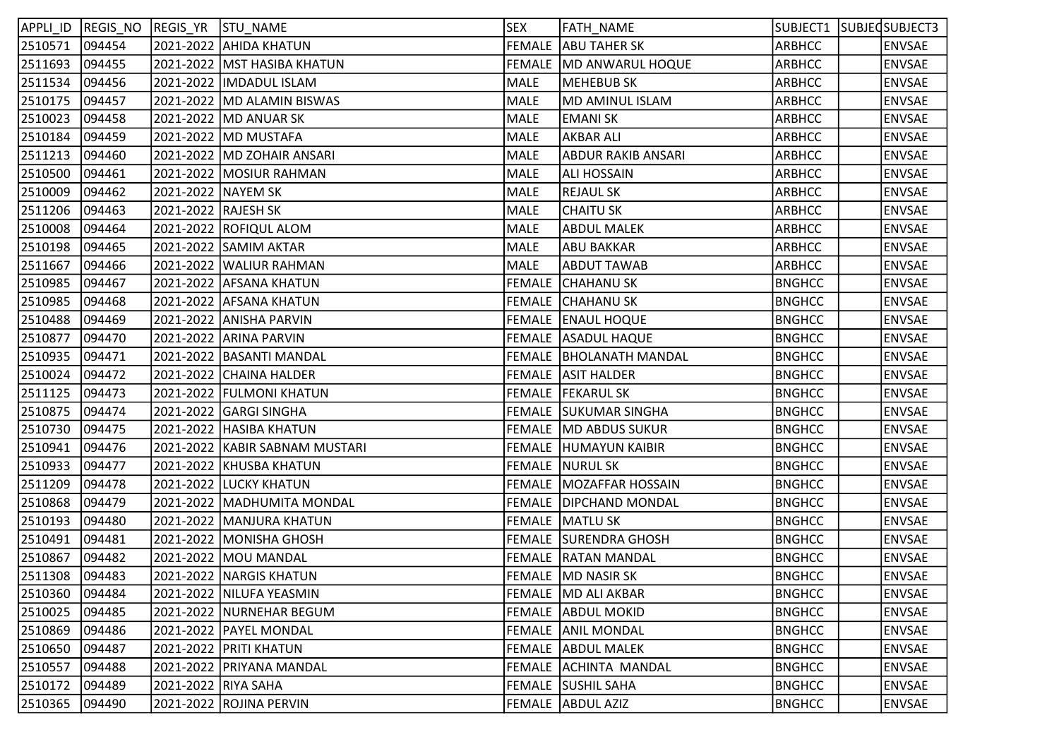| APPLI_ID | REGIS_NO | REGIS_YR | STU_NAME | SEX | FATH_NAME | SUBJECT1 | SUBJECT2 | SUBJECT3 |
|---|---|---|---|---|---|---|---|---|
| 2510571 | 094454 | 2021-2022 | AHIDA KHATUN | FEMALE | ABU TAHER SK | ARBHCC | | ENVSAE |
| 2511693 | 094455 | 2021-2022 | MST HASIBA KHATUN | FEMALE | MD ANWARUL HOQUE | ARBHCC | | ENVSAE |
| 2511534 | 094456 | 2021-2022 | IMDADUL ISLAM | MALE | MEHEBUB SK | ARBHCC | | ENVSAE |
| 2510175 | 094457 | 2021-2022 | MD ALAMIN BISWAS | MALE | MD AMINUL ISLAM | ARBHCC | | ENVSAE |
| 2510023 | 094458 | 2021-2022 | MD ANUAR SK | MALE | EMANI SK | ARBHCC | | ENVSAE |
| 2510184 | 094459 | 2021-2022 | MD MUSTAFA | MALE | AKBAR ALI | ARBHCC | | ENVSAE |
| 2511213 | 094460 | 2021-2022 | MD ZOHAIR ANSARI | MALE | ABDUR RAKIB ANSARI | ARBHCC | | ENVSAE |
| 2510500 | 094461 | 2021-2022 | MOSIUR RAHMAN | MALE | ALI HOSSAIN | ARBHCC | | ENVSAE |
| 2510009 | 094462 | 2021-2022 | NAYEM SK | MALE | REJAUL SK | ARBHCC | | ENVSAE |
| 2511206 | 094463 | 2021-2022 | RAJESH SK | MALE | CHAITU SK | ARBHCC | | ENVSAE |
| 2510008 | 094464 | 2021-2022 | ROFIQUL ALOM | MALE | ABDUL MALEK | ARBHCC | | ENVSAE |
| 2510198 | 094465 | 2021-2022 | SAMIM AKTAR | MALE | ABU BAKKAR | ARBHCC | | ENVSAE |
| 2511667 | 094466 | 2021-2022 | WALIUR RAHMAN | MALE | ABDUT TAWAB | ARBHCC | | ENVSAE |
| 2510985 | 094467 | 2021-2022 | AFSANA KHATUN | FEMALE | CHAHANU SK | BNGHCC | | ENVSAE |
| 2510985 | 094468 | 2021-2022 | AFSANA KHATUN | FEMALE | CHAHANU SK | BNGHCC | | ENVSAE |
| 2510488 | 094469 | 2021-2022 | ANISHA PARVIN | FEMALE | ENAUL HOQUE | BNGHCC | | ENVSAE |
| 2510877 | 094470 | 2021-2022 | ARINA PARVIN | FEMALE | ASADUL HAQUE | BNGHCC | | ENVSAE |
| 2510935 | 094471 | 2021-2022 | BASANTI MANDAL | FEMALE | BHOLANATH MANDAL | BNGHCC | | ENVSAE |
| 2510024 | 094472 | 2021-2022 | CHAINA HALDER | FEMALE | ASIT HALDER | BNGHCC | | ENVSAE |
| 2511125 | 094473 | 2021-2022 | FULMONI KHATUN | FEMALE | FEKARUL SK | BNGHCC | | ENVSAE |
| 2510875 | 094474 | 2021-2022 | GARGI SINGHA | FEMALE | SUKUMAR SINGHA | BNGHCC | | ENVSAE |
| 2510730 | 094475 | 2021-2022 | HASIBA KHATUN | FEMALE | MD ABDUS SUKUR | BNGHCC | | ENVSAE |
| 2510941 | 094476 | 2021-2022 | KABIR SABNAM MUSTARI | FEMALE | HUMAYUN KAIBIR | BNGHCC | | ENVSAE |
| 2510933 | 094477 | 2021-2022 | KHUSBA KHATUN | FEMALE | NURUL SK | BNGHCC | | ENVSAE |
| 2511209 | 094478 | 2021-2022 | LUCKY KHATUN | FEMALE | MOZAFFAR HOSSAIN | BNGHCC | | ENVSAE |
| 2510868 | 094479 | 2021-2022 | MADHUMITA MONDAL | FEMALE | DIPCHAND MONDAL | BNGHCC | | ENVSAE |
| 2510193 | 094480 | 2021-2022 | MANJURA KHATUN | FEMALE | MATLU SK | BNGHCC | | ENVSAE |
| 2510491 | 094481 | 2021-2022 | MONISHA GHOSH | FEMALE | SURENDRA GHOSH | BNGHCC | | ENVSAE |
| 2510867 | 094482 | 2021-2022 | MOU MANDAL | FEMALE | RATAN MANDAL | BNGHCC | | ENVSAE |
| 2511308 | 094483 | 2021-2022 | NARGIS KHATUN | FEMALE | MD NASIR SK | BNGHCC | | ENVSAE |
| 2510360 | 094484 | 2021-2022 | NILUFA YEASMIN | FEMALE | MD ALI AKBAR | BNGHCC | | ENVSAE |
| 2510025 | 094485 | 2021-2022 | NURNEHAR BEGUM | FEMALE | ABDUL MOKID | BNGHCC | | ENVSAE |
| 2510869 | 094486 | 2021-2022 | PAYEL MONDAL | FEMALE | ANIL MONDAL | BNGHCC | | ENVSAE |
| 2510650 | 094487 | 2021-2022 | PRITI KHATUN | FEMALE | ABDUL MALEK | BNGHCC | | ENVSAE |
| 2510557 | 094488 | 2021-2022 | PRIYANA MANDAL | FEMALE | ACHINTA MANDAL | BNGHCC | | ENVSAE |
| 2510172 | 094489 | 2021-2022 | RIYA SAHA | FEMALE | SUSHIL SAHA | BNGHCC | | ENVSAE |
| 2510365 | 094490 | 2021-2022 | ROJINA PERVIN | FEMALE | ABDUL AZIZ | BNGHCC | | ENVSAE |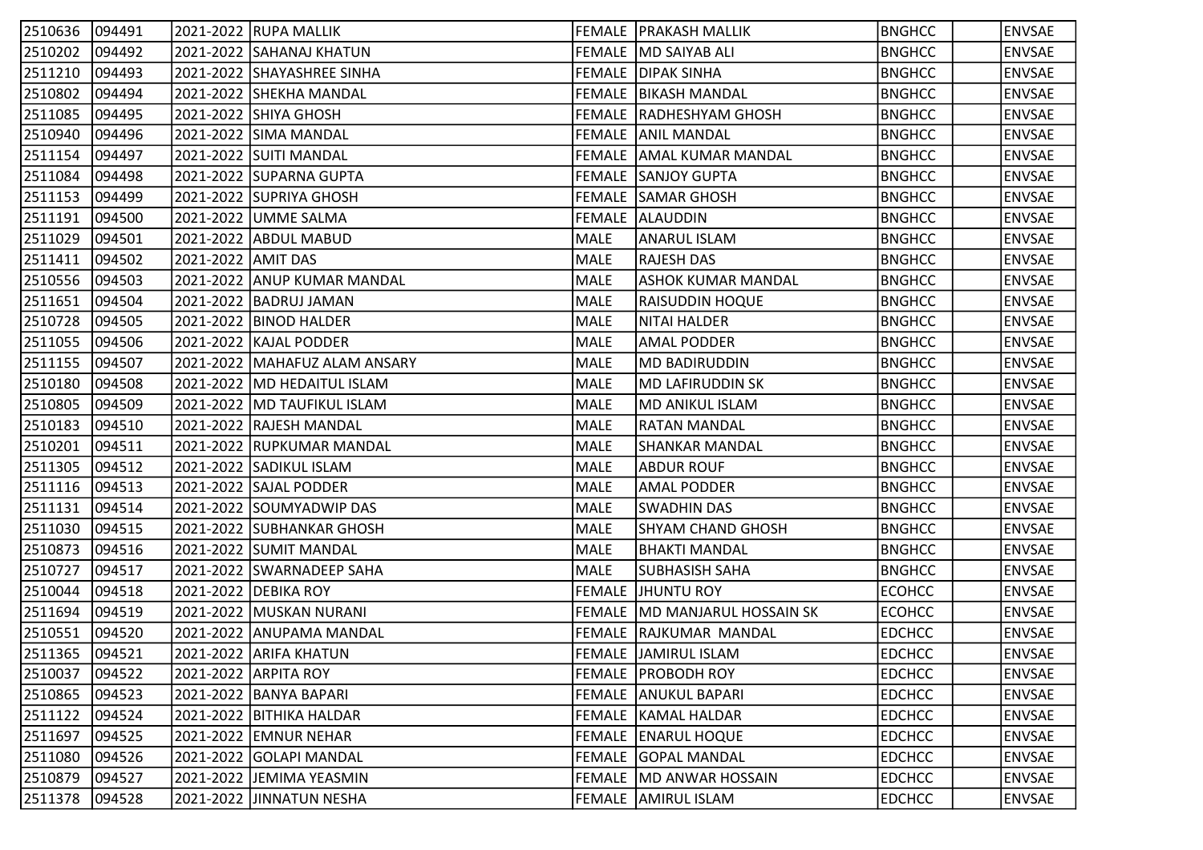| | | | | | | | | |
|---|---|---|---|---|---|---|---|---|
| 2510636 | 094491 | 2021-2022 | RUPA MALLIK | FEMALE | PRAKASH MALLIK | BNGHCC | | ENVSAE |
| 2510202 | 094492 | 2021-2022 | SAHANAJ KHATUN | FEMALE | MD SAIYAB ALI | BNGHCC | | ENVSAE |
| 2511210 | 094493 | 2021-2022 | SHAYASHREE SINHA | FEMALE | DIPAK SINHA | BNGHCC | | ENVSAE |
| 2510802 | 094494 | 2021-2022 | SHEKHA MANDAL | FEMALE | BIKASH MANDAL | BNGHCC | | ENVSAE |
| 2511085 | 094495 | 2021-2022 | SHIYA GHOSH | FEMALE | RADHESHYAM GHOSH | BNGHCC | | ENVSAE |
| 2510940 | 094496 | 2021-2022 | SIMA MANDAL | FEMALE | ANIL MANDAL | BNGHCC | | ENVSAE |
| 2511154 | 094497 | 2021-2022 | SUITI MANDAL | FEMALE | AMAL KUMAR MANDAL | BNGHCC | | ENVSAE |
| 2511084 | 094498 | 2021-2022 | SUPARNA GUPTA | FEMALE | SANJOY GUPTA | BNGHCC | | ENVSAE |
| 2511153 | 094499 | 2021-2022 | SUPRIYA GHOSH | FEMALE | SAMAR GHOSH | BNGHCC | | ENVSAE |
| 2511191 | 094500 | 2021-2022 | UMME SALMA | FEMALE | ALAUDDIN | BNGHCC | | ENVSAE |
| 2511029 | 094501 | 2021-2022 | ABDUL MABUD | MALE | ANARUL ISLAM | BNGHCC | | ENVSAE |
| 2511411 | 094502 | 2021-2022 | AMIT DAS | MALE | RAJESH DAS | BNGHCC | | ENVSAE |
| 2510556 | 094503 | 2021-2022 | ANUP KUMAR MANDAL | MALE | ASHOK KUMAR MANDAL | BNGHCC | | ENVSAE |
| 2511651 | 094504 | 2021-2022 | BADRUJ JAMAN | MALE | RAISUDDIN HOQUE | BNGHCC | | ENVSAE |
| 2510728 | 094505 | 2021-2022 | BINOD HALDER | MALE | NITAI HALDER | BNGHCC | | ENVSAE |
| 2511055 | 094506 | 2021-2022 | KAJAL PODDER | MALE | AMAL PODDER | BNGHCC | | ENVSAE |
| 2511155 | 094507 | 2021-2022 | MAHAFUZ ALAM ANSARY | MALE | MD BADIRUDDIN | BNGHCC | | ENVSAE |
| 2510180 | 094508 | 2021-2022 | MD HEDAITUL ISLAM | MALE | MD LAFIRUDDIN SK | BNGHCC | | ENVSAE |
| 2510805 | 094509 | 2021-2022 | MD TAUFIKUL ISLAM | MALE | MD ANIKUL ISLAM | BNGHCC | | ENVSAE |
| 2510183 | 094510 | 2021-2022 | RAJESH MANDAL | MALE | RATAN MANDAL | BNGHCC | | ENVSAE |
| 2510201 | 094511 | 2021-2022 | RUPKUMAR MANDAL | MALE | SHANKAR MANDAL | BNGHCC | | ENVSAE |
| 2511305 | 094512 | 2021-2022 | SADIKUL ISLAM | MALE | ABDUR ROUF | BNGHCC | | ENVSAE |
| 2511116 | 094513 | 2021-2022 | SAJAL PODDER | MALE | AMAL PODDER | BNGHCC | | ENVSAE |
| 2511131 | 094514 | 2021-2022 | SOUMYADWIP DAS | MALE | SWADHIN DAS | BNGHCC | | ENVSAE |
| 2511030 | 094515 | 2021-2022 | SUBHANKAR GHOSH | MALE | SHYAM CHAND GHOSH | BNGHCC | | ENVSAE |
| 2510873 | 094516 | 2021-2022 | SUMIT MANDAL | MALE | BHAKTI MANDAL | BNGHCC | | ENVSAE |
| 2510727 | 094517 | 2021-2022 | SWARNADEEP SAHA | MALE | SUBHASISH SAHA | BNGHCC | | ENVSAE |
| 2510044 | 094518 | 2021-2022 | DEBIKA ROY | FEMALE | JHUNTU ROY | ECOHCC | | ENVSAE |
| 2511694 | 094519 | 2021-2022 | MUSKAN NURANI | FEMALE | MD MANJARUL HOSSAIN SK | ECOHCC | | ENVSAE |
| 2510551 | 094520 | 2021-2022 | ANUPAMA MANDAL | FEMALE | RAJKUMAR MANDAL | EDCHCC | | ENVSAE |
| 2511365 | 094521 | 2021-2022 | ARIFA KHATUN | FEMALE | JAMIRUL ISLAM | EDCHCC | | ENVSAE |
| 2510037 | 094522 | 2021-2022 | ARPITA ROY | FEMALE | PROBODH ROY | EDCHCC | | ENVSAE |
| 2510865 | 094523 | 2021-2022 | BANYA BAPARI | FEMALE | ANUKUL BAPARI | EDCHCC | | ENVSAE |
| 2511122 | 094524 | 2021-2022 | BITHIKA HALDAR | FEMALE | KAMAL HALDAR | EDCHCC | | ENVSAE |
| 2511697 | 094525 | 2021-2022 | EMNUR NEHAR | FEMALE | ENARUL HOQUE | EDCHCC | | ENVSAE |
| 2511080 | 094526 | 2021-2022 | GOLAPI MANDAL | FEMALE | GOPAL MANDAL | EDCHCC | | ENVSAE |
| 2510879 | 094527 | 2021-2022 | JEMIMA YEASMIN | FEMALE | MD ANWAR HOSSAIN | EDCHCC | | ENVSAE |
| 2511378 | 094528 | 2021-2022 | JINNATUN NESHA | FEMALE | AMIRUL ISLAM | EDCHCC | | ENVSAE |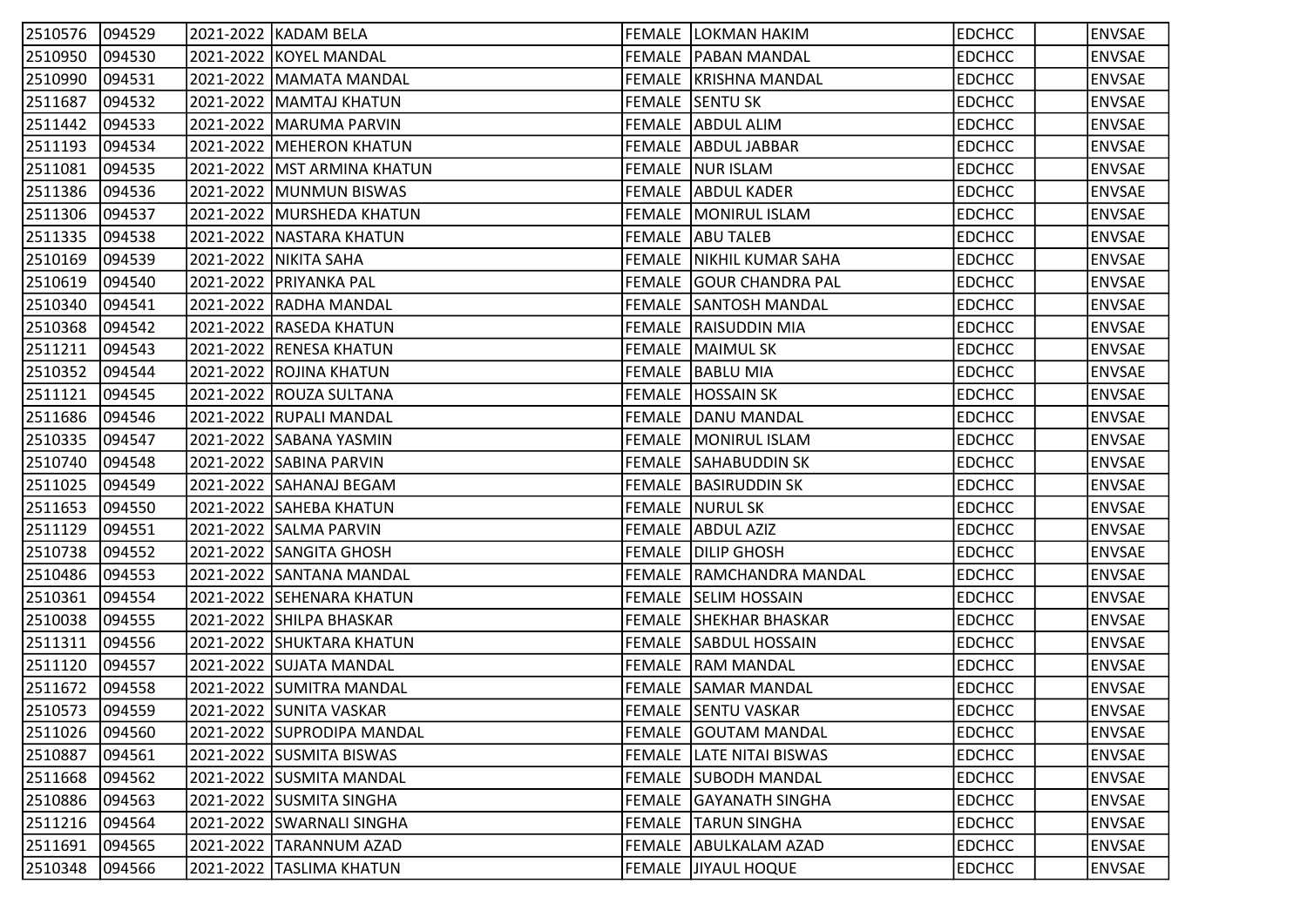| | | | | | | | | |
|---|---|---|---|---|---|---|---|---|
| 2510576 | 094529 | 2021-2022 | KADAM BELA | FEMALE | LOKMAN HAKIM | EDCHCC | | ENVSAE |
| 2510950 | 094530 | 2021-2022 | KOYEL MANDAL | FEMALE | PABAN MANDAL | EDCHCC | | ENVSAE |
| 2510990 | 094531 | 2021-2022 | MAMATA MANDAL | FEMALE | KRISHNA MANDAL | EDCHCC | | ENVSAE |
| 2511687 | 094532 | 2021-2022 | MAMTAJ KHATUN | FEMALE | SENTU SK | EDCHCC | | ENVSAE |
| 2511442 | 094533 | 2021-2022 | MARUMA PARVIN | FEMALE | ABDUL ALIM | EDCHCC | | ENVSAE |
| 2511193 | 094534 | 2021-2022 | MEHERON KHATUN | FEMALE | ABDUL JABBAR | EDCHCC | | ENVSAE |
| 2511081 | 094535 | 2021-2022 | MST ARMINA KHATUN | FEMALE | NUR ISLAM | EDCHCC | | ENVSAE |
| 2511386 | 094536 | 2021-2022 | MUNMUN BISWAS | FEMALE | ABDUL KADER | EDCHCC | | ENVSAE |
| 2511306 | 094537 | 2021-2022 | MURSHEDA KHATUN | FEMALE | MONIRUL ISLAM | EDCHCC | | ENVSAE |
| 2511335 | 094538 | 2021-2022 | NASTARA KHATUN | FEMALE | ABU TALEB | EDCHCC | | ENVSAE |
| 2510169 | 094539 | 2021-2022 | NIKITA SAHA | FEMALE | NIKHIL KUMAR SAHA | EDCHCC | | ENVSAE |
| 2510619 | 094540 | 2021-2022 | PRIYANKA PAL | FEMALE | GOUR CHANDRA PAL | EDCHCC | | ENVSAE |
| 2510340 | 094541 | 2021-2022 | RADHA MANDAL | FEMALE | SANTOSH MANDAL | EDCHCC | | ENVSAE |
| 2510368 | 094542 | 2021-2022 | RASEDA KHATUN | FEMALE | RAISUDDIN MIA | EDCHCC | | ENVSAE |
| 2511211 | 094543 | 2021-2022 | RENESA KHATUN | FEMALE | MAIMUL SK | EDCHCC | | ENVSAE |
| 2510352 | 094544 | 2021-2022 | ROJINA KHATUN | FEMALE | BABLU MIA | EDCHCC | | ENVSAE |
| 2511121 | 094545 | 2021-2022 | ROUZA SULTANA | FEMALE | HOSSAIN SK | EDCHCC | | ENVSAE |
| 2511686 | 094546 | 2021-2022 | RUPALI MANDAL | FEMALE | DANU MANDAL | EDCHCC | | ENVSAE |
| 2510335 | 094547 | 2021-2022 | SABANA YASMIN | FEMALE | MONIRUL ISLAM | EDCHCC | | ENVSAE |
| 2510740 | 094548 | 2021-2022 | SABINA PARVIN | FEMALE | SAHABUDDIN SK | EDCHCC | | ENVSAE |
| 2511025 | 094549 | 2021-2022 | SAHANAJ BEGAM | FEMALE | BASIRUDDIN SK | EDCHCC | | ENVSAE |
| 2511653 | 094550 | 2021-2022 | SAHEBA KHATUN | FEMALE | NURUL SK | EDCHCC | | ENVSAE |
| 2511129 | 094551 | 2021-2022 | SALMA PARVIN | FEMALE | ABDUL AZIZ | EDCHCC | | ENVSAE |
| 2510738 | 094552 | 2021-2022 | SANGITA GHOSH | FEMALE | DILIP GHOSH | EDCHCC | | ENVSAE |
| 2510486 | 094553 | 2021-2022 | SANTANA MANDAL | FEMALE | RAMCHANDRA MANDAL | EDCHCC | | ENVSAE |
| 2510361 | 094554 | 2021-2022 | SEHENARA KHATUN | FEMALE | SELIM HOSSAIN | EDCHCC | | ENVSAE |
| 2510038 | 094555 | 2021-2022 | SHILPA BHASKAR | FEMALE | SHEKHAR BHASKAR | EDCHCC | | ENVSAE |
| 2511311 | 094556 | 2021-2022 | SHUKTARA KHATUN | FEMALE | SABDUL HOSSAIN | EDCHCC | | ENVSAE |
| 2511120 | 094557 | 2021-2022 | SUJATA MANDAL | FEMALE | RAM MANDAL | EDCHCC | | ENVSAE |
| 2511672 | 094558 | 2021-2022 | SUMITRA MANDAL | FEMALE | SAMAR MANDAL | EDCHCC | | ENVSAE |
| 2510573 | 094559 | 2021-2022 | SUNITA VASKAR | FEMALE | SENTU VASKAR | EDCHCC | | ENVSAE |
| 2511026 | 094560 | 2021-2022 | SUPRODIPA MANDAL | FEMALE | GOUTAM MANDAL | EDCHCC | | ENVSAE |
| 2510887 | 094561 | 2021-2022 | SUSMITA BISWAS | FEMALE | LATE NITAI BISWAS | EDCHCC | | ENVSAE |
| 2511668 | 094562 | 2021-2022 | SUSMITA MANDAL | FEMALE | SUBODH MANDAL | EDCHCC | | ENVSAE |
| 2510886 | 094563 | 2021-2022 | SUSMITA SINGHA | FEMALE | GAYANATH SINGHA | EDCHCC | | ENVSAE |
| 2511216 | 094564 | 2021-2022 | SWARNALI SINGHA | FEMALE | TARUN SINGHA | EDCHCC | | ENVSAE |
| 2511691 | 094565 | 2021-2022 | TARANNUM AZAD | FEMALE | ABULKALAM AZAD | EDCHCC | | ENVSAE |
| 2510348 | 094566 | 2021-2022 | TASLIMA KHATUN | FEMALE | JIYAUL HOQUE | EDCHCC | | ENVSAE |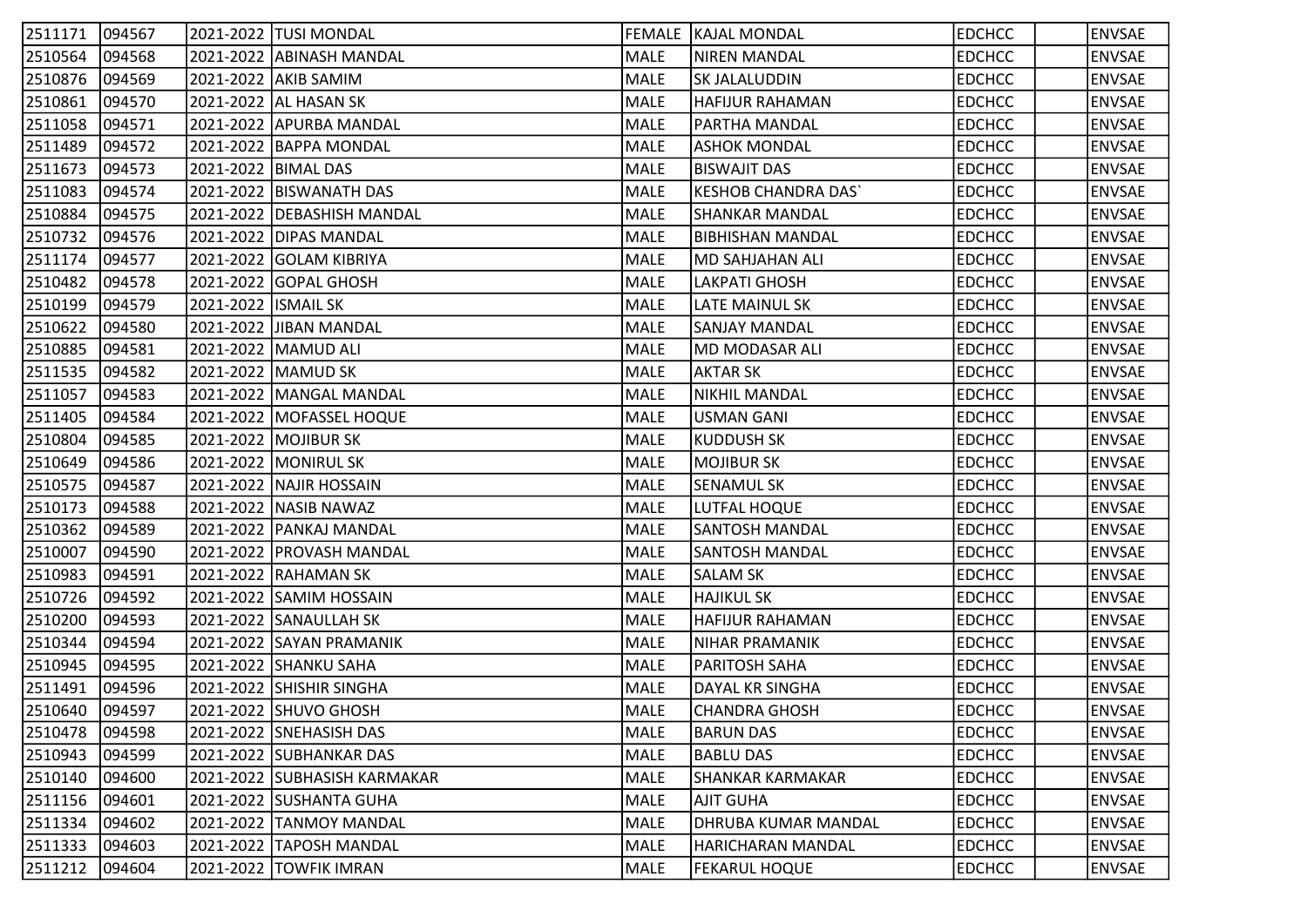| | | | | | | | | |
|---|---|---|---|---|---|---|---|---|
| 2511171 | 094567 | 2021-2022 | TUSI MONDAL | FEMALE | KAJAL MONDAL | EDCHCC | | ENVSAE |
| 2510564 | 094568 | 2021-2022 | ABINASH MANDAL | MALE | NIREN MANDAL | EDCHCC | | ENVSAE |
| 2510876 | 094569 | 2021-2022 | AKIB SAMIM | MALE | SK JALALUDDIN | EDCHCC | | ENVSAE |
| 2510861 | 094570 | 2021-2022 | AL HASAN SK | MALE | HAFIJUR RAHAMAN | EDCHCC | | ENVSAE |
| 2511058 | 094571 | 2021-2022 | APURBA MANDAL | MALE | PARTHA MANDAL | EDCHCC | | ENVSAE |
| 2511489 | 094572 | 2021-2022 | BAPPA MONDAL | MALE | ASHOK MONDAL | EDCHCC | | ENVSAE |
| 2511673 | 094573 | 2021-2022 | BIMAL DAS | MALE | BISWAJIT DAS | EDCHCC | | ENVSAE |
| 2511083 | 094574 | 2021-2022 | BISWANATH DAS | MALE | KESHOB CHANDRA DAS` | EDCHCC | | ENVSAE |
| 2510884 | 094575 | 2021-2022 | DEBASHISH MANDAL | MALE | SHANKAR MANDAL | EDCHCC | | ENVSAE |
| 2510732 | 094576 | 2021-2022 | DIPAS MANDAL | MALE | BIBHISHAN MANDAL | EDCHCC | | ENVSAE |
| 2511174 | 094577 | 2021-2022 | GOLAM KIBRIYA | MALE | MD SAHJAHAN ALI | EDCHCC | | ENVSAE |
| 2510482 | 094578 | 2021-2022 | GOPAL GHOSH | MALE | LAKPATI GHOSH | EDCHCC | | ENVSAE |
| 2510199 | 094579 | 2021-2022 | ISMAIL SK | MALE | LATE MAINUL SK | EDCHCC | | ENVSAE |
| 2510622 | 094580 | 2021-2022 | JIBAN MANDAL | MALE | SANJAY MANDAL | EDCHCC | | ENVSAE |
| 2510885 | 094581 | 2021-2022 | MAMUD ALI | MALE | MD MODASAR ALI | EDCHCC | | ENVSAE |
| 2511535 | 094582 | 2021-2022 | MAMUD SK | MALE | AKTAR SK | EDCHCC | | ENVSAE |
| 2511057 | 094583 | 2021-2022 | MANGAL MANDAL | MALE | NIKHIL MANDAL | EDCHCC | | ENVSAE |
| 2511405 | 094584 | 2021-2022 | MOFASSEL HOQUE | MALE | USMAN GANI | EDCHCC | | ENVSAE |
| 2510804 | 094585 | 2021-2022 | MOJIBUR SK | MALE | KUDDUSH SK | EDCHCC | | ENVSAE |
| 2510649 | 094586 | 2021-2022 | MONIRUL SK | MALE | MOJIBUR SK | EDCHCC | | ENVSAE |
| 2510575 | 094587 | 2021-2022 | NAJIR HOSSAIN | MALE | SENAMUL SK | EDCHCC | | ENVSAE |
| 2510173 | 094588 | 2021-2022 | NASIB NAWAZ | MALE | LUTFAL HOQUE | EDCHCC | | ENVSAE |
| 2510362 | 094589 | 2021-2022 | PANKAJ MANDAL | MALE | SANTOSH MANDAL | EDCHCC | | ENVSAE |
| 2510007 | 094590 | 2021-2022 | PROVASH MANDAL | MALE | SANTOSH MANDAL | EDCHCC | | ENVSAE |
| 2510983 | 094591 | 2021-2022 | RAHAMAN SK | MALE | SALAM SK | EDCHCC | | ENVSAE |
| 2510726 | 094592 | 2021-2022 | SAMIM HOSSAIN | MALE | HAJIKUL SK | EDCHCC | | ENVSAE |
| 2510200 | 094593 | 2021-2022 | SANAULLAH SK | MALE | HAFIJUR RAHAMAN | EDCHCC | | ENVSAE |
| 2510344 | 094594 | 2021-2022 | SAYAN PRAMANIK | MALE | NIHAR PRAMANIK | EDCHCC | | ENVSAE |
| 2510945 | 094595 | 2021-2022 | SHANKU SAHA | MALE | PARITOSH SAHA | EDCHCC | | ENVSAE |
| 2511491 | 094596 | 2021-2022 | SHISHIR SINGHA | MALE | DAYAL KR SINGHA | EDCHCC | | ENVSAE |
| 2510640 | 094597 | 2021-2022 | SHUVO GHOSH | MALE | CHANDRA GHOSH | EDCHCC | | ENVSAE |
| 2510478 | 094598 | 2021-2022 | SNEHASISH DAS | MALE | BARUN DAS | EDCHCC | | ENVSAE |
| 2510943 | 094599 | 2021-2022 | SUBHANKAR DAS | MALE | BABLU DAS | EDCHCC | | ENVSAE |
| 2510140 | 094600 | 2021-2022 | SUBHASISH KARMAKAR | MALE | SHANKAR KARMAKAR | EDCHCC | | ENVSAE |
| 2511156 | 094601 | 2021-2022 | SUSHANTA GUHA | MALE | AJIT GUHA | EDCHCC | | ENVSAE |
| 2511334 | 094602 | 2021-2022 | TANMOY MANDAL | MALE | DHRUBA KUMAR MANDAL | EDCHCC | | ENVSAE |
| 2511333 | 094603 | 2021-2022 | TAPOSH MANDAL | MALE | HARICHARAN MANDAL | EDCHCC | | ENVSAE |
| 2511212 | 094604 | 2021-2022 | TOWFIK IMRAN | MALE | FEKARUL HOQUE | EDCHCC | | ENVSAE |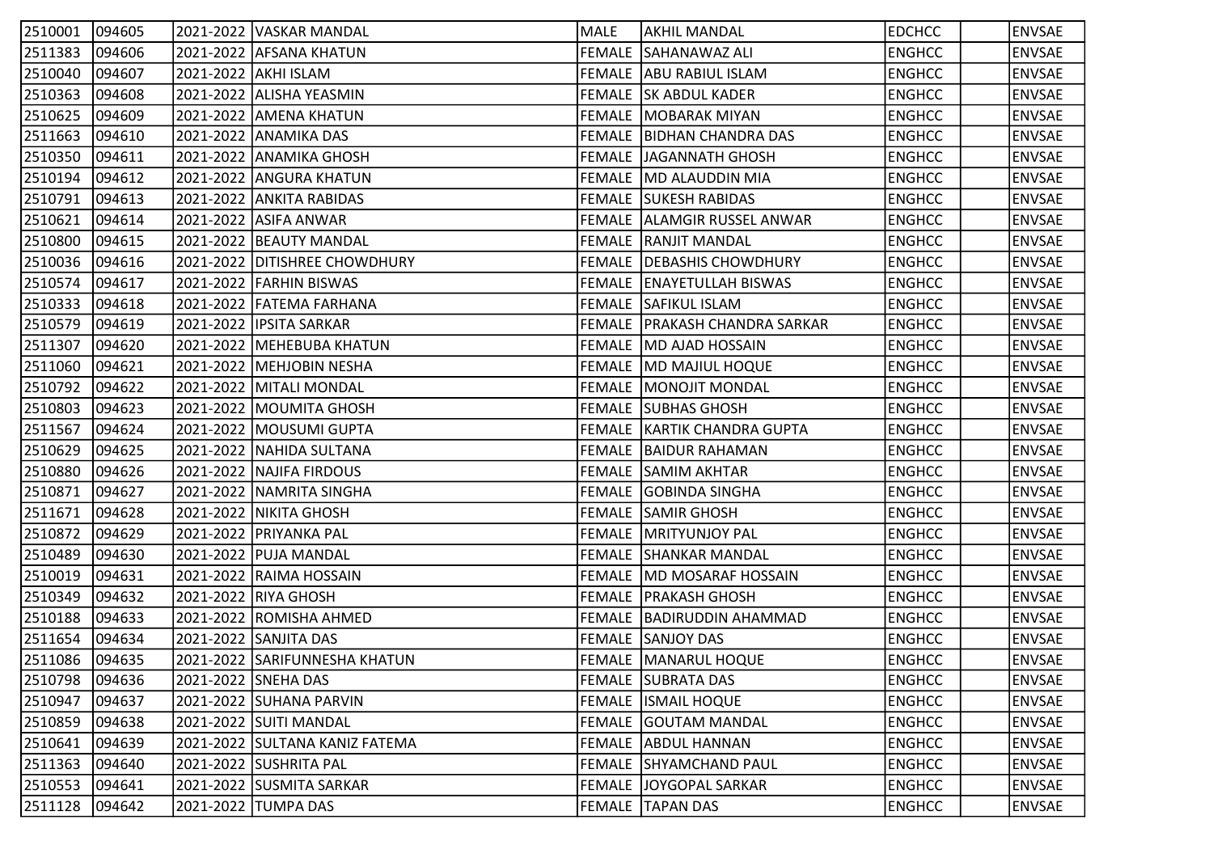| | | | | | | | | |
|---|---|---|---|---|---|---|---|---|
| 2510001 | 094605 | 2021-2022 | VASKAR MANDAL | MALE | AKHIL MANDAL | EDCHCC | | ENVSAE |
| 2511383 | 094606 | 2021-2022 | AFSANA KHATUN | FEMALE | SAHANAWAZ ALI | ENGHCC | | ENVSAE |
| 2510040 | 094607 | 2021-2022 | AKHI ISLAM | FEMALE | ABU RABIUL ISLAM | ENGHCC | | ENVSAE |
| 2510363 | 094608 | 2021-2022 | ALISHA YEASMIN | FEMALE | SK ABDUL KADER | ENGHCC | | ENVSAE |
| 2510625 | 094609 | 2021-2022 | AMENA KHATUN | FEMALE | MOBARAK MIYAN | ENGHCC | | ENVSAE |
| 2511663 | 094610 | 2021-2022 | ANAMIKA DAS | FEMALE | BIDHAN CHANDRA DAS | ENGHCC | | ENVSAE |
| 2510350 | 094611 | 2021-2022 | ANAMIKA GHOSH | FEMALE | JAGANNATH GHOSH | ENGHCC | | ENVSAE |
| 2510194 | 094612 | 2021-2022 | ANGURA KHATUN | FEMALE | MD ALAUDDIN MIA | ENGHCC | | ENVSAE |
| 2510791 | 094613 | 2021-2022 | ANKITA RABIDAS | FEMALE | SUKESH RABIDAS | ENGHCC | | ENVSAE |
| 2510621 | 094614 | 2021-2022 | ASIFA ANWAR | FEMALE | ALAMGIR RUSSEL ANWAR | ENGHCC | | ENVSAE |
| 2510800 | 094615 | 2021-2022 | BEAUTY MANDAL | FEMALE | RANJIT MANDAL | ENGHCC | | ENVSAE |
| 2510036 | 094616 | 2021-2022 | DITISHREE CHOWDHURY | FEMALE | DEBASHIS CHOWDHURY | ENGHCC | | ENVSAE |
| 2510574 | 094617 | 2021-2022 | FARHIN BISWAS | FEMALE | ENAYETULLAH BISWAS | ENGHCC | | ENVSAE |
| 2510333 | 094618 | 2021-2022 | FATEMA FARHANA | FEMALE | SAFIKUL ISLAM | ENGHCC | | ENVSAE |
| 2510579 | 094619 | 2021-2022 | IPSITA SARKAR | FEMALE | PRAKASH CHANDRA SARKAR | ENGHCC | | ENVSAE |
| 2511307 | 094620 | 2021-2022 | MEHEBUBA KHATUN | FEMALE | MD AJAD HOSSAIN | ENGHCC | | ENVSAE |
| 2511060 | 094621 | 2021-2022 | MEHJOBIN NESHA | FEMALE | MD MAJIUL HOQUE | ENGHCC | | ENVSAE |
| 2510792 | 094622 | 2021-2022 | MITALI MONDAL | FEMALE | MONOJIT MONDAL | ENGHCC | | ENVSAE |
| 2510803 | 094623 | 2021-2022 | MOUMITA GHOSH | FEMALE | SUBHAS GHOSH | ENGHCC | | ENVSAE |
| 2511567 | 094624 | 2021-2022 | MOUSUMI GUPTA | FEMALE | KARTIK CHANDRA GUPTA | ENGHCC | | ENVSAE |
| 2510629 | 094625 | 2021-2022 | NAHIDA SULTANA | FEMALE | BAIDUR RAHAMAN | ENGHCC | | ENVSAE |
| 2510880 | 094626 | 2021-2022 | NAJIFA FIRDOUS | FEMALE | SAMIM AKHTAR | ENGHCC | | ENVSAE |
| 2510871 | 094627 | 2021-2022 | NAMRITA SINGHA | FEMALE | GOBINDA SINGHA | ENGHCC | | ENVSAE |
| 2511671 | 094628 | 2021-2022 | NIKITA GHOSH | FEMALE | SAMIR GHOSH | ENGHCC | | ENVSAE |
| 2510872 | 094629 | 2021-2022 | PRIYANKA PAL | FEMALE | MRITYUNJOY PAL | ENGHCC | | ENVSAE |
| 2510489 | 094630 | 2021-2022 | PUJA MANDAL | FEMALE | SHANKAR MANDAL | ENGHCC | | ENVSAE |
| 2510019 | 094631 | 2021-2022 | RAIMA HOSSAIN | FEMALE | MD MOSARAF HOSSAIN | ENGHCC | | ENVSAE |
| 2510349 | 094632 | 2021-2022 | RIYA GHOSH | FEMALE | PRAKASH GHOSH | ENGHCC | | ENVSAE |
| 2510188 | 094633 | 2021-2022 | ROMISHA AHMED | FEMALE | BADIRUDDIN AHAMMAD | ENGHCC | | ENVSAE |
| 2511654 | 094634 | 2021-2022 | SANJITA DAS | FEMALE | SANJOY DAS | ENGHCC | | ENVSAE |
| 2511086 | 094635 | 2021-2022 | SARIFUNNESHA KHATUN | FEMALE | MANARUL HOQUE | ENGHCC | | ENVSAE |
| 2510798 | 094636 | 2021-2022 | SNEHA DAS | FEMALE | SUBRATA DAS | ENGHCC | | ENVSAE |
| 2510947 | 094637 | 2021-2022 | SUHANA PARVIN | FEMALE | ISMAIL HOQUE | ENGHCC | | ENVSAE |
| 2510859 | 094638 | 2021-2022 | SUITI MANDAL | FEMALE | GOUTAM MANDAL | ENGHCC | | ENVSAE |
| 2510641 | 094639 | 2021-2022 | SULTANA KANIZ FATEMA | FEMALE | ABDUL HANNAN | ENGHCC | | ENVSAE |
| 2511363 | 094640 | 2021-2022 | SUSHRITA PAL | FEMALE | SHYAMCHAND PAUL | ENGHCC | | ENVSAE |
| 2510553 | 094641 | 2021-2022 | SUSMITA SARKAR | FEMALE | JOYGOPAL SARKAR | ENGHCC | | ENVSAE |
| 2511128 | 094642 | 2021-2022 | TUMPA DAS | FEMALE | TAPAN DAS | ENGHCC | | ENVSAE |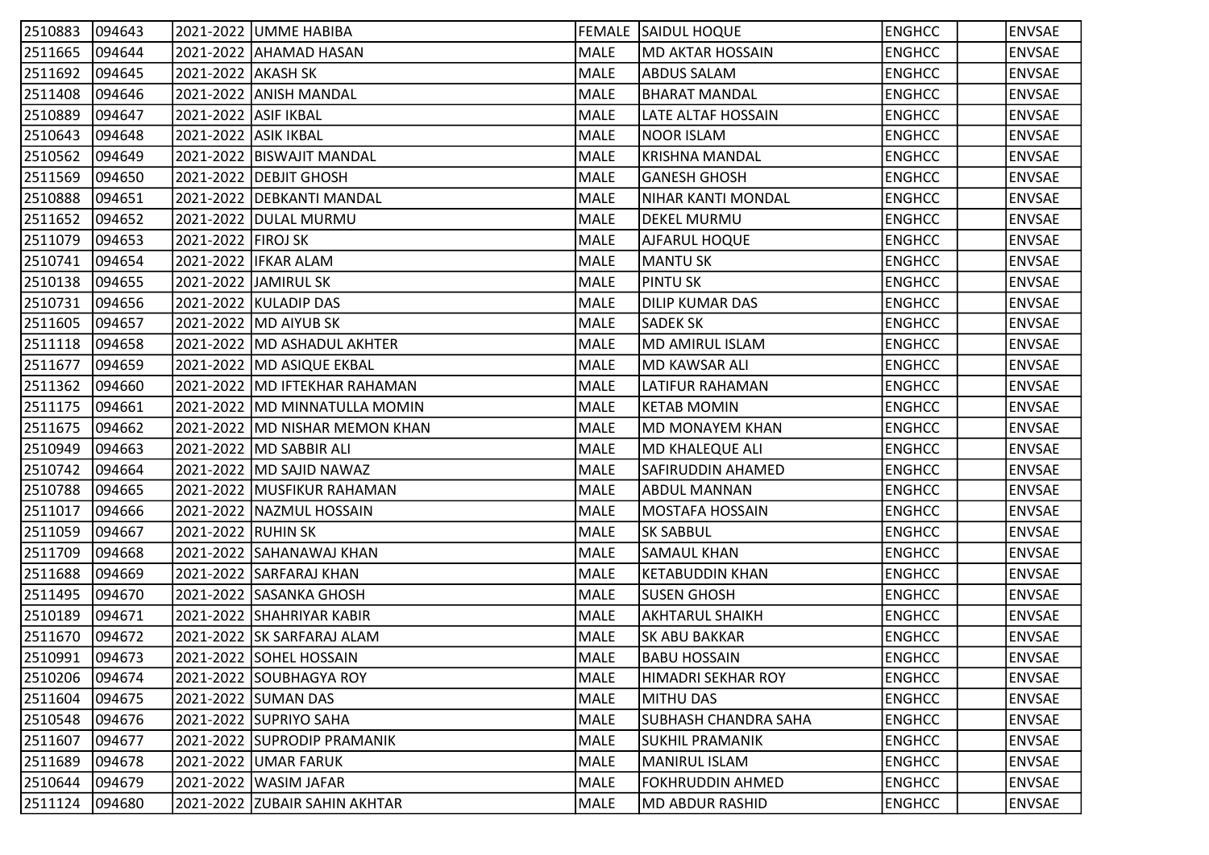| | | | | | | | | |
|---|---|---|---|---|---|---|---|---|
| 2510883 | 094643 | 2021-2022 | UMME HABIBA | FEMALE | SAIDUL HOQUE | ENGHCC | | ENVSAE |
| 2511665 | 094644 | 2021-2022 | AHAMAD HASAN | MALE | MD AKTAR HOSSAIN | ENGHCC | | ENVSAE |
| 2511692 | 094645 | 2021-2022 | AKASH SK | MALE | ABDUS SALAM | ENGHCC | | ENVSAE |
| 2511408 | 094646 | 2021-2022 | ANISH MANDAL | MALE | BHARAT MANDAL | ENGHCC | | ENVSAE |
| 2510889 | 094647 | 2021-2022 | ASIF IKBAL | MALE | LATE ALTAF HOSSAIN | ENGHCC | | ENVSAE |
| 2510643 | 094648 | 2021-2022 | ASIK IKBAL | MALE | NOOR ISLAM | ENGHCC | | ENVSAE |
| 2510562 | 094649 | 2021-2022 | BISWAJIT MANDAL | MALE | KRISHNA MANDAL | ENGHCC | | ENVSAE |
| 2511569 | 094650 | 2021-2022 | DEBJIT GHOSH | MALE | GANESH GHOSH | ENGHCC | | ENVSAE |
| 2510888 | 094651 | 2021-2022 | DEBKANTI MANDAL | MALE | NIHAR KANTI MONDAL | ENGHCC | | ENVSAE |
| 2511652 | 094652 | 2021-2022 | DULAL MURMU | MALE | DEKEL MURMU | ENGHCC | | ENVSAE |
| 2511079 | 094653 | 2021-2022 | FIROJ SK | MALE | AJFARUL HOQUE | ENGHCC | | ENVSAE |
| 2510741 | 094654 | 2021-2022 | IFKAR ALAM | MALE | MANTU SK | ENGHCC | | ENVSAE |
| 2510138 | 094655 | 2021-2022 | JAMIRUL SK | MALE | PINTU SK | ENGHCC | | ENVSAE |
| 2510731 | 094656 | 2021-2022 | KULADIP DAS | MALE | DILIP KUMAR DAS | ENGHCC | | ENVSAE |
| 2511605 | 094657 | 2021-2022 | MD AIYUB SK | MALE | SADEK SK | ENGHCC | | ENVSAE |
| 2511118 | 094658 | 2021-2022 | MD ASHADUL AKHTER | MALE | MD AMIRUL ISLAM | ENGHCC | | ENVSAE |
| 2511677 | 094659 | 2021-2022 | MD ASIQUE EKBAL | MALE | MD KAWSAR ALI | ENGHCC | | ENVSAE |
| 2511362 | 094660 | 2021-2022 | MD IFTEKHAR RAHAMAN | MALE | LATIFUR RAHAMAN | ENGHCC | | ENVSAE |
| 2511175 | 094661 | 2021-2022 | MD MINNATULLA MOMIN | MALE | KETAB MOMIN | ENGHCC | | ENVSAE |
| 2511675 | 094662 | 2021-2022 | MD NISHAR MEMON KHAN | MALE | MD MONAYEM KHAN | ENGHCC | | ENVSAE |
| 2510949 | 094663 | 2021-2022 | MD SABBIR ALI | MALE | MD KHALEQUE ALI | ENGHCC | | ENVSAE |
| 2510742 | 094664 | 2021-2022 | MD SAJID NAWAZ | MALE | SAFIRUDDIN AHAMED | ENGHCC | | ENVSAE |
| 2510788 | 094665 | 2021-2022 | MUSFIKUR RAHAMAN | MALE | ABDUL MANNAN | ENGHCC | | ENVSAE |
| 2511017 | 094666 | 2021-2022 | NAZMUL HOSSAIN | MALE | MOSTAFA HOSSAIN | ENGHCC | | ENVSAE |
| 2511059 | 094667 | 2021-2022 | RUHIN SK | MALE | SK SABBUL | ENGHCC | | ENVSAE |
| 2511709 | 094668 | 2021-2022 | SAHANAWAJ KHAN | MALE | SAMAUL KHAN | ENGHCC | | ENVSAE |
| 2511688 | 094669 | 2021-2022 | SARFARAJ KHAN | MALE | KETABUDDIN KHAN | ENGHCC | | ENVSAE |
| 2511495 | 094670 | 2021-2022 | SASANKA GHOSH | MALE | SUSEN GHOSH | ENGHCC | | ENVSAE |
| 2510189 | 094671 | 2021-2022 | SHAHRIYAR KABIR | MALE | AKHTARUL SHAIKH | ENGHCC | | ENVSAE |
| 2511670 | 094672 | 2021-2022 | SK SARFARAJ ALAM | MALE | SK ABU BAKKAR | ENGHCC | | ENVSAE |
| 2510991 | 094673 | 2021-2022 | SOHEL HOSSAIN | MALE | BABU HOSSAIN | ENGHCC | | ENVSAE |
| 2510206 | 094674 | 2021-2022 | SOUBHAGYA ROY | MALE | HIMADRI SEKHAR ROY | ENGHCC | | ENVSAE |
| 2511604 | 094675 | 2021-2022 | SUMAN DAS | MALE | MITHU DAS | ENGHCC | | ENVSAE |
| 2510548 | 094676 | 2021-2022 | SUPRIYO SAHA | MALE | SUBHASH CHANDRA SAHA | ENGHCC | | ENVSAE |
| 2511607 | 094677 | 2021-2022 | SUPRODIP PRAMANIK | MALE | SUKHIL PRAMANIK | ENGHCC | | ENVSAE |
| 2511689 | 094678 | 2021-2022 | UMAR FARUK | MALE | MANIRUL ISLAM | ENGHCC | | ENVSAE |
| 2510644 | 094679 | 2021-2022 | WASIM JAFAR | MALE | FOKHRUDDIN AHMED | ENGHCC | | ENVSAE |
| 2511124 | 094680 | 2021-2022 | ZUBAIR SAHIN AKHTAR | MALE | MD ABDUR RASHID | ENGHCC | | ENVSAE |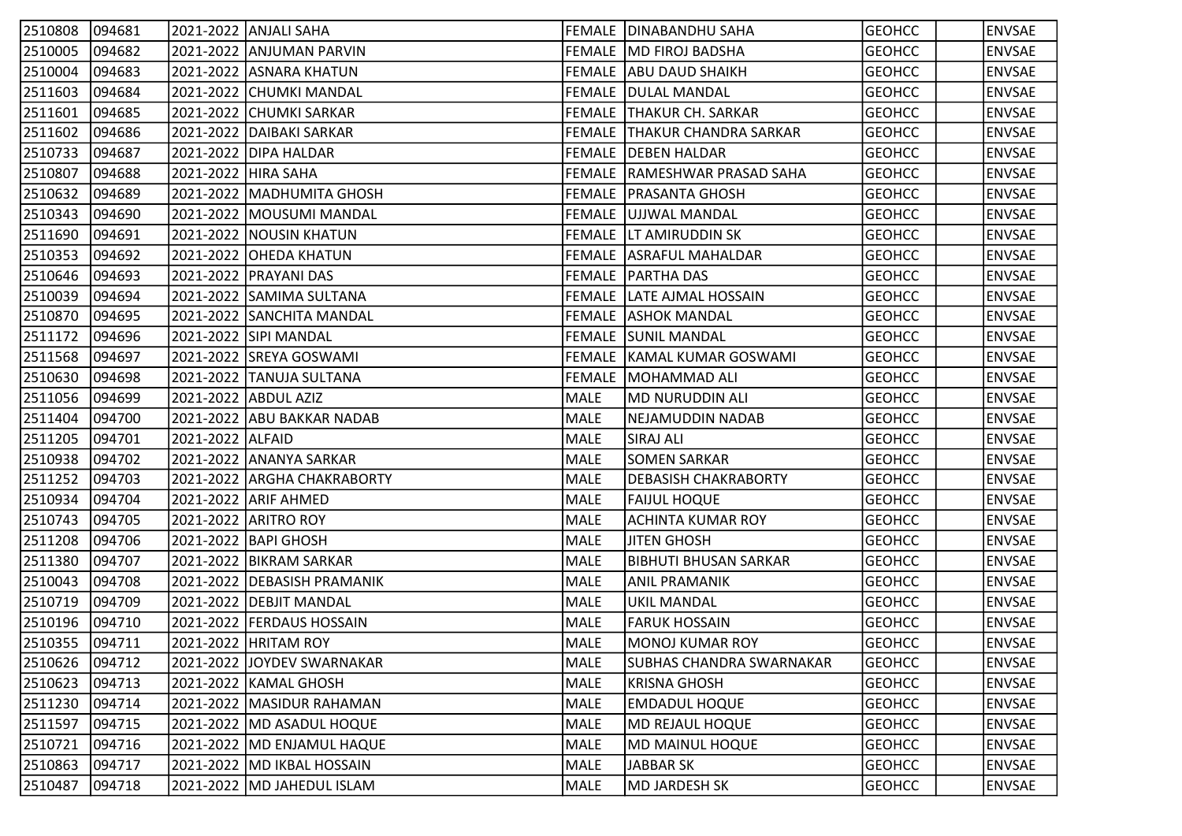| | | | | | | | | |
|---|---|---|---|---|---|---|---|---|
| 2510808 | 094681 | 2021-2022 | ANJALI SAHA | FEMALE | DINABANDHU SAHA | GEOHCC | | ENVSAE |
| 2510005 | 094682 | 2021-2022 | ANJUMAN PARVIN | FEMALE | MD FIROJ BADSHA | GEOHCC | | ENVSAE |
| 2510004 | 094683 | 2021-2022 | ASNARA KHATUN | FEMALE | ABU DAUD SHAIKH | GEOHCC | | ENVSAE |
| 2511603 | 094684 | 2021-2022 | CHUMKI MANDAL | FEMALE | DULAL MANDAL | GEOHCC | | ENVSAE |
| 2511601 | 094685 | 2021-2022 | CHUMKI SARKAR | FEMALE | THAKUR CH. SARKAR | GEOHCC | | ENVSAE |
| 2511602 | 094686 | 2021-2022 | DAIBAKI SARKAR | FEMALE | THAKUR CHANDRA SARKAR | GEOHCC | | ENVSAE |
| 2510733 | 094687 | 2021-2022 | DIPA HALDAR | FEMALE | DEBEN HALDAR | GEOHCC | | ENVSAE |
| 2510807 | 094688 | 2021-2022 | HIRA SAHA | FEMALE | RAMESHWAR PRASAD SAHA | GEOHCC | | ENVSAE |
| 2510632 | 094689 | 2021-2022 | MADHUMITA GHOSH | FEMALE | PRASANTA GHOSH | GEOHCC | | ENVSAE |
| 2510343 | 094690 | 2021-2022 | MOUSUMI MANDAL | FEMALE | UJJWAL MANDAL | GEOHCC | | ENVSAE |
| 2511690 | 094691 | 2021-2022 | NOUSIN KHATUN | FEMALE | LT AMIRUDDIN SK | GEOHCC | | ENVSAE |
| 2510353 | 094692 | 2021-2022 | OHEDA KHATUN | FEMALE | ASRAFUL MAHALDAR | GEOHCC | | ENVSAE |
| 2510646 | 094693 | 2021-2022 | PRAYANI DAS | FEMALE | PARTHA DAS | GEOHCC | | ENVSAE |
| 2510039 | 094694 | 2021-2022 | SAMIMA SULTANA | FEMALE | LATE AJMAL HOSSAIN | GEOHCC | | ENVSAE |
| 2510870 | 094695 | 2021-2022 | SANCHITA MANDAL | FEMALE | ASHOK MANDAL | GEOHCC | | ENVSAE |
| 2511172 | 094696 | 2021-2022 | SIPI MANDAL | FEMALE | SUNIL MANDAL | GEOHCC | | ENVSAE |
| 2511568 | 094697 | 2021-2022 | SREYA GOSWAMI | FEMALE | KAMAL KUMAR GOSWAMI | GEOHCC | | ENVSAE |
| 2510630 | 094698 | 2021-2022 | TANUJA SULTANA | FEMALE | MOHAMMAD ALI | GEOHCC | | ENVSAE |
| 2511056 | 094699 | 2021-2022 | ABDUL AZIZ | MALE | MD NURUDDIN ALI | GEOHCC | | ENVSAE |
| 2511404 | 094700 | 2021-2022 | ABU BAKKAR NADAB | MALE | NEJAMUDDIN NADAB | GEOHCC | | ENVSAE |
| 2511205 | 094701 | 2021-2022 | ALFAID | MALE | SIRAJ ALI | GEOHCC | | ENVSAE |
| 2510938 | 094702 | 2021-2022 | ANANYA SARKAR | MALE | SOMEN SARKAR | GEOHCC | | ENVSAE |
| 2511252 | 094703 | 2021-2022 | ARGHA CHAKRABORTY | MALE | DEBASISH CHAKRABORTY | GEOHCC | | ENVSAE |
| 2510934 | 094704 | 2021-2022 | ARIF AHMED | MALE | FAIJUL HOQUE | GEOHCC | | ENVSAE |
| 2510743 | 094705 | 2021-2022 | ARITRO ROY | MALE | ACHINTA KUMAR ROY | GEOHCC | | ENVSAE |
| 2511208 | 094706 | 2021-2022 | BAPI GHOSH | MALE | JITEN GHOSH | GEOHCC | | ENVSAE |
| 2511380 | 094707 | 2021-2022 | BIKRAM SARKAR | MALE | BIBHUTI BHUSAN SARKAR | GEOHCC | | ENVSAE |
| 2510043 | 094708 | 2021-2022 | DEBASISH PRAMANIK | MALE | ANIL PRAMANIK | GEOHCC | | ENVSAE |
| 2510719 | 094709 | 2021-2022 | DEBJIT MANDAL | MALE | UKIL MANDAL | GEOHCC | | ENVSAE |
| 2510196 | 094710 | 2021-2022 | FERDAUS HOSSAIN | MALE | FARUK HOSSAIN | GEOHCC | | ENVSAE |
| 2510355 | 094711 | 2021-2022 | HRITAM ROY | MALE | MONOJ KUMAR ROY | GEOHCC | | ENVSAE |
| 2510626 | 094712 | 2021-2022 | JOYDEV SWARNAKAR | MALE | SUBHAS CHANDRA SWARNAKAR | GEOHCC | | ENVSAE |
| 2510623 | 094713 | 2021-2022 | KAMAL GHOSH | MALE | KRISNA GHOSH | GEOHCC | | ENVSAE |
| 2511230 | 094714 | 2021-2022 | MASIDUR RAHAMAN | MALE | EMDADUL HOQUE | GEOHCC | | ENVSAE |
| 2511597 | 094715 | 2021-2022 | MD ASADUL HOQUE | MALE | MD REJAUL HOQUE | GEOHCC | | ENVSAE |
| 2510721 | 094716 | 2021-2022 | MD ENJAMUL HAQUE | MALE | MD MAINUL HOQUE | GEOHCC | | ENVSAE |
| 2510863 | 094717 | 2021-2022 | MD IKBAL HOSSAIN | MALE | JABBAR SK | GEOHCC | | ENVSAE |
| 2510487 | 094718 | 2021-2022 | MD JAHEDUL ISLAM | MALE | MD JARDESH SK | GEOHCC | | ENVSAE |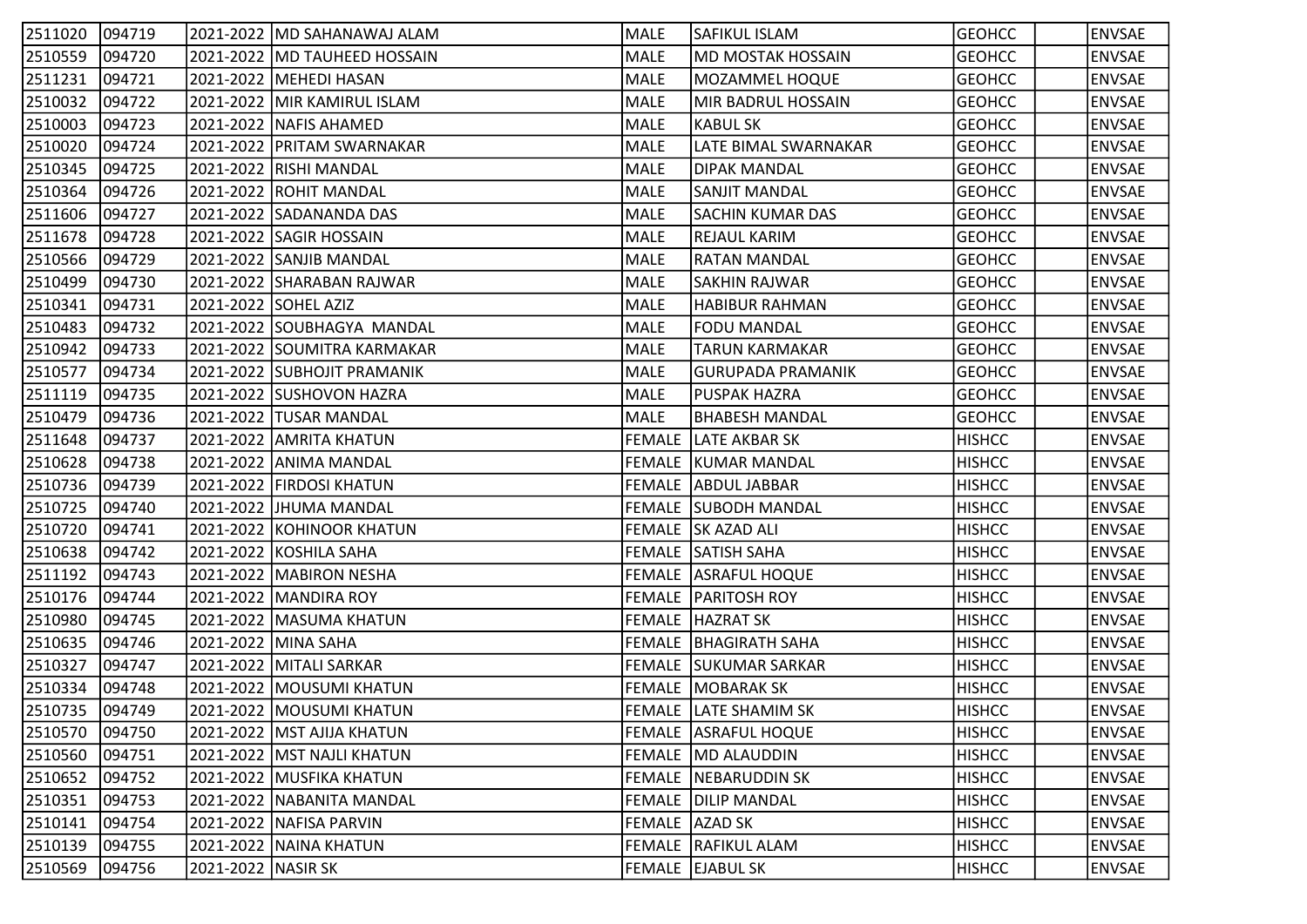| | | | | | | | | |
|---|---|---|---|---|---|---|---|---|
| 2511020 | 094719 | 2021-2022 | MD SAHANAWAJ ALAM | MALE | SAFIKUL ISLAM | GEOHCC | | ENVSAE |
| 2510559 | 094720 | 2021-2022 | MD TAUHEED HOSSAIN | MALE | MD MOSTAK HOSSAIN | GEOHCC | | ENVSAE |
| 2511231 | 094721 | 2021-2022 | MEHEDI HASAN | MALE | MOZAMMEL HOQUE | GEOHCC | | ENVSAE |
| 2510032 | 094722 | 2021-2022 | MIR KAMIRUL ISLAM | MALE | MIR BADRUL HOSSAIN | GEOHCC | | ENVSAE |
| 2510003 | 094723 | 2021-2022 | NAFIS AHAMED | MALE | KABUL SK | GEOHCC | | ENVSAE |
| 2510020 | 094724 | 2021-2022 | PRITAM SWARNAKAR | MALE | LATE BIMAL SWARNAKAR | GEOHCC | | ENVSAE |
| 2510345 | 094725 | 2021-2022 | RISHI MANDAL | MALE | DIPAK MANDAL | GEOHCC | | ENVSAE |
| 2510364 | 094726 | 2021-2022 | ROHIT MANDAL | MALE | SANJIT MANDAL | GEOHCC | | ENVSAE |
| 2511606 | 094727 | 2021-2022 | SADANANDA DAS | MALE | SACHIN KUMAR DAS | GEOHCC | | ENVSAE |
| 2511678 | 094728 | 2021-2022 | SAGIR HOSSAIN | MALE | REJAUL KARIM | GEOHCC | | ENVSAE |
| 2510566 | 094729 | 2021-2022 | SANJIB MANDAL | MALE | RATAN MANDAL | GEOHCC | | ENVSAE |
| 2510499 | 094730 | 2021-2022 | SHARABAN RAJWAR | MALE | SAKHIN RAJWAR | GEOHCC | | ENVSAE |
| 2510341 | 094731 | 2021-2022 | SOHEL AZIZ | MALE | HABIBUR RAHMAN | GEOHCC | | ENVSAE |
| 2510483 | 094732 | 2021-2022 | SOUBHAGYA MANDAL | MALE | FODU MANDAL | GEOHCC | | ENVSAE |
| 2510942 | 094733 | 2021-2022 | SOUMITRA KARMAKAR | MALE | TARUN KARMAKAR | GEOHCC | | ENVSAE |
| 2510577 | 094734 | 2021-2022 | SUBHOJIT PRAMANIK | MALE | GURUPADA PRAMANIK | GEOHCC | | ENVSAE |
| 2511119 | 094735 | 2021-2022 | SUSHOVON HAZRA | MALE | PUSPAK HAZRA | GEOHCC | | ENVSAE |
| 2510479 | 094736 | 2021-2022 | TUSAR MANDAL | MALE | BHABESH MANDAL | GEOHCC | | ENVSAE |
| 2511648 | 094737 | 2021-2022 | AMRITA KHATUN | FEMALE | LATE AKBAR SK | HISHCC | | ENVSAE |
| 2510628 | 094738 | 2021-2022 | ANIMA MANDAL | FEMALE | KUMAR MANDAL | HISHCC | | ENVSAE |
| 2510736 | 094739 | 2021-2022 | FIRDOSI KHATUN | FEMALE | ABDUL JABBAR | HISHCC | | ENVSAE |
| 2510725 | 094740 | 2021-2022 | JHUMA MANDAL | FEMALE | SUBODH MANDAL | HISHCC | | ENVSAE |
| 2510720 | 094741 | 2021-2022 | KOHINOOR KHATUN | FEMALE | SK AZAD ALI | HISHCC | | ENVSAE |
| 2510638 | 094742 | 2021-2022 | KOSHILA SAHA | FEMALE | SATISH SAHA | HISHCC | | ENVSAE |
| 2511192 | 094743 | 2021-2022 | MABIRON NESHA | FEMALE | ASRAFUL HOQUE | HISHCC | | ENVSAE |
| 2510176 | 094744 | 2021-2022 | MANDIRA ROY | FEMALE | PARITOSH ROY | HISHCC | | ENVSAE |
| 2510980 | 094745 | 2021-2022 | MASUMA KHATUN | FEMALE | HAZRAT SK | HISHCC | | ENVSAE |
| 2510635 | 094746 | 2021-2022 | MINA SAHA | FEMALE | BHAGIRATH SAHA | HISHCC | | ENVSAE |
| 2510327 | 094747 | 2021-2022 | MITALI SARKAR | FEMALE | SUKUMAR SARKAR | HISHCC | | ENVSAE |
| 2510334 | 094748 | 2021-2022 | MOUSUMI KHATUN | FEMALE | MOBARAK SK | HISHCC | | ENVSAE |
| 2510735 | 094749 | 2021-2022 | MOUSUMI KHATUN | FEMALE | LATE SHAMIM SK | HISHCC | | ENVSAE |
| 2510570 | 094750 | 2021-2022 | MST AJIJA KHATUN | FEMALE | ASRAFUL HOQUE | HISHCC | | ENVSAE |
| 2510560 | 094751 | 2021-2022 | MST NAJLI KHATUN | FEMALE | MD ALAUDDIN | HISHCC | | ENVSAE |
| 2510652 | 094752 | 2021-2022 | MUSFIKA KHATUN | FEMALE | NEBARUDDIN SK | HISHCC | | ENVSAE |
| 2510351 | 094753 | 2021-2022 | NABANITA MANDAL | FEMALE | DILIP MANDAL | HISHCC | | ENVSAE |
| 2510141 | 094754 | 2021-2022 | NAFISA PARVIN | FEMALE | AZAD SK | HISHCC | | ENVSAE |
| 2510139 | 094755 | 2021-2022 | NAINA KHATUN | FEMALE | RAFIKUL ALAM | HISHCC | | ENVSAE |
| 2510569 | 094756 | 2021-2022 | NASIR SK | FEMALE | EJABUL SK | HISHCC | | ENVSAE |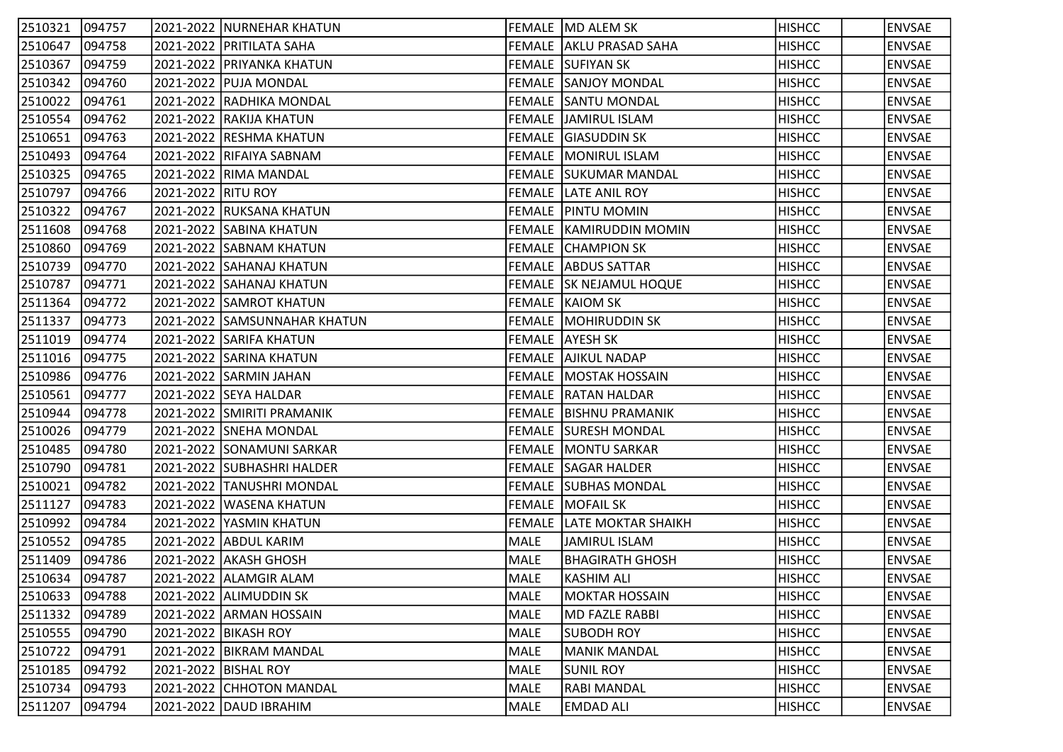| 2510321 | 094757 | 2021-2022 | NURNEHAR KHATUN | FEMALE | MD ALEM SK | HISHCC | | ENVSAE |
|---|---|---|---|---|---|---|---|---|
| 2510647 | 094758 | 2021-2022 | PRITILATA SAHA | FEMALE | AKLU PRASAD SAHA | HISHCC | | ENVSAE |
| 2510367 | 094759 | 2021-2022 | PRIYANKA KHATUN | FEMALE | SUFIYAN SK | HISHCC | | ENVSAE |
| 2510342 | 094760 | 2021-2022 | PUJA MONDAL | FEMALE | SANJOY MONDAL | HISHCC | | ENVSAE |
| 2510022 | 094761 | 2021-2022 | RADHIKA MONDAL | FEMALE | SANTU MONDAL | HISHCC | | ENVSAE |
| 2510554 | 094762 | 2021-2022 | RAKIJA KHATUN | FEMALE | JAMIRUL ISLAM | HISHCC | | ENVSAE |
| 2510651 | 094763 | 2021-2022 | RESHMA KHATUN | FEMALE | GIASUDDIN SK | HISHCC | | ENVSAE |
| 2510493 | 094764 | 2021-2022 | RIFAIYA SABNAM | FEMALE | MONIRUL ISLAM | HISHCC | | ENVSAE |
| 2510325 | 094765 | 2021-2022 | RIMA MANDAL | FEMALE | SUKUMAR MANDAL | HISHCC | | ENVSAE |
| 2510797 | 094766 | 2021-2022 | RITU ROY | FEMALE | LATE ANIL ROY | HISHCC | | ENVSAE |
| 2510322 | 094767 | 2021-2022 | RUKSANA KHATUN | FEMALE | PINTU MOMIN | HISHCC | | ENVSAE |
| 2511608 | 094768 | 2021-2022 | SABINA KHATUN | FEMALE | KAMIRUDDIN MOMIN | HISHCC | | ENVSAE |
| 2510860 | 094769 | 2021-2022 | SABNAM KHATUN | FEMALE | CHAMPION SK | HISHCC | | ENVSAE |
| 2510739 | 094770 | 2021-2022 | SAHANAJ KHATUN | FEMALE | ABDUS SATTAR | HISHCC | | ENVSAE |
| 2510787 | 094771 | 2021-2022 | SAHANAJ KHATUN | FEMALE | SK NEJAMUL HOQUE | HISHCC | | ENVSAE |
| 2511364 | 094772 | 2021-2022 | SAMROT KHATUN | FEMALE | KAIOM SK | HISHCC | | ENVSAE |
| 2511337 | 094773 | 2021-2022 | SAMSUNNAHAR KHATUN | FEMALE | MOHIRUDDIN SK | HISHCC | | ENVSAE |
| 2511019 | 094774 | 2021-2022 | SARIFA KHATUN | FEMALE | AYESH SK | HISHCC | | ENVSAE |
| 2511016 | 094775 | 2021-2022 | SARINA KHATUN | FEMALE | AJIKUL NADAP | HISHCC | | ENVSAE |
| 2510986 | 094776 | 2021-2022 | SARMIN JAHAN | FEMALE | MOSTAK HOSSAIN | HISHCC | | ENVSAE |
| 2510561 | 094777 | 2021-2022 | SEYA HALDAR | FEMALE | RATAN HALDAR | HISHCC | | ENVSAE |
| 2510944 | 094778 | 2021-2022 | SMIRITI PRAMANIK | FEMALE | BISHNU PRAMANIK | HISHCC | | ENVSAE |
| 2510026 | 094779 | 2021-2022 | SNEHA MONDAL | FEMALE | SURESH MONDAL | HISHCC | | ENVSAE |
| 2510485 | 094780 | 2021-2022 | SONAMUNI SARKAR | FEMALE | MONTU SARKAR | HISHCC | | ENVSAE |
| 2510790 | 094781 | 2021-2022 | SUBHASHRI HALDER | FEMALE | SAGAR HALDER | HISHCC | | ENVSAE |
| 2510021 | 094782 | 2021-2022 | TANUSHRI MONDAL | FEMALE | SUBHAS MONDAL | HISHCC | | ENVSAE |
| 2511127 | 094783 | 2021-2022 | WASENA KHATUN | FEMALE | MOFAIL SK | HISHCC | | ENVSAE |
| 2510992 | 094784 | 2021-2022 | YASMIN KHATUN | FEMALE | LATE MOKTAR SHAIKH | HISHCC | | ENVSAE |
| 2510552 | 094785 | 2021-2022 | ABDUL KARIM | MALE | JAMIRUL ISLAM | HISHCC | | ENVSAE |
| 2511409 | 094786 | 2021-2022 | AKASH GHOSH | MALE | BHAGIRATH GHOSH | HISHCC | | ENVSAE |
| 2510634 | 094787 | 2021-2022 | ALAMGIR ALAM | MALE | KASHIM ALI | HISHCC | | ENVSAE |
| 2510633 | 094788 | 2021-2022 | ALIMUDDIN SK | MALE | MOKTAR HOSSAIN | HISHCC | | ENVSAE |
| 2511332 | 094789 | 2021-2022 | ARMAN HOSSAIN | MALE | MD FAZLE RABBI | HISHCC | | ENVSAE |
| 2510555 | 094790 | 2021-2022 | BIKASH ROY | MALE | SUBODH ROY | HISHCC | | ENVSAE |
| 2510722 | 094791 | 2021-2022 | BIKRAM MANDAL | MALE | MANIK MANDAL | HISHCC | | ENVSAE |
| 2510185 | 094792 | 2021-2022 | BISHAL ROY | MALE | SUNIL ROY | HISHCC | | ENVSAE |
| 2510734 | 094793 | 2021-2022 | CHHOTON MANDAL | MALE | RABI MANDAL | HISHCC | | ENVSAE |
| 2511207 | 094794 | 2021-2022 | DAUD IBRAHIM | MALE | EMDAD ALI | HISHCC | | ENVSAE |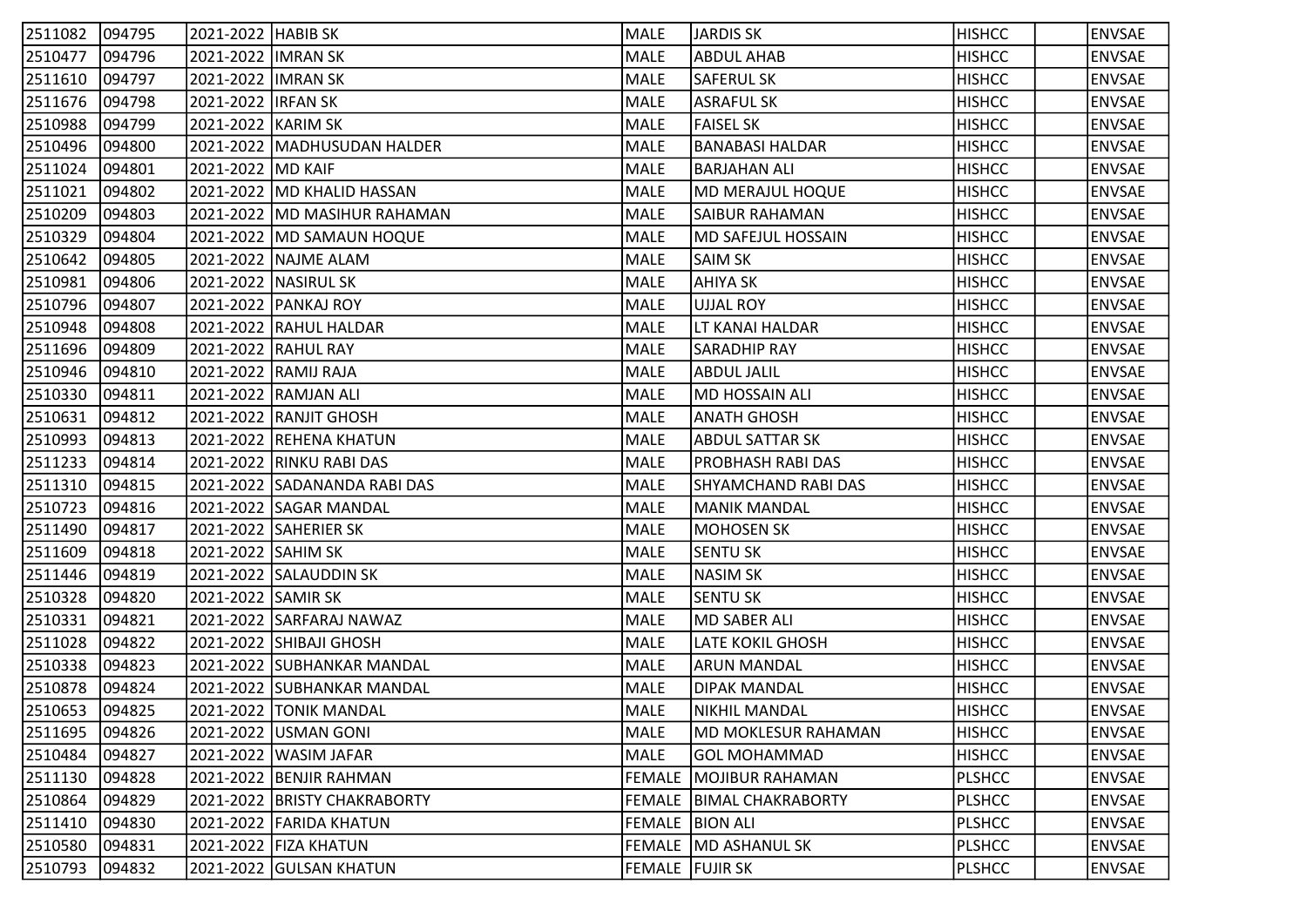| | | | | | | | | |
|---|---|---|---|---|---|---|---|---|
| 2511082 | 094795 | 2021-2022 | HABIB SK | MALE | JARDIS SK | HISHCC | | ENVSAE |
| 2510477 | 094796 | 2021-2022 | IMRAN SK | MALE | ABDUL AHAB | HISHCC | | ENVSAE |
| 2511610 | 094797 | 2021-2022 | IMRAN SK | MALE | SAFERUL SK | HISHCC | | ENVSAE |
| 2511676 | 094798 | 2021-2022 | IRFAN SK | MALE | ASRAFUL SK | HISHCC | | ENVSAE |
| 2510988 | 094799 | 2021-2022 | KARIM SK | MALE | FAISEL SK | HISHCC | | ENVSAE |
| 2510496 | 094800 | 2021-2022 | MADHUSUDAN HALDER | MALE | BANABASI HALDAR | HISHCC | | ENVSAE |
| 2511024 | 094801 | 2021-2022 | MD KAIF | MALE | BARJAHAN ALI | HISHCC | | ENVSAE |
| 2511021 | 094802 | 2021-2022 | MD KHALID HASSAN | MALE | MD MERAJUL HOQUE | HISHCC | | ENVSAE |
| 2510209 | 094803 | 2021-2022 | MD MASIHUR RAHAMAN | MALE | SAIBUR RAHAMAN | HISHCC | | ENVSAE |
| 2510329 | 094804 | 2021-2022 | MD SAMAUN HOQUE | MALE | MD SAFEJUL HOSSAIN | HISHCC | | ENVSAE |
| 2510642 | 094805 | 2021-2022 | NAJME ALAM | MALE | SAIM SK | HISHCC | | ENVSAE |
| 2510981 | 094806 | 2021-2022 | NASIRUL SK | MALE | AHIYA SK | HISHCC | | ENVSAE |
| 2510796 | 094807 | 2021-2022 | PANKAJ ROY | MALE | UJJAL ROY | HISHCC | | ENVSAE |
| 2510948 | 094808 | 2021-2022 | RAHUL HALDAR | MALE | LT KANAI HALDAR | HISHCC | | ENVSAE |
| 2511696 | 094809 | 2021-2022 | RAHUL RAY | MALE | SARADHIP RAY | HISHCC | | ENVSAE |
| 2510946 | 094810 | 2021-2022 | RAMIJ RAJA | MALE | ABDUL JALIL | HISHCC | | ENVSAE |
| 2510330 | 094811 | 2021-2022 | RAMJAN ALI | MALE | MD HOSSAIN ALI | HISHCC | | ENVSAE |
| 2510631 | 094812 | 2021-2022 | RANJIT GHOSH | MALE | ANATH GHOSH | HISHCC | | ENVSAE |
| 2510993 | 094813 | 2021-2022 | REHENA KHATUN | MALE | ABDUL SATTAR SK | HISHCC | | ENVSAE |
| 2511233 | 094814 | 2021-2022 | RINKU RABI DAS | MALE | PROBHASH RABI DAS | HISHCC | | ENVSAE |
| 2511310 | 094815 | 2021-2022 | SADANANDA RABI DAS | MALE | SHYAMCHAND RABI DAS | HISHCC | | ENVSAE |
| 2510723 | 094816 | 2021-2022 | SAGAR MANDAL | MALE | MANIK MANDAL | HISHCC | | ENVSAE |
| 2511490 | 094817 | 2021-2022 | SAHERIER SK | MALE | MOHOSEN SK | HISHCC | | ENVSAE |
| 2511609 | 094818 | 2021-2022 | SAHIM SK | MALE | SENTU SK | HISHCC | | ENVSAE |
| 2511446 | 094819 | 2021-2022 | SALAUDDIN SK | MALE | NASIM SK | HISHCC | | ENVSAE |
| 2510328 | 094820 | 2021-2022 | SAMIR SK | MALE | SENTU SK | HISHCC | | ENVSAE |
| 2510331 | 094821 | 2021-2022 | SARFARAJ NAWAZ | MALE | MD SABER ALI | HISHCC | | ENVSAE |
| 2511028 | 094822 | 2021-2022 | SHIBAJI GHOSH | MALE | LATE KOKIL GHOSH | HISHCC | | ENVSAE |
| 2510338 | 094823 | 2021-2022 | SUBHANKAR MANDAL | MALE | ARUN MANDAL | HISHCC | | ENVSAE |
| 2510878 | 094824 | 2021-2022 | SUBHANKAR MANDAL | MALE | DIPAK MANDAL | HISHCC | | ENVSAE |
| 2510653 | 094825 | 2021-2022 | TONIK MANDAL | MALE | NIKHIL MANDAL | HISHCC | | ENVSAE |
| 2511695 | 094826 | 2021-2022 | USMAN GONI | MALE | MD MOKLESUR RAHAMAN | HISHCC | | ENVSAE |
| 2510484 | 094827 | 2021-2022 | WASIM JAFAR | MALE | GOL MOHAMMAD | HISHCC | | ENVSAE |
| 2511130 | 094828 | 2021-2022 | BENJIR RAHMAN | FEMALE | MOJIBUR RAHAMAN | PLSHCC | | ENVSAE |
| 2510864 | 094829 | 2021-2022 | BRISTY CHAKRABORTY | FEMALE | BIMAL CHAKRABORTY | PLSHCC | | ENVSAE |
| 2511410 | 094830 | 2021-2022 | FARIDA KHATUN | FEMALE | BION ALI | PLSHCC | | ENVSAE |
| 2510580 | 094831 | 2021-2022 | FIZA KHATUN | FEMALE | MD ASHANUL SK | PLSHCC | | ENVSAE |
| 2510793 | 094832 | 2021-2022 | GULSAN KHATUN | FEMALE | FUJIR SK | PLSHCC | | ENVSAE |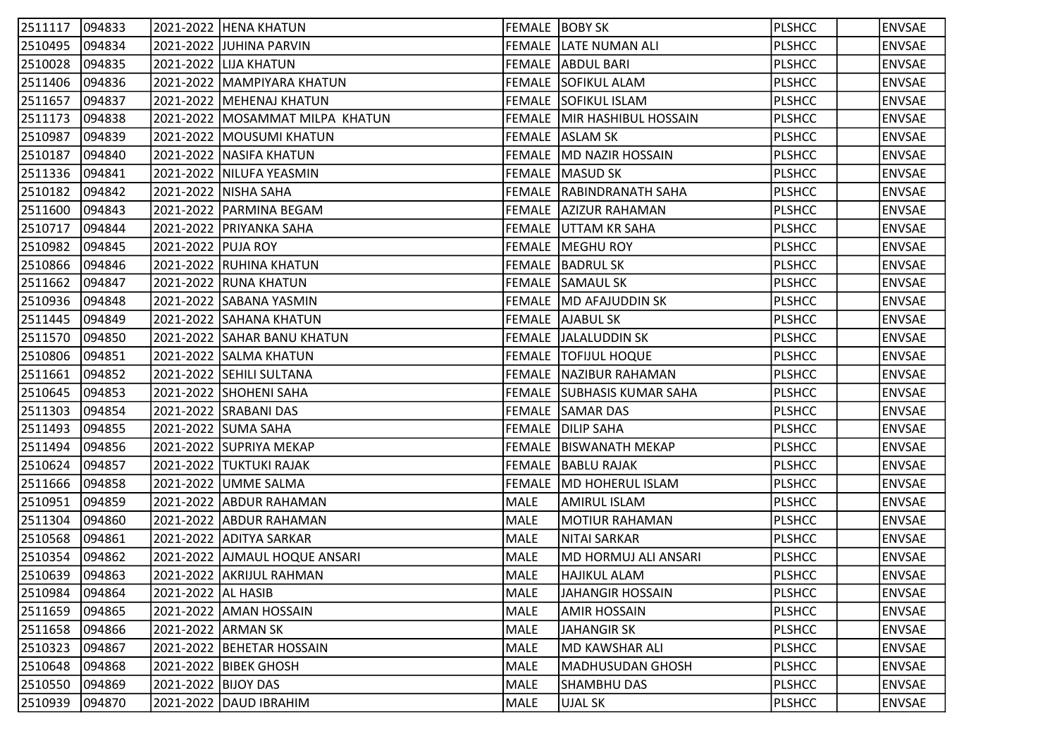| | | | | | | | | |
|---|---|---|---|---|---|---|---|---|
| 2511117 | 094833 | 2021-2022 | HENA KHATUN | FEMALE | BOBY SK | PLSHCC | | ENVSAE |
| 2510495 | 094834 | 2021-2022 | JUHINA PARVIN | FEMALE | LATE NUMAN ALI | PLSHCC | | ENVSAE |
| 2510028 | 094835 | 2021-2022 | LIJA KHATUN | FEMALE | ABDUL BARI | PLSHCC | | ENVSAE |
| 2511406 | 094836 | 2021-2022 | MAMPIYARA KHATUN | FEMALE | SOFIKUL ALAM | PLSHCC | | ENVSAE |
| 2511657 | 094837 | 2021-2022 | MEHENAJ KHATUN | FEMALE | SOFIKUL ISLAM | PLSHCC | | ENVSAE |
| 2511173 | 094838 | 2021-2022 | MOSAMMAT MILPA KHATUN | FEMALE | MIR HASHIBUL HOSSAIN | PLSHCC | | ENVSAE |
| 2510987 | 094839 | 2021-2022 | MOUSUMI KHATUN | FEMALE | ASLAM SK | PLSHCC | | ENVSAE |
| 2510187 | 094840 | 2021-2022 | NASIFA KHATUN | FEMALE | MD NAZIR HOSSAIN | PLSHCC | | ENVSAE |
| 2511336 | 094841 | 2021-2022 | NILUFA YEASMIN | FEMALE | MASUD SK | PLSHCC | | ENVSAE |
| 2510182 | 094842 | 2021-2022 | NISHA SAHA | FEMALE | RABINDRANATH SAHA | PLSHCC | | ENVSAE |
| 2511600 | 094843 | 2021-2022 | PARMINA BEGAM | FEMALE | AZIZUR RAHAMAN | PLSHCC | | ENVSAE |
| 2510717 | 094844 | 2021-2022 | PRIYANKA SAHA | FEMALE | UTTAM KR SAHA | PLSHCC | | ENVSAE |
| 2510982 | 094845 | 2021-2022 | PUJA ROY | FEMALE | MEGHU ROY | PLSHCC | | ENVSAE |
| 2510866 | 094846 | 2021-2022 | RUHINA KHATUN | FEMALE | BADRUL SK | PLSHCC | | ENVSAE |
| 2511662 | 094847 | 2021-2022 | RUNA KHATUN | FEMALE | SAMAUL SK | PLSHCC | | ENVSAE |
| 2510936 | 094848 | 2021-2022 | SABANA YASMIN | FEMALE | MD AFAJUDDIN SK | PLSHCC | | ENVSAE |
| 2511445 | 094849 | 2021-2022 | SAHANA KHATUN | FEMALE | AJABUL SK | PLSHCC | | ENVSAE |
| 2511570 | 094850 | 2021-2022 | SAHAR BANU KHATUN | FEMALE | JALALUDDIN SK | PLSHCC | | ENVSAE |
| 2510806 | 094851 | 2021-2022 | SALMA KHATUN | FEMALE | TOFIJUL HOQUE | PLSHCC | | ENVSAE |
| 2511661 | 094852 | 2021-2022 | SEHILI SULTANA | FEMALE | NAZIBUR RAHAMAN | PLSHCC | | ENVSAE |
| 2510645 | 094853 | 2021-2022 | SHOHENI SAHA | FEMALE | SUBHASIS KUMAR SAHA | PLSHCC | | ENVSAE |
| 2511303 | 094854 | 2021-2022 | SRABANI DAS | FEMALE | SAMAR DAS | PLSHCC | | ENVSAE |
| 2511493 | 094855 | 2021-2022 | SUMA SAHA | FEMALE | DILIP SAHA | PLSHCC | | ENVSAE |
| 2511494 | 094856 | 2021-2022 | SUPRIYA MEKAP | FEMALE | BISWANATH MEKAP | PLSHCC | | ENVSAE |
| 2510624 | 094857 | 2021-2022 | TUKTUKI RAJAK | FEMALE | BABLU RAJAK | PLSHCC | | ENVSAE |
| 2511666 | 094858 | 2021-2022 | UMME SALMA | FEMALE | MD HOHERUL ISLAM | PLSHCC | | ENVSAE |
| 2510951 | 094859 | 2021-2022 | ABDUR RAHAMAN | MALE | AMIRUL ISLAM | PLSHCC | | ENVSAE |
| 2511304 | 094860 | 2021-2022 | ABDUR RAHAMAN | MALE | MOTIUR RAHAMAN | PLSHCC | | ENVSAE |
| 2510568 | 094861 | 2021-2022 | ADITYA SARKAR | MALE | NITAI SARKAR | PLSHCC | | ENVSAE |
| 2510354 | 094862 | 2021-2022 | AJMAUL HOQUE ANSARI | MALE | MD HORMUJ ALI ANSARI | PLSHCC | | ENVSAE |
| 2510639 | 094863 | 2021-2022 | AKRIJUL RAHMAN | MALE | HAJIKUL ALAM | PLSHCC | | ENVSAE |
| 2510984 | 094864 | 2021-2022 | AL HASIB | MALE | JAHANGIR HOSSAIN | PLSHCC | | ENVSAE |
| 2511659 | 094865 | 2021-2022 | AMAN HOSSAIN | MALE | AMIR HOSSAIN | PLSHCC | | ENVSAE |
| 2511658 | 094866 | 2021-2022 | ARMAN SK | MALE | JAHANGIR SK | PLSHCC | | ENVSAE |
| 2510323 | 094867 | 2021-2022 | BEHETAR HOSSAIN | MALE | MD KAWSHAR ALI | PLSHCC | | ENVSAE |
| 2510648 | 094868 | 2021-2022 | BIBEK GHOSH | MALE | MADHUSUDAN GHOSH | PLSHCC | | ENVSAE |
| 2510550 | 094869 | 2021-2022 | BIJOY DAS | MALE | SHAMBHU DAS | PLSHCC | | ENVSAE |
| 2510939 | 094870 | 2021-2022 | DAUD IBRAHIM | MALE | UJAL SK | PLSHCC | | ENVSAE |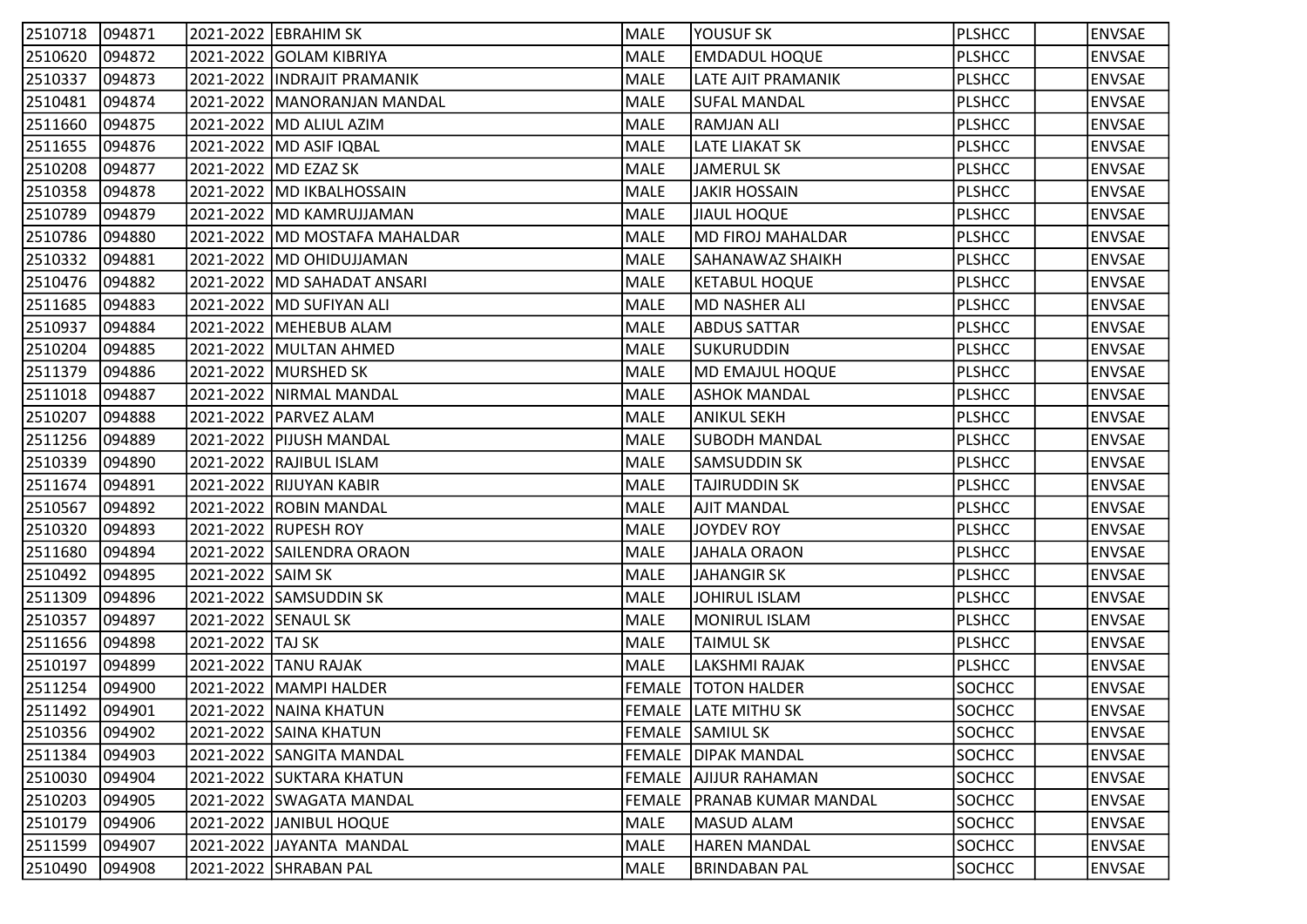| | | | | | | | | |
|---|---|---|---|---|---|---|---|---|
| 2510718 | 094871 | 2021-2022 | EBRAHIM SK | MALE | YOUSUF SK | PLSHCC | | ENVSAE |
| 2510620 | 094872 | 2021-2022 | GOLAM KIBRIYA | MALE | EMDADUL HOQUE | PLSHCC | | ENVSAE |
| 2510337 | 094873 | 2021-2022 | INDRAJIT PRAMANIK | MALE | LATE AJIT PRAMANIK | PLSHCC | | ENVSAE |
| 2510481 | 094874 | 2021-2022 | MANORANJAN MANDAL | MALE | SUFAL MANDAL | PLSHCC | | ENVSAE |
| 2511660 | 094875 | 2021-2022 | MD ALIUL AZIM | MALE | RAMJAN ALI | PLSHCC | | ENVSAE |
| 2511655 | 094876 | 2021-2022 | MD ASIF IQBAL | MALE | LATE LIAKAT SK | PLSHCC | | ENVSAE |
| 2510208 | 094877 | 2021-2022 | MD EZAZ SK | MALE | JAMERUL SK | PLSHCC | | ENVSAE |
| 2510358 | 094878 | 2021-2022 | MD IKBALHOSSAIN | MALE | JAKIR HOSSAIN | PLSHCC | | ENVSAE |
| 2510789 | 094879 | 2021-2022 | MD KAMRUJJAMAN | MALE | JIAUL HOQUE | PLSHCC | | ENVSAE |
| 2510786 | 094880 | 2021-2022 | MD MOSTAFA MAHALDAR | MALE | MD FIROJ MAHALDAR | PLSHCC | | ENVSAE |
| 2510332 | 094881 | 2021-2022 | MD OHIDUJJAMAN | MALE | SAHANAWAZ SHAIKH | PLSHCC | | ENVSAE |
| 2510476 | 094882 | 2021-2022 | MD SAHADAT ANSARI | MALE | KETABUL HOQUE | PLSHCC | | ENVSAE |
| 2511685 | 094883 | 2021-2022 | MD SUFIYAN ALI | MALE | MD NASHER ALI | PLSHCC | | ENVSAE |
| 2510937 | 094884 | 2021-2022 | MEHEBUB ALAM | MALE | ABDUS SATTAR | PLSHCC | | ENVSAE |
| 2510204 | 094885 | 2021-2022 | MULTAN AHMED | MALE | SUKURUDDIN | PLSHCC | | ENVSAE |
| 2511379 | 094886 | 2021-2022 | MURSHED SK | MALE | MD EMAJUL HOQUE | PLSHCC | | ENVSAE |
| 2511018 | 094887 | 2021-2022 | NIRMAL MANDAL | MALE | ASHOK MANDAL | PLSHCC | | ENVSAE |
| 2510207 | 094888 | 2021-2022 | PARVEZ ALAM | MALE | ANIKUL SEKH | PLSHCC | | ENVSAE |
| 2511256 | 094889 | 2021-2022 | PIJUSH MANDAL | MALE | SUBODH MANDAL | PLSHCC | | ENVSAE |
| 2510339 | 094890 | 2021-2022 | RAJIBUL ISLAM | MALE | SAMSUDDIN SK | PLSHCC | | ENVSAE |
| 2511674 | 094891 | 2021-2022 | RIJUYAN KABIR | MALE | TAJIRUDDIN SK | PLSHCC | | ENVSAE |
| 2510567 | 094892 | 2021-2022 | ROBIN MANDAL | MALE | AJIT MANDAL | PLSHCC | | ENVSAE |
| 2510320 | 094893 | 2021-2022 | RUPESH ROY | MALE | JOYDEV ROY | PLSHCC | | ENVSAE |
| 2511680 | 094894 | 2021-2022 | SAILENDRA ORAON | MALE | JAHALA ORAON | PLSHCC | | ENVSAE |
| 2510492 | 094895 | 2021-2022 | SAIM SK | MALE | JAHANGIR SK | PLSHCC | | ENVSAE |
| 2511309 | 094896 | 2021-2022 | SAMSUDDIN SK | MALE | JOHIRUL ISLAM | PLSHCC | | ENVSAE |
| 2510357 | 094897 | 2021-2022 | SENAUL SK | MALE | MONIRUL ISLAM | PLSHCC | | ENVSAE |
| 2511656 | 094898 | 2021-2022 | TAJ SK | MALE | TAIMUL SK | PLSHCC | | ENVSAE |
| 2510197 | 094899 | 2021-2022 | TANU RAJAK | MALE | LAKSHMI RAJAK | PLSHCC | | ENVSAE |
| 2511254 | 094900 | 2021-2022 | MAMPI HALDER | FEMALE | TOTON HALDER | SOCHCC | | ENVSAE |
| 2511492 | 094901 | 2021-2022 | NAINA KHATUN | FEMALE | LATE MITHU SK | SOCHCC | | ENVSAE |
| 2510356 | 094902 | 2021-2022 | SAINA KHATUN | FEMALE | SAMIUL SK | SOCHCC | | ENVSAE |
| 2511384 | 094903 | 2021-2022 | SANGITA MANDAL | FEMALE | DIPAK MANDAL | SOCHCC | | ENVSAE |
| 2510030 | 094904 | 2021-2022 | SUKTARA KHATUN | FEMALE | AJIJUR RAHAMAN | SOCHCC | | ENVSAE |
| 2510203 | 094905 | 2021-2022 | SWAGATA MANDAL | FEMALE | PRANAB KUMAR MANDAL | SOCHCC | | ENVSAE |
| 2510179 | 094906 | 2021-2022 | JANIBUL HOQUE | MALE | MASUD ALAM | SOCHCC | | ENVSAE |
| 2511599 | 094907 | 2021-2022 | JAYANTA MANDAL | MALE | HAREN MANDAL | SOCHCC | | ENVSAE |
| 2510490 | 094908 | 2021-2022 | SHRABAN PAL | MALE | BRINDABAN PAL | SOCHCC | | ENVSAE |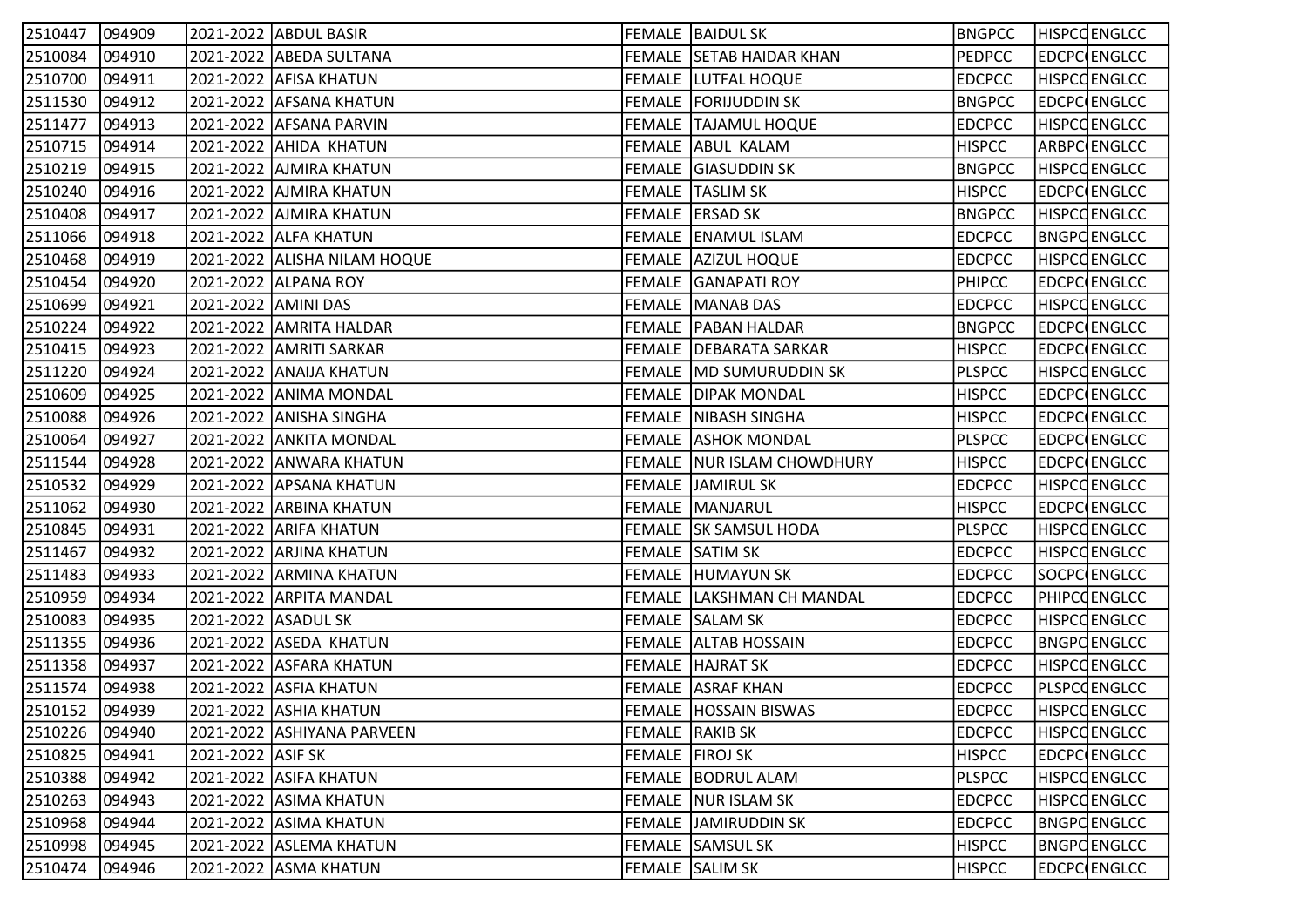| | | | | | | | | |
|---|---|---|---|---|---|---|---|---|
| 2510447 | 094909 | 2021-2022 | ABDUL BASIR | FEMALE | BAIDUL SK | BNGPCC | HISPCC | ENGLCC |
| 2510084 | 094910 | 2021-2022 | ABEDA SULTANA | FEMALE | SETAB HAIDAR KHAN | PEDPCC | EDCPC( | ENGLCC |
| 2510700 | 094911 | 2021-2022 | AFISA KHATUN | FEMALE | LUTFAL HOQUE | EDCPCC | HISPCC | ENGLCC |
| 2511530 | 094912 | 2021-2022 | AFSANA KHATUN | FEMALE | FORIJUDDIN SK | BNGPCC | EDCPC( | ENGLCC |
| 2511477 | 094913 | 2021-2022 | AFSANA PARVIN | FEMALE | TAJAMUL HOQUE | EDCPCC | HISPCC | ENGLCC |
| 2510715 | 094914 | 2021-2022 | AHIDA KHATUN | FEMALE | ABUL KALAM | HISPCC | ARBPC( | ENGLCC |
| 2510219 | 094915 | 2021-2022 | AJMIRA KHATUN | FEMALE | GIASUDDIN SK | BNGPCC | HISPCC | ENGLCC |
| 2510240 | 094916 | 2021-2022 | AJMIRA KHATUN | FEMALE | TASLIM SK | HISPCC | EDCPC( | ENGLCC |
| 2510408 | 094917 | 2021-2022 | AJMIRA KHATUN | FEMALE | ERSAD SK | BNGPCC | HISPCC | ENGLCC |
| 2511066 | 094918 | 2021-2022 | ALFA KHATUN | FEMALE | ENAMUL ISLAM | EDCPCC | BNGPC | ENGLCC |
| 2510468 | 094919 | 2021-2022 | ALISHA NILAM HOQUE | FEMALE | AZIZUL HOQUE | EDCPCC | HISPCC | ENGLCC |
| 2510454 | 094920 | 2021-2022 | ALPANA ROY | FEMALE | GANAPATI ROY | PHIPCC | EDCPC( | ENGLCC |
| 2510699 | 094921 | 2021-2022 | AMINI DAS | FEMALE | MANAB DAS | EDCPCC | HISPCC | ENGLCC |
| 2510224 | 094922 | 2021-2022 | AMRITA HALDAR | FEMALE | PABAN HALDAR | BNGPCC | EDCPC( | ENGLCC |
| 2510415 | 094923 | 2021-2022 | AMRITI SARKAR | FEMALE | DEBARATA SARKAR | HISPCC | EDCPC( | ENGLCC |
| 2511220 | 094924 | 2021-2022 | ANAIJA KHATUN | FEMALE | MD SUMURUDDIN SK | PLSPCC | HISPCC | ENGLCC |
| 2510609 | 094925 | 2021-2022 | ANIMA MONDAL | FEMALE | DIPAK MONDAL | HISPCC | EDCPC( | ENGLCC |
| 2510088 | 094926 | 2021-2022 | ANISHA SINGHA | FEMALE | NIBASH SINGHA | HISPCC | EDCPC( | ENGLCC |
| 2510064 | 094927 | 2021-2022 | ANKITA MONDAL | FEMALE | ASHOK MONDAL | PLSPCC | EDCPC( | ENGLCC |
| 2511544 | 094928 | 2021-2022 | ANWARA KHATUN | FEMALE | NUR ISLAM CHOWDHURY | HISPCC | EDCPC( | ENGLCC |
| 2510532 | 094929 | 2021-2022 | APSANA KHATUN | FEMALE | JAMIRUL SK | EDCPCC | HISPCC | ENGLCC |
| 2511062 | 094930 | 2021-2022 | ARBINA KHATUN | FEMALE | MANJARUL | HISPCC | EDCPC( | ENGLCC |
| 2510845 | 094931 | 2021-2022 | ARIFA KHATUN | FEMALE | SK SAMSUL HODA | PLSPCC | HISPCC | ENGLCC |
| 2511467 | 094932 | 2021-2022 | ARJINA KHATUN | FEMALE | SATIM SK | EDCPCC | HISPCC | ENGLCC |
| 2511483 | 094933 | 2021-2022 | ARMINA KHATUN | FEMALE | HUMAYUN SK | EDCPCC | SOCPC( | ENGLCC |
| 2510959 | 094934 | 2021-2022 | ARPITA MANDAL | FEMALE | LAKSHMAN CH MANDAL | EDCPCC | PHIPCC | ENGLCC |
| 2510083 | 094935 | 2021-2022 | ASADUL SK | FEMALE | SALAM SK | EDCPCC | HISPCC | ENGLCC |
| 2511355 | 094936 | 2021-2022 | ASEDA KHATUN | FEMALE | ALTAB HOSSAIN | EDCPCC | BNGPC | ENGLCC |
| 2511358 | 094937 | 2021-2022 | ASFARA KHATUN | FEMALE | HAJRAT SK | EDCPCC | HISPCC | ENGLCC |
| 2511574 | 094938 | 2021-2022 | ASFIA KHATUN | FEMALE | ASRAF KHAN | EDCPCC | PLSPCC | ENGLCC |
| 2510152 | 094939 | 2021-2022 | ASHIA KHATUN | FEMALE | HOSSAIN BISWAS | EDCPCC | HISPCC | ENGLCC |
| 2510226 | 094940 | 2021-2022 | ASHIYANA PARVEEN | FEMALE | RAKIB SK | EDCPCC | HISPCC | ENGLCC |
| 2510825 | 094941 | 2021-2022 | ASIF SK | FEMALE | FIROJ SK | HISPCC | EDCPC( | ENGLCC |
| 2510388 | 094942 | 2021-2022 | ASIFA KHATUN | FEMALE | BODRUL ALAM | PLSPCC | HISPCC | ENGLCC |
| 2510263 | 094943 | 2021-2022 | ASIMA KHATUN | FEMALE | NUR ISLAM SK | EDCPCC | HISPCC | ENGLCC |
| 2510968 | 094944 | 2021-2022 | ASIMA KHATUN | FEMALE | JAMIRUDDIN SK | EDCPCC | BNGPC | ENGLCC |
| 2510998 | 094945 | 2021-2022 | ASLEMA KHATUN | FEMALE | SAMSUL SK | HISPCC | BNGPC | ENGLCC |
| 2510474 | 094946 | 2021-2022 | ASMA KHATUN | FEMALE | SALIM SK | HISPCC | EDCPC( | ENGLCC |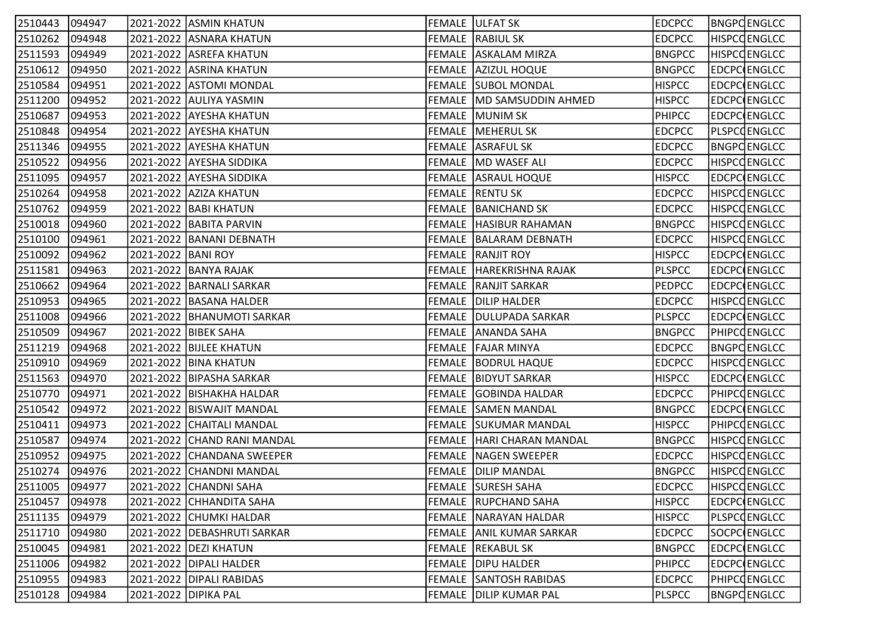| | | | | | | | | |
|---|---|---|---|---|---|---|---|---|
| 2510443 | 094947 | 2021-2022 | ASMIN KHATUN | FEMALE | ULFAT SK | EDCPCC | BNGPC | ENGLCC |
| 2510262 | 094948 | 2021-2022 | ASNARA KHATUN | FEMALE | RABIUL SK | EDCPCC | HISPCC | ENGLCC |
| 2511593 | 094949 | 2021-2022 | ASREFA KHATUN | FEMALE | ASKALAM MIRZA | BNGPCC | HISPCC | ENGLCC |
| 2510612 | 094950 | 2021-2022 | ASRINA KHATUN | FEMALE | AZIZUL HOQUE | BNGPCC | EDCPC | ENGLCC |
| 2510584 | 094951 | 2021-2022 | ASTOMI MONDAL | FEMALE | SUBOL MONDAL | HISPCC | EDCPC | ENGLCC |
| 2511200 | 094952 | 2021-2022 | AULIYA YASMIN | FEMALE | MD SAMSUDDIN AHMED | HISPCC | EDCPC | ENGLCC |
| 2510687 | 094953 | 2021-2022 | AYESHA KHATUN | FEMALE | MUNIM SK | PHIPCC | EDCPC | ENGLCC |
| 2510848 | 094954 | 2021-2022 | AYESHA KHATUN | FEMALE | MEHERUL SK | EDCPCC | PLSPCC | ENGLCC |
| 2511346 | 094955 | 2021-2022 | AYESHA KHATUN | FEMALE | ASRAFUL SK | EDCPCC | BNGPC | ENGLCC |
| 2510522 | 094956 | 2021-2022 | AYESHA SIDDIKA | FEMALE | MD WASEF ALI | EDCPCC | HISPCC | ENGLCC |
| 2511095 | 094957 | 2021-2022 | AYESHA SIDDIKA | FEMALE | ASRAUL HOQUE | HISPCC | EDCPC | ENGLCC |
| 2510264 | 094958 | 2021-2022 | AZIZA KHATUN | FEMALE | RENTU SK | EDCPCC | HISPCC | ENGLCC |
| 2510762 | 094959 | 2021-2022 | BABI KHATUN | FEMALE | BANICHAND SK | EDCPCC | HISPCC | ENGLCC |
| 2510018 | 094960 | 2021-2022 | BABITA PARVIN | FEMALE | HASIBUR RAHAMAN | BNGPCC | HISPCC | ENGLCC |
| 2510100 | 094961 | 2021-2022 | BANANI DEBNATH | FEMALE | BALARAM DEBNATH | EDCPCC | HISPCC | ENGLCC |
| 2510092 | 094962 | 2021-2022 | BANI ROY | FEMALE | RANJIT ROY | HISPCC | EDCPC | ENGLCC |
| 2511581 | 094963 | 2021-2022 | BANYA RAJAK | FEMALE | HAREKRISHNA RAJAK | PLSPCC | EDCPC | ENGLCC |
| 2510662 | 094964 | 2021-2022 | BARNALI SARKAR | FEMALE | RANJIT SARKAR | PEDPCC | EDCPC | ENGLCC |
| 2510953 | 094965 | 2021-2022 | BASANA HALDER | FEMALE | DILIP HALDER | EDCPCC | HISPCC | ENGLCC |
| 2511008 | 094966 | 2021-2022 | BHANUMOTI SARKAR | FEMALE | DULUPADA SARKAR | PLSPCC | EDCPC | ENGLCC |
| 2510509 | 094967 | 2021-2022 | BIBEK SAHA | FEMALE | ANANDA SAHA | BNGPCC | PHIPCC | ENGLCC |
| 2511219 | 094968 | 2021-2022 | BIJLEE KHATUN | FEMALE | FAJAR MINYA | EDCPCC | BNGPC | ENGLCC |
| 2510910 | 094969 | 2021-2022 | BINA KHATUN | FEMALE | BODRUL HAQUE | EDCPCC | HISPCC | ENGLCC |
| 2511563 | 094970 | 2021-2022 | BIPASHA SARKAR | FEMALE | BIDYUT SARKAR | HISPCC | EDCPC | ENGLCC |
| 2510770 | 094971 | 2021-2022 | BISHAKHA HALDAR | FEMALE | GOBINDA HALDAR | EDCPCC | PHIPCC | ENGLCC |
| 2510542 | 094972 | 2021-2022 | BISWAJIT MANDAL | FEMALE | SAMEN MANDAL | BNGPCC | EDCPC | ENGLCC |
| 2510411 | 094973 | 2021-2022 | CHAITALI MANDAL | FEMALE | SUKUMAR MANDAL | HISPCC | PHIPCC | ENGLCC |
| 2510587 | 094974 | 2021-2022 | CHAND RANI MANDAL | FEMALE | HARI CHARAN MANDAL | BNGPCC | HISPCC | ENGLCC |
| 2510952 | 094975 | 2021-2022 | CHANDANA SWEEPER | FEMALE | NAGEN SWEEPER | EDCPCC | HISPCC | ENGLCC |
| 2510274 | 094976 | 2021-2022 | CHANDNI MANDAL | FEMALE | DILIP MANDAL | BNGPCC | HISPCC | ENGLCC |
| 2511005 | 094977 | 2021-2022 | CHANDNI SAHA | FEMALE | SURESH SAHA | EDCPCC | HISPCC | ENGLCC |
| 2510457 | 094978 | 2021-2022 | CHHANDITA SAHA | FEMALE | RUPCHAND SAHA | HISPCC | EDCPC | ENGLCC |
| 2511135 | 094979 | 2021-2022 | CHUMKI HALDAR | FEMALE | NARAYAN HALDAR | HISPCC | PLSPCC | ENGLCC |
| 2511710 | 094980 | 2021-2022 | DEBASHRUTI SARKAR | FEMALE | ANIL KUMAR SARKAR | EDCPCC | SOCPC | ENGLCC |
| 2510045 | 094981 | 2021-2022 | DEZI KHATUN | FEMALE | REKABUL SK | BNGPCC | EDCPC | ENGLCC |
| 2511006 | 094982 | 2021-2022 | DIPALI HALDER | FEMALE | DIPU HALDER | PHIPCC | EDCPC | ENGLCC |
| 2510955 | 094983 | 2021-2022 | DIPALI RABIDAS | FEMALE | SANTOSH RABIDAS | EDCPCC | PHIPCC | ENGLCC |
| 2510128 | 094984 | 2021-2022 | DIPIKA PAL | FEMALE | DILIP KUMAR PAL | PLSPCC | BNGPC | ENGLCC |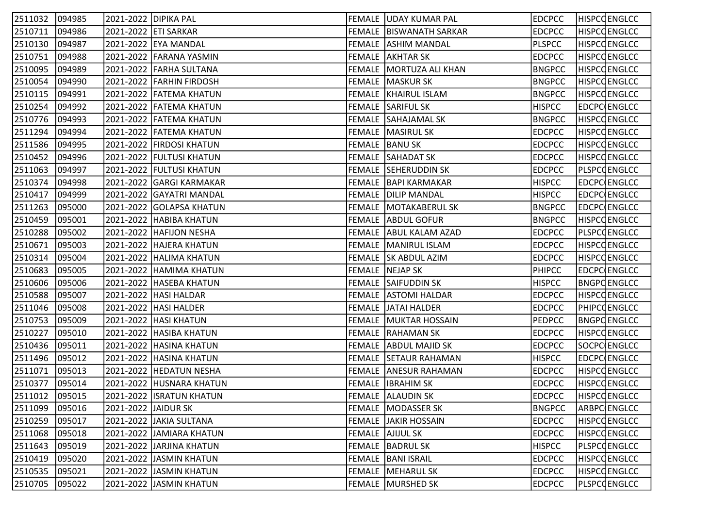| 2511032 | 094985 | 2021-2022 | DIPIKA PAL | FEMALE | UDAY KUMAR PAL | EDCPCC | HISPCC | ENGLCC |
|---|---|---|---|---|---|---|---|---|
| 2510711 | 094986 | 2021-2022 | ETI SARKAR | FEMALE | BISWANATH SARKAR | EDCPCC | HISPCC | ENGLCC |
| 2510130 | 094987 | 2021-2022 | EYA MANDAL | FEMALE | ASHIM MANDAL | PLSPCC | HISPCC | ENGLCC |
| 2510751 | 094988 | 2021-2022 | FARANA YASMIN | FEMALE | AKHTAR SK | EDCPCC | HISPCC | ENGLCC |
| 2510095 | 094989 | 2021-2022 | FARHA SULTANA | FEMALE | MORTUZA ALI KHAN | BNGPCC | HISPCC | ENGLCC |
| 2510054 | 094990 | 2021-2022 | FARHIN FIRDOSH | FEMALE | MASKUR SK | BNGPCC | HISPCC | ENGLCC |
| 2510115 | 094991 | 2021-2022 | FATEMA KHATUN | FEMALE | KHAIRUL ISLAM | BNGPCC | HISPCC | ENGLCC |
| 2510254 | 094992 | 2021-2022 | FATEMA KHATUN | FEMALE | SARIFUL SK | HISPCC | EDCPCC | ENGLCC |
| 2510776 | 094993 | 2021-2022 | FATEMA KHATUN | FEMALE | SAHAJAMAL SK | BNGPCC | HISPCC | ENGLCC |
| 2511294 | 094994 | 2021-2022 | FATEMA KHATUN | FEMALE | MASIRUL SK | EDCPCC | HISPCC | ENGLCC |
| 2511586 | 094995 | 2021-2022 | FIRDOSI KHATUN | FEMALE | BANU SK | EDCPCC | HISPCC | ENGLCC |
| 2510452 | 094996 | 2021-2022 | FULTUSI KHATUN | FEMALE | SAHADAT SK | EDCPCC | HISPCC | ENGLCC |
| 2511063 | 094997 | 2021-2022 | FULTUSI KHATUN | FEMALE | SEHERUDDIN SK | EDCPCC | PLSPCC | ENGLCC |
| 2510374 | 094998 | 2021-2022 | GARGI KARMAKAR | FEMALE | BAPI KARMAKAR | HISPCC | EDCPCC | ENGLCC |
| 2510417 | 094999 | 2021-2022 | GAYATRI MANDAL | FEMALE | DILIP MANDAL | HISPCC | EDCPCC | ENGLCC |
| 2511263 | 095000 | 2021-2022 | GOLAPSA KHATUN | FEMALE | MOTAKABERUL SK | BNGPCC | EDCPCC | ENGLCC |
| 2510459 | 095001 | 2021-2022 | HABIBA KHATUN | FEMALE | ABDUL GOFUR | BNGPCC | HISPCC | ENGLCC |
| 2510288 | 095002 | 2021-2022 | HAFIJON NESHA | FEMALE | ABUL KALAM AZAD | EDCPCC | PLSPCC | ENGLCC |
| 2510671 | 095003 | 2021-2022 | HAJERA KHATUN | FEMALE | MANIRUL ISLAM | EDCPCC | HISPCC | ENGLCC |
| 2510314 | 095004 | 2021-2022 | HALIMA KHATUN | FEMALE | SK ABDUL AZIM | EDCPCC | HISPCC | ENGLCC |
| 2510683 | 095005 | 2021-2022 | HAMIMA KHATUN | FEMALE | NEJAP SK | PHIPCC | EDCPCC | ENGLCC |
| 2510606 | 095006 | 2021-2022 | HASEBA KHATUN | FEMALE | SAIFUDDIN SK | HISPCC | BNGPCC | ENGLCC |
| 2510588 | 095007 | 2021-2022 | HASI HALDAR | FEMALE | ASTOMI HALDAR | EDCPCC | HISPCC | ENGLCC |
| 2511046 | 095008 | 2021-2022 | HASI HALDER | FEMALE | JATAI HALDER | EDCPCC | PHIPCC | ENGLCC |
| 2510753 | 095009 | 2021-2022 | HASI KHATUN | FEMALE | MUKTAR HOSSAIN | PEDPCC | BNGPCC | ENGLCC |
| 2510227 | 095010 | 2021-2022 | HASIBA KHATUN | FEMALE | RAHAMAN SK | EDCPCC | HISPCC | ENGLCC |
| 2510436 | 095011 | 2021-2022 | HASINA KHATUN | FEMALE | ABDUL MAJID SK | EDCPCC | SOCPCC | ENGLCC |
| 2511496 | 095012 | 2021-2022 | HASINA KHATUN | FEMALE | SETAUR RAHAMAN | HISPCC | EDCPCC | ENGLCC |
| 2511071 | 095013 | 2021-2022 | HEDATUN NESHA | FEMALE | ANESUR RAHAMAN | EDCPCC | HISPCC | ENGLCC |
| 2510377 | 095014 | 2021-2022 | HUSNARA KHATUN | FEMALE | IBRAHIM SK | EDCPCC | HISPCC | ENGLCC |
| 2511012 | 095015 | 2021-2022 | ISRATUN KHATUN | FEMALE | ALAUDIN SK | EDCPCC | HISPCC | ENGLCC |
| 2511099 | 095016 | 2021-2022 | JAIDUR SK | FEMALE | MODASSER SK | BNGPCC | ARBPCC | ENGLCC |
| 2510259 | 095017 | 2021-2022 | JAKIA SULTANA | FEMALE | JAKIR HOSSAIN | EDCPCC | HISPCC | ENGLCC |
| 2511068 | 095018 | 2021-2022 | JAMIARA KHATUN | FEMALE | AJIJUL SK | EDCPCC | HISPCC | ENGLCC |
| 2511643 | 095019 | 2021-2022 | JARJINA KHATUN | FEMALE | BADRUL SK | HISPCC | PLSPCC | ENGLCC |
| 2510419 | 095020 | 2021-2022 | JASMIN KHATUN | FEMALE | BANI ISRAIL | EDCPCC | HISPCC | ENGLCC |
| 2510535 | 095021 | 2021-2022 | JASMIN KHATUN | FEMALE | MEHARUL SK | EDCPCC | HISPCC | ENGLCC |
| 2510705 | 095022 | 2021-2022 | JASMIN KHATUN | FEMALE | MURSHED SK | EDCPCC | PLSPCC | ENGLCC |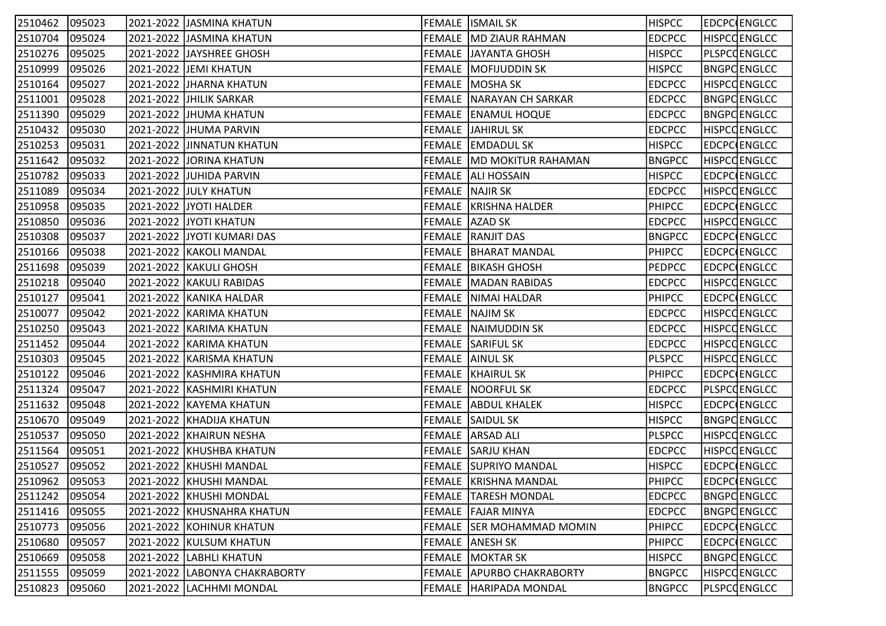| | | | | | | | | |
|---|---|---|---|---|---|---|---|---|
| 2510462 | 095023 | 2021-2022 | JASMINA KHATUN | FEMALE | ISMAIL SK | HISPCC | EDCPC( | ENGLCC |
| 2510704 | 095024 | 2021-2022 | JASMINA KHATUN | FEMALE | MD ZIAUR RAHMAN | EDCPCC | HISPCC | ENGLCC |
| 2510276 | 095025 | 2021-2022 | JAYSHREE GHOSH | FEMALE | JAYANTA GHOSH | HISPCC | PLSPCC | ENGLCC |
| 2510999 | 095026 | 2021-2022 | JEMI KHATUN | FEMALE | MOFIJUDDIN SK | HISPCC | BNGPC | ENGLCC |
| 2510164 | 095027 | 2021-2022 | JHARNA KHATUN | FEMALE | MOSHA SK | EDCPCC | HISPCC | ENGLCC |
| 2511001 | 095028 | 2021-2022 | JHILIK SARKAR | FEMALE | NARAYAN CH SARKAR | EDCPCC | BNGPC | ENGLCC |
| 2511390 | 095029 | 2021-2022 | JHUMA KHATUN | FEMALE | ENAMUL HOQUE | EDCPCC | BNGPC | ENGLCC |
| 2510432 | 095030 | 2021-2022 | JHUMA PARVIN | FEMALE | JAHIRUL SK | EDCPCC | HISPCC | ENGLCC |
| 2510253 | 095031 | 2021-2022 | JINNATUN KHATUN | FEMALE | EMDADUL SK | HISPCC | EDCPC( | ENGLCC |
| 2511642 | 095032 | 2021-2022 | JORINA KHATUN | FEMALE | MD MOKITUR RAHAMAN | BNGPCC | HISPCC | ENGLCC |
| 2510782 | 095033 | 2021-2022 | JUHIDA PARVIN | FEMALE | ALI HOSSAIN | HISPCC | EDCPC( | ENGLCC |
| 2511089 | 095034 | 2021-2022 | JULY KHATUN | FEMALE | NAJIR SK | EDCPCC | HISPCC | ENGLCC |
| 2510958 | 095035 | 2021-2022 | JYOTI HALDER | FEMALE | KRISHNA HALDER | PHIPCC | EDCPC( | ENGLCC |
| 2510850 | 095036 | 2021-2022 | JYOTI KHATUN | FEMALE | AZAD SK | EDCPCC | HISPCC | ENGLCC |
| 2510308 | 095037 | 2021-2022 | JYOTI KUMARI DAS | FEMALE | RANJIT DAS | BNGPCC | EDCPC( | ENGLCC |
| 2510166 | 095038 | 2021-2022 | KAKOLI MANDAL | FEMALE | BHARAT MANDAL | PHIPCC | EDCPC( | ENGLCC |
| 2511698 | 095039 | 2021-2022 | KAKULI GHOSH | FEMALE | BIKASH GHOSH | PEDPCC | EDCPC( | ENGLCC |
| 2510218 | 095040 | 2021-2022 | KAKULI RABIDAS | FEMALE | MADAN RABIDAS | EDCPCC | HISPCC | ENGLCC |
| 2510127 | 095041 | 2021-2022 | KANIKA HALDAR | FEMALE | NIMAI HALDAR | PHIPCC | EDCPC( | ENGLCC |
| 2510077 | 095042 | 2021-2022 | KARIMA KHATUN | FEMALE | NAJIM SK | EDCPCC | HISPCC | ENGLCC |
| 2510250 | 095043 | 2021-2022 | KARIMA KHATUN | FEMALE | NAIMUDDIN SK | EDCPCC | HISPCC | ENGLCC |
| 2511452 | 095044 | 2021-2022 | KARIMA KHATUN | FEMALE | SARIFUL SK | EDCPCC | HISPCC | ENGLCC |
| 2510303 | 095045 | 2021-2022 | KARISMA KHATUN | FEMALE | AINUL SK | PLSPCC | HISPCC | ENGLCC |
| 2510122 | 095046 | 2021-2022 | KASHMIRA KHATUN | FEMALE | KHAIRUL SK | PHIPCC | EDCPC( | ENGLCC |
| 2511324 | 095047 | 2021-2022 | KASHMIRI KHATUN | FEMALE | NOORFUL SK | EDCPCC | PLSPCC | ENGLCC |
| 2511632 | 095048 | 2021-2022 | KAYEMA KHATUN | FEMALE | ABDUL KHALEK | HISPCC | EDCPC( | ENGLCC |
| 2510670 | 095049 | 2021-2022 | KHADIJA KHATUN | FEMALE | SAIDUL SK | HISPCC | BNGPC | ENGLCC |
| 2510537 | 095050 | 2021-2022 | KHAIRUN NESHA | FEMALE | ARSAD ALI | PLSPCC | HISPCC | ENGLCC |
| 2511564 | 095051 | 2021-2022 | KHUSHBA KHATUN | FEMALE | SARJU KHAN | EDCPCC | HISPCC | ENGLCC |
| 2510527 | 095052 | 2021-2022 | KHUSHI MANDAL | FEMALE | SUPRIYO MANDAL | HISPCC | EDCPC( | ENGLCC |
| 2510962 | 095053 | 2021-2022 | KHUSHI MANDAL | FEMALE | KRISHNA MANDAL | PHIPCC | EDCPC( | ENGLCC |
| 2511242 | 095054 | 2021-2022 | KHUSHI MONDAL | FEMALE | TARESH MONDAL | EDCPCC | BNGPC | ENGLCC |
| 2511416 | 095055 | 2021-2022 | KHUSNAHRA KHATUN | FEMALE | FAJAR MINYA | EDCPCC | BNGPC | ENGLCC |
| 2510773 | 095056 | 2021-2022 | KOHINUR KHATUN | FEMALE | SER MOHAMMAD MOMIN | PHIPCC | EDCPC( | ENGLCC |
| 2510680 | 095057 | 2021-2022 | KULSUM KHATUN | FEMALE | ANESH SK | PHIPCC | EDCPC( | ENGLCC |
| 2510669 | 095058 | 2021-2022 | LABHLI KHATUN | FEMALE | MOKTAR SK | HISPCC | BNGPC | ENGLCC |
| 2511555 | 095059 | 2021-2022 | LABONYA CHAKRABORTY | FEMALE | APURBO CHAKRABORTY | BNGPCC | HISPCC | ENGLCC |
| 2510823 | 095060 | 2021-2022 | LACHHMI MONDAL | FEMALE | HARIPADA MONDAL | BNGPCC | PLSPCC | ENGLCC |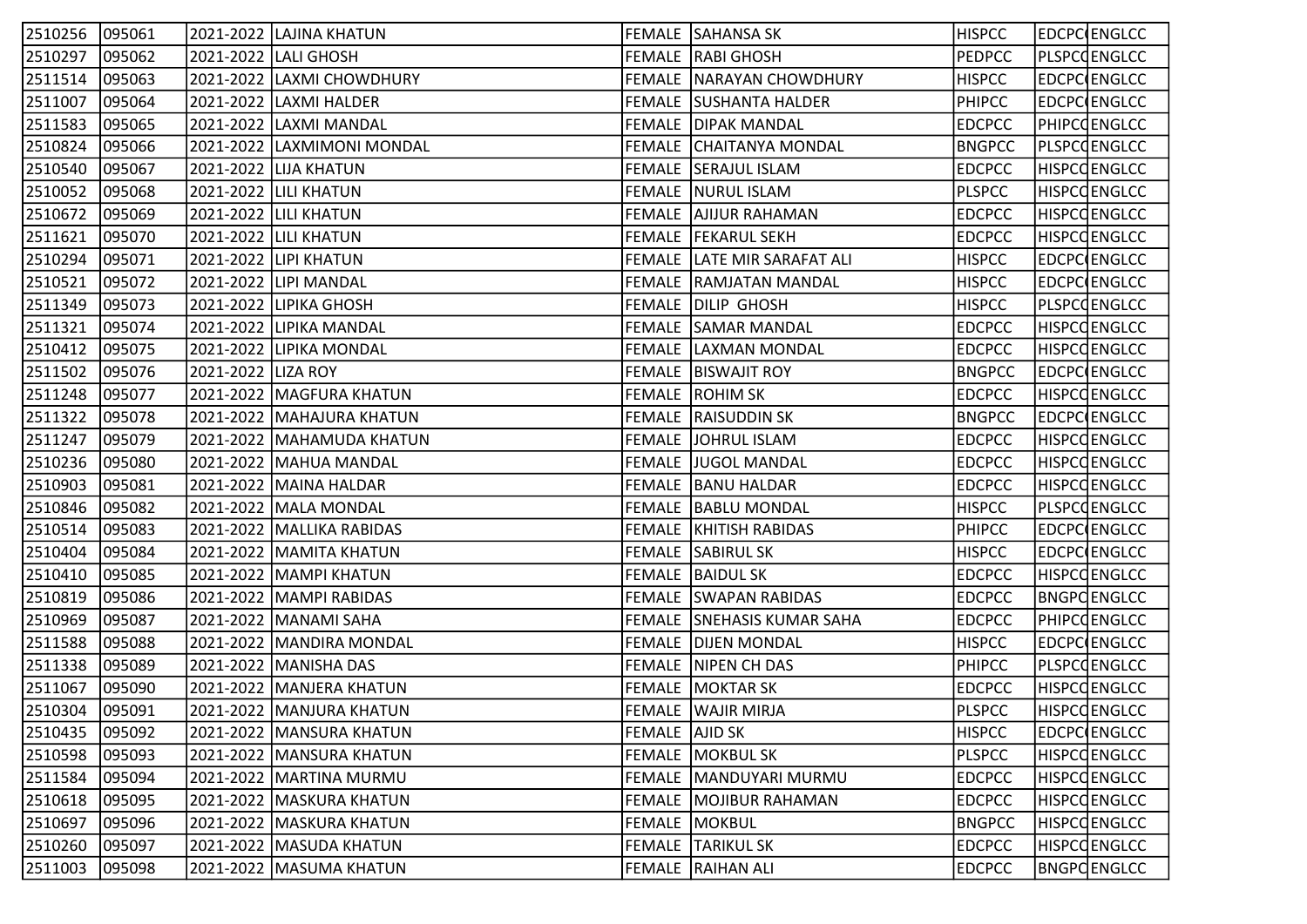| | | | | | | | | |
|---|---|---|---|---|---|---|---|---|
| 2510256 | 095061 | 2021-2022 | LAJINA KHATUN | FEMALE | SAHANSA SK | HISPCC | EDCPC( | ENGLCC |
| 2510297 | 095062 | 2021-2022 | LALI GHOSH | FEMALE | RABI GHOSH | PEDPCC | PLSPCC | ENGLCC |
| 2511514 | 095063 | 2021-2022 | LAXMI CHOWDHURY | FEMALE | NARAYAN CHOWDHURY | HISPCC | EDCPC( | ENGLCC |
| 2511007 | 095064 | 2021-2022 | LAXMI HALDER | FEMALE | SUSHANTA HALDER | PHIPCC | EDCPC( | ENGLCC |
| 2511583 | 095065 | 2021-2022 | LAXMI MANDAL | FEMALE | DIPAK MANDAL | EDCPCC | PHIPCC | ENGLCC |
| 2510824 | 095066 | 2021-2022 | LAXMIMONI MONDAL | FEMALE | CHAITANYA MONDAL | BNGPCC | PLSPCC | ENGLCC |
| 2510540 | 095067 | 2021-2022 | LIJA KHATUN | FEMALE | SERAJUL ISLAM | EDCPCC | HISPCC | ENGLCC |
| 2510052 | 095068 | 2021-2022 | LILI KHATUN | FEMALE | NURUL ISLAM | PLSPCC | HISPCC | ENGLCC |
| 2510672 | 095069 | 2021-2022 | LILI KHATUN | FEMALE | AJIJUR RAHAMAN | EDCPCC | HISPCC | ENGLCC |
| 2511621 | 095070 | 2021-2022 | LILI KHATUN | FEMALE | FEKARUL SEKH | EDCPCC | HISPCC | ENGLCC |
| 2510294 | 095071 | 2021-2022 | LIPI KHATUN | FEMALE | LATE MIR SARAFAT ALI | HISPCC | EDCPC( | ENGLCC |
| 2510521 | 095072 | 2021-2022 | LIPI MANDAL | FEMALE | RAMJATAN MANDAL | HISPCC | EDCPC( | ENGLCC |
| 2511349 | 095073 | 2021-2022 | LIPIKA GHOSH | FEMALE | DILIP GHOSH | HISPCC | PLSPCC | ENGLCC |
| 2511321 | 095074 | 2021-2022 | LIPIKA MANDAL | FEMALE | SAMAR MANDAL | EDCPCC | HISPCC | ENGLCC |
| 2510412 | 095075 | 2021-2022 | LIPIKA MONDAL | FEMALE | LAXMAN MONDAL | EDCPCC | HISPCC | ENGLCC |
| 2511502 | 095076 | 2021-2022 | LIZA ROY | FEMALE | BISWAJIT ROY | BNGPCC | EDCPC( | ENGLCC |
| 2511248 | 095077 | 2021-2022 | MAGFURA KHATUN | FEMALE | ROHIM SK | EDCPCC | HISPCC | ENGLCC |
| 2511322 | 095078 | 2021-2022 | MAHAJURA KHATUN | FEMALE | RAISUDDIN SK | BNGPCC | EDCPC( | ENGLCC |
| 2511247 | 095079 | 2021-2022 | MAHAMUDA KHATUN | FEMALE | JOHRUL ISLAM | EDCPCC | HISPCC | ENGLCC |
| 2510236 | 095080 | 2021-2022 | MAHUA MANDAL | FEMALE | JUGOL MANDAL | EDCPCC | HISPCC | ENGLCC |
| 2510903 | 095081 | 2021-2022 | MAINA HALDAR | FEMALE | BANU HALDAR | EDCPCC | HISPCC | ENGLCC |
| 2510846 | 095082 | 2021-2022 | MALA MONDAL | FEMALE | BABLU MONDAL | HISPCC | PLSPCC | ENGLCC |
| 2510514 | 095083 | 2021-2022 | MALLIKA RABIDAS | FEMALE | KHITISH RABIDAS | PHIPCC | EDCPC( | ENGLCC |
| 2510404 | 095084 | 2021-2022 | MAMITA KHATUN | FEMALE | SABIRUL SK | HISPCC | EDCPC( | ENGLCC |
| 2510410 | 095085 | 2021-2022 | MAMPI KHATUN | FEMALE | BAIDUL SK | EDCPCC | HISPCC | ENGLCC |
| 2510819 | 095086 | 2021-2022 | MAMPI RABIDAS | FEMALE | SWAPAN RABIDAS | EDCPCC | BNGPC | ENGLCC |
| 2510969 | 095087 | 2021-2022 | MANAMI SAHA | FEMALE | SNEHASIS KUMAR SAHA | EDCPCC | PHIPCC | ENGLCC |
| 2511588 | 095088 | 2021-2022 | MANDIRA MONDAL | FEMALE | DIJEN MONDAL | HISPCC | EDCPC( | ENGLCC |
| 2511338 | 095089 | 2021-2022 | MANISHA DAS | FEMALE | NIPEN CH DAS | PHIPCC | PLSPCC | ENGLCC |
| 2511067 | 095090 | 2021-2022 | MANJERA KHATUN | FEMALE | MOKTAR SK | EDCPCC | HISPCC | ENGLCC |
| 2510304 | 095091 | 2021-2022 | MANJURA KHATUN | FEMALE | WAJIR MIRJA | PLSPCC | HISPCC | ENGLCC |
| 2510435 | 095092 | 2021-2022 | MANSURA KHATUN | FEMALE | AJID SK | HISPCC | EDCPC( | ENGLCC |
| 2510598 | 095093 | 2021-2022 | MANSURA KHATUN | FEMALE | MOKBUL SK | PLSPCC | HISPCC | ENGLCC |
| 2511584 | 095094 | 2021-2022 | MARTINA MURMU | FEMALE | MANDUYARI MURMU | EDCPCC | HISPCC | ENGLCC |
| 2510618 | 095095 | 2021-2022 | MASKURA KHATUN | FEMALE | MOJIBUR RAHAMAN | EDCPCC | HISPCC | ENGLCC |
| 2510697 | 095096 | 2021-2022 | MASKURA KHATUN | FEMALE | MOKBUL | BNGPCC | HISPCC | ENGLCC |
| 2510260 | 095097 | 2021-2022 | MASUDA KHATUN | FEMALE | TARIKUL SK | EDCPCC | HISPCC | ENGLCC |
| 2511003 | 095098 | 2021-2022 | MASUMA KHATUN | FEMALE | RAIHAN ALI | EDCPCC | BNGPC | ENGLCC |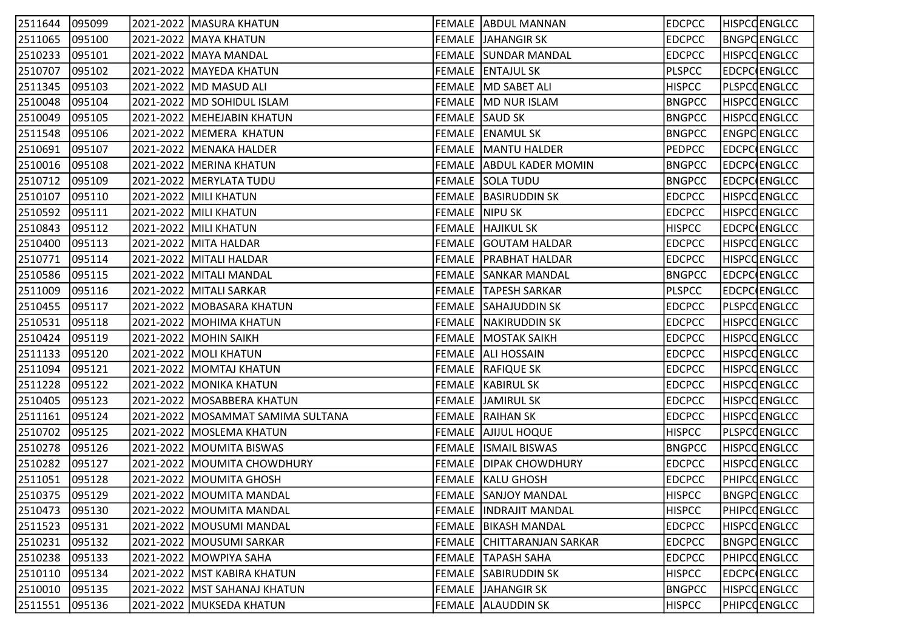| | | | | | | | | |
|---|---|---|---|---|---|---|---|---|
| 2511644 | 095099 | 2021-2022 | MASURA KHATUN | FEMALE | ABDUL MANNAN | EDCPCC | HISPCC | ENGLCC |
| 2511065 | 095100 | 2021-2022 | MAYA KHATUN | FEMALE | JAHANGIR SK | EDCPCC | BNGPC | ENGLCC |
| 2510233 | 095101 | 2021-2022 | MAYA MANDAL | FEMALE | SUNDAR MANDAL | EDCPCC | HISPCC | ENGLCC |
| 2510707 | 095102 | 2021-2022 | MAYEDA KHATUN | FEMALE | ENTAJUL SK | PLSPCC | EDCPC | ENGLCC |
| 2511345 | 095103 | 2021-2022 | MD MASUD ALI | FEMALE | MD SABET ALI | HISPCC | PLSPCC | ENGLCC |
| 2510048 | 095104 | 2021-2022 | MD SOHIDUL ISLAM | FEMALE | MD NUR ISLAM | BNGPCC | HISPCC | ENGLCC |
| 2510049 | 095105 | 2021-2022 | MEHEJABIN KHATUN | FEMALE | SAUD SK | BNGPCC | HISPCC | ENGLCC |
| 2511548 | 095106 | 2021-2022 | MEMERA KHATUN | FEMALE | ENAMUL SK | BNGPCC | ENGPC | ENGLCC |
| 2510691 | 095107 | 2021-2022 | MENAKA HALDER | FEMALE | MANTU HALDER | PEDPCC | EDCPC | ENGLCC |
| 2510016 | 095108 | 2021-2022 | MERINA KHATUN | FEMALE | ABDUL KADER MOMIN | BNGPCC | EDCPC | ENGLCC |
| 2510712 | 095109 | 2021-2022 | MERYLATA TUDU | FEMALE | SOLA TUDU | BNGPCC | EDCPC | ENGLCC |
| 2510107 | 095110 | 2021-2022 | MILI KHATUN | FEMALE | BASIRUDDIN SK | EDCPCC | HISPCC | ENGLCC |
| 2510592 | 095111 | 2021-2022 | MILI KHATUN | FEMALE | NIPU SK | EDCPCC | HISPCC | ENGLCC |
| 2510843 | 095112 | 2021-2022 | MILI KHATUN | FEMALE | HAJIKUL SK | HISPCC | EDCPC | ENGLCC |
| 2510400 | 095113 | 2021-2022 | MITA HALDAR | FEMALE | GOUTAM HALDAR | EDCPCC | HISPCC | ENGLCC |
| 2510771 | 095114 | 2021-2022 | MITALI HALDAR | FEMALE | PRABHAT HALDAR | EDCPCC | HISPCC | ENGLCC |
| 2510586 | 095115 | 2021-2022 | MITALI MANDAL | FEMALE | SANKAR MANDAL | BNGPCC | EDCPC | ENGLCC |
| 2511009 | 095116 | 2021-2022 | MITALI SARKAR | FEMALE | TAPESH SARKAR | PLSPCC | EDCPC | ENGLCC |
| 2510455 | 095117 | 2021-2022 | MOBASARA KHATUN | FEMALE | SAHAJUDDIN SK | EDCPCC | PLSPCC | ENGLCC |
| 2510531 | 095118 | 2021-2022 | MOHIMA KHATUN | FEMALE | NAKIRUDDIN SK | EDCPCC | HISPCC | ENGLCC |
| 2510424 | 095119 | 2021-2022 | MOHIN SAIKH | FEMALE | MOSTAK SAIKH | EDCPCC | HISPCC | ENGLCC |
| 2511133 | 095120 | 2021-2022 | MOLI KHATUN | FEMALE | ALI HOSSAIN | EDCPCC | HISPCC | ENGLCC |
| 2511094 | 095121 | 2021-2022 | MOMTAJ KHATUN | FEMALE | RAFIQUE SK | EDCPCC | HISPCC | ENGLCC |
| 2511228 | 095122 | 2021-2022 | MONIKA KHATUN | FEMALE | KABIRUL SK | EDCPCC | HISPCC | ENGLCC |
| 2510405 | 095123 | 2021-2022 | MOSABBERA KHATUN | FEMALE | JAMIRUL SK | EDCPCC | HISPCC | ENGLCC |
| 2511161 | 095124 | 2021-2022 | MOSAMMAT SAMIMA SULTANA | FEMALE | RAIHAN SK | EDCPCC | HISPCC | ENGLCC |
| 2510702 | 095125 | 2021-2022 | MOSLEMA KHATUN | FEMALE | AJIJUL HOQUE | HISPCC | PLSPCC | ENGLCC |
| 2510278 | 095126 | 2021-2022 | MOUMITA BISWAS | FEMALE | ISMAIL BISWAS | BNGPCC | HISPCC | ENGLCC |
| 2510282 | 095127 | 2021-2022 | MOUMITA CHOWDHURY | FEMALE | DIPAK CHOWDHURY | EDCPCC | HISPCC | ENGLCC |
| 2511051 | 095128 | 2021-2022 | MOUMITA GHOSH | FEMALE | KALU GHOSH | EDCPCC | PHIPCC | ENGLCC |
| 2510375 | 095129 | 2021-2022 | MOUMITA MANDAL | FEMALE | SANJOY MANDAL | HISPCC | BNGPC | ENGLCC |
| 2510473 | 095130 | 2021-2022 | MOUMITA MANDAL | FEMALE | INDRAJIT MANDAL | HISPCC | PHIPCC | ENGLCC |
| 2511523 | 095131 | 2021-2022 | MOUSUMI MANDAL | FEMALE | BIKASH MANDAL | EDCPCC | HISPCC | ENGLCC |
| 2510231 | 095132 | 2021-2022 | MOUSUMI SARKAR | FEMALE | CHITTARANJAN SARKAR | EDCPCC | BNGPC | ENGLCC |
| 2510238 | 095133 | 2021-2022 | MOWPIYA SAHA | FEMALE | TAPASH SAHA | EDCPCC | PHIPCC | ENGLCC |
| 2510110 | 095134 | 2021-2022 | MST KABIRA KHATUN | FEMALE | SABIRUDDIN SK | HISPCC | EDCPC | ENGLCC |
| 2510010 | 095135 | 2021-2022 | MST SAHANAJ KHATUN | FEMALE | JAHANGIR SK | BNGPCC | HISPCC | ENGLCC |
| 2511551 | 095136 | 2021-2022 | MUKSEDA KHATUN | FEMALE | ALAUDDIN SK | HISPCC | PHIPCC | ENGLCC |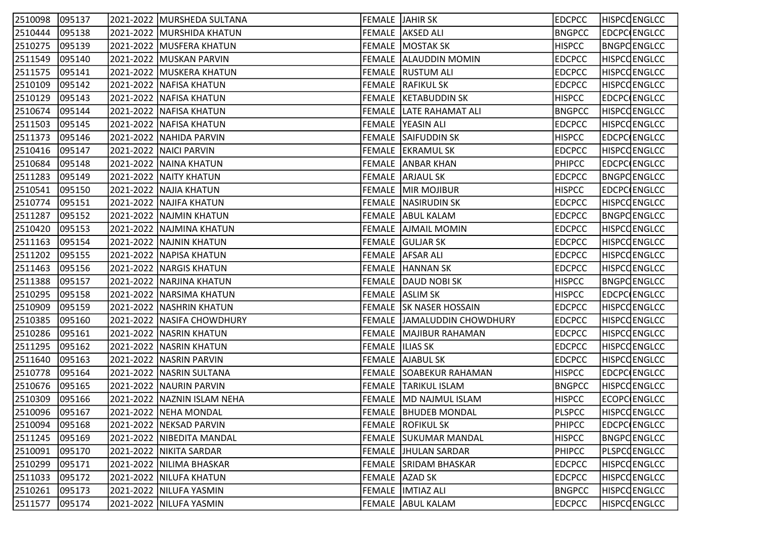| | | | | | | | | |
|---|---|---|---|---|---|---|---|---|
| 2510098 | 095137 | 2021-2022 | MURSHEDA SULTANA | FEMALE | JAHIR SK | EDCPCC | HISPCC | ENGLCC |
| 2510444 | 095138 | 2021-2022 | MURSHIDA KHATUN | FEMALE | AKSED ALI | BNGPCC | EDCPCC | ENGLCC |
| 2510275 | 095139 | 2021-2022 | MUSFERA KHATUN | FEMALE | MOSTAK SK | HISPCC | BNGPCC | ENGLCC |
| 2511549 | 095140 | 2021-2022 | MUSKAN PARVIN | FEMALE | ALAUDDIN MOMIN | EDCPCC | HISPCC | ENGLCC |
| 2511575 | 095141 | 2021-2022 | MUSKERA KHATUN | FEMALE | RUSTUM ALI | EDCPCC | HISPCC | ENGLCC |
| 2510109 | 095142 | 2021-2022 | NAFISA KHATUN | FEMALE | RAFIKUL SK | EDCPCC | HISPCC | ENGLCC |
| 2510129 | 095143 | 2021-2022 | NAFISA KHATUN | FEMALE | KETABUDDIN SK | HISPCC | EDCPCC | ENGLCC |
| 2510674 | 095144 | 2021-2022 | NAFISA KHATUN | FEMALE | LATE RAHAMAT ALI | BNGPCC | HISPCC | ENGLCC |
| 2511503 | 095145 | 2021-2022 | NAFISA KHATUN | FEMALE | YEASIN ALI | EDCPCC | HISPCC | ENGLCC |
| 2511373 | 095146 | 2021-2022 | NAHIDA PARVIN | FEMALE | SAIFUDDIN SK | HISPCC | EDCPCC | ENGLCC |
| 2510416 | 095147 | 2021-2022 | NAICI PARVIN | FEMALE | EKRAMUL SK | EDCPCC | HISPCC | ENGLCC |
| 2510684 | 095148 | 2021-2022 | NAINA KHATUN | FEMALE | ANBAR KHAN | PHIPCC | EDCPCC | ENGLCC |
| 2511283 | 095149 | 2021-2022 | NAITY KHATUN | FEMALE | ARJAUL SK | EDCPCC | BNGPCC | ENGLCC |
| 2510541 | 095150 | 2021-2022 | NAJIA KHATUN | FEMALE | MIR MOJIBUR | HISPCC | EDCPCC | ENGLCC |
| 2510774 | 095151 | 2021-2022 | NAJIFA KHATUN | FEMALE | NASIRUDIN SK | EDCPCC | HISPCC | ENGLCC |
| 2511287 | 095152 | 2021-2022 | NAJMIN KHATUN | FEMALE | ABUL KALAM | EDCPCC | BNGPCC | ENGLCC |
| 2510420 | 095153 | 2021-2022 | NAJMINA KHATUN | FEMALE | AJMAIL MOMIN | EDCPCC | HISPCC | ENGLCC |
| 2511163 | 095154 | 2021-2022 | NAJNIN KHATUN | FEMALE | GULJAR SK | EDCPCC | HISPCC | ENGLCC |
| 2511202 | 095155 | 2021-2022 | NAPISA KHATUN | FEMALE | AFSAR ALI | EDCPCC | HISPCC | ENGLCC |
| 2511463 | 095156 | 2021-2022 | NARGIS KHATUN | FEMALE | HANNAN SK | EDCPCC | HISPCC | ENGLCC |
| 2511388 | 095157 | 2021-2022 | NARJINA KHATUN | FEMALE | DAUD NOBI SK | HISPCC | BNGPCC | ENGLCC |
| 2510295 | 095158 | 2021-2022 | NARSIMA KHATUN | FEMALE | ASLIM SK | HISPCC | EDCPCC | ENGLCC |
| 2510909 | 095159 | 2021-2022 | NASHRIN KHATUN | FEMALE | SK NASER HOSSAIN | EDCPCC | HISPCC | ENGLCC |
| 2510385 | 095160 | 2021-2022 | NASIFA CHOWDHURY | FEMALE | JAMALUDDIN CHOWDHURY | EDCPCC | HISPCC | ENGLCC |
| 2510286 | 095161 | 2021-2022 | NASRIN KHATUN | FEMALE | MAJIBUR RAHAMAN | EDCPCC | HISPCC | ENGLCC |
| 2511295 | 095162 | 2021-2022 | NASRIN KHATUN | FEMALE | ILIAS SK | EDCPCC | HISPCC | ENGLCC |
| 2511640 | 095163 | 2021-2022 | NASRIN PARVIN | FEMALE | AJABUL SK | EDCPCC | HISPCC | ENGLCC |
| 2510778 | 095164 | 2021-2022 | NASRIN SULTANA | FEMALE | SOABEKUR RAHAMAN | HISPCC | EDCPCC | ENGLCC |
| 2510676 | 095165 | 2021-2022 | NAURIN PARVIN | FEMALE | TARIKUL ISLAM | BNGPCC | HISPCC | ENGLCC |
| 2510309 | 095166 | 2021-2022 | NAZNIN ISLAM NEHA | FEMALE | MD NAJMUL ISLAM | HISPCC | ECOPCC | ENGLCC |
| 2510096 | 095167 | 2021-2022 | NEHA MONDAL | FEMALE | BHUDEB MONDAL | PLSPCC | HISPCC | ENGLCC |
| 2510094 | 095168 | 2021-2022 | NEKSAD PARVIN | FEMALE | ROFIKUL SK | PHIPCC | EDCPCC | ENGLCC |
| 2511245 | 095169 | 2021-2022 | NIBEDITA MANDAL | FEMALE | SUKUMAR MANDAL | HISPCC | BNGPCC | ENGLCC |
| 2510091 | 095170 | 2021-2022 | NIKITA SARDAR | FEMALE | JHULAN SARDAR | PHIPCC | PLSPCC | ENGLCC |
| 2510299 | 095171 | 2021-2022 | NILIMA BHASKAR | FEMALE | SRIDAM BHASKAR | EDCPCC | HISPCC | ENGLCC |
| 2511033 | 095172 | 2021-2022 | NILUFA KHATUN | FEMALE | AZAD SK | EDCPCC | HISPCC | ENGLCC |
| 2510261 | 095173 | 2021-2022 | NILUFA YASMIN | FEMALE | IMTIAZ ALI | BNGPCC | HISPCC | ENGLCC |
| 2511577 | 095174 | 2021-2022 | NILUFA YASMIN | FEMALE | ABUL KALAM | EDCPCC | HISPCC | ENGLCC |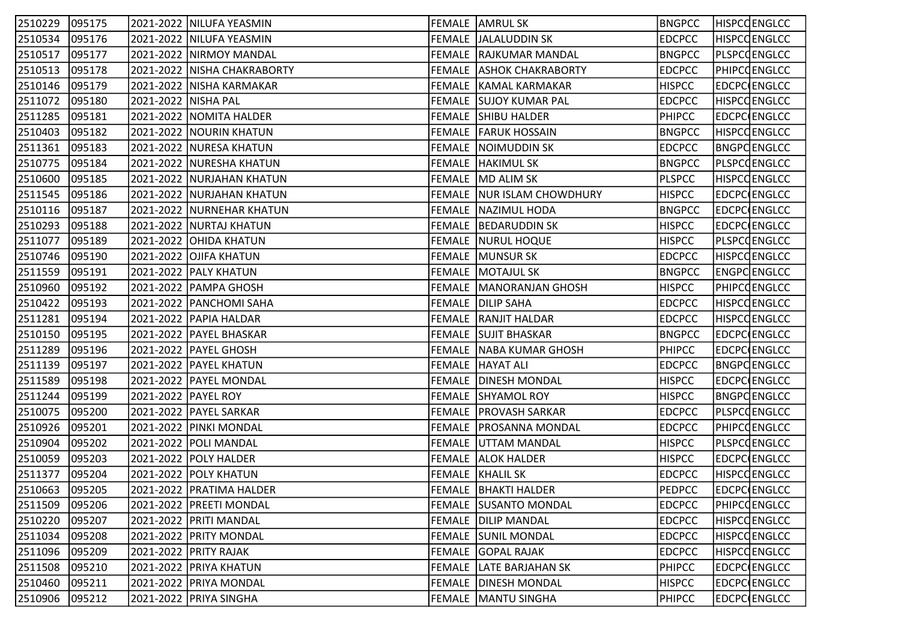| | | | | | | | | |
|---|---|---|---|---|---|---|---|---|
| 2510229 | 095175 | 2021-2022 | NILUFA YEASMIN | FEMALE | AMRUL SK | BNGPCC | HISPCC | ENGLCC |
| 2510534 | 095176 | 2021-2022 | NILUFA YEASMIN | FEMALE | JALALUDDIN SK | EDCPCC | HISPCC | ENGLCC |
| 2510517 | 095177 | 2021-2022 | NIRMOY MANDAL | FEMALE | RAJKUMAR MANDAL | BNGPCC | PLSPCC | ENGLCC |
| 2510513 | 095178 | 2021-2022 | NISHA CHAKRABORTY | FEMALE | ASHOK CHAKRABORTY | EDCPCC | PHIPCC | ENGLCC |
| 2510146 | 095179 | 2021-2022 | NISHA KARMAKAR | FEMALE | KAMAL KARMAKAR | HISPCC | EDCPCC | ENGLCC |
| 2511072 | 095180 | 2021-2022 | NISHA PAL | FEMALE | SUJOY KUMAR PAL | EDCPCC | HISPCC | ENGLCC |
| 2511285 | 095181 | 2021-2022 | NOMITA HALDER | FEMALE | SHIBU HALDER | PHIPCC | EDCPCC | ENGLCC |
| 2510403 | 095182 | 2021-2022 | NOURIN KHATUN | FEMALE | FARUK HOSSAIN | BNGPCC | HISPCC | ENGLCC |
| 2511361 | 095183 | 2021-2022 | NURESA KHATUN | FEMALE | NOIMUDDIN SK | EDCPCC | BNGPCC | ENGLCC |
| 2510775 | 095184 | 2021-2022 | NURESHA KHATUN | FEMALE | HAKIMUL SK | BNGPCC | PLSPCC | ENGLCC |
| 2510600 | 095185 | 2021-2022 | NURJAHAN KHATUN | FEMALE | MD ALIM SK | PLSPCC | HISPCC | ENGLCC |
| 2511545 | 095186 | 2021-2022 | NURJAHAN KHATUN | FEMALE | NUR ISLAM CHOWDHURY | HISPCC | EDCPCC | ENGLCC |
| 2510116 | 095187 | 2021-2022 | NURNEHAR KHATUN | FEMALE | NAZIMUL HODA | BNGPCC | EDCPCC | ENGLCC |
| 2510293 | 095188 | 2021-2022 | NURTAJ KHATUN | FEMALE | BEDARUDDIN SK | HISPCC | EDCPCC | ENGLCC |
| 2511077 | 095189 | 2021-2022 | OHIDA KHATUN | FEMALE | NURUL HOQUE | HISPCC | PLSPCC | ENGLCC |
| 2510746 | 095190 | 2021-2022 | OJIFA KHATUN | FEMALE | MUNSUR SK | EDCPCC | HISPCC | ENGLCC |
| 2511559 | 095191 | 2021-2022 | PALY KHATUN | FEMALE | MOTAJUL SK | BNGPCC | ENGPCC | ENGLCC |
| 2510960 | 095192 | 2021-2022 | PAMPA GHOSH | FEMALE | MANORANJAN GHOSH | HISPCC | PHIPCC | ENGLCC |
| 2510422 | 095193 | 2021-2022 | PANCHOMI SAHA | FEMALE | DILIP SAHA | EDCPCC | HISPCC | ENGLCC |
| 2511281 | 095194 | 2021-2022 | PAPIA HALDAR | FEMALE | RANJIT HALDAR | EDCPCC | HISPCC | ENGLCC |
| 2510150 | 095195 | 2021-2022 | PAYEL BHASKAR | FEMALE | SUJIT BHASKAR | BNGPCC | EDCPCC | ENGLCC |
| 2511289 | 095196 | 2021-2022 | PAYEL GHOSH | FEMALE | NABA KUMAR GHOSH | PHIPCC | EDCPCC | ENGLCC |
| 2511139 | 095197 | 2021-2022 | PAYEL KHATUN | FEMALE | HAYAT ALI | EDCPCC | BNGPCC | ENGLCC |
| 2511589 | 095198 | 2021-2022 | PAYEL MONDAL | FEMALE | DINESH MONDAL | HISPCC | EDCPCC | ENGLCC |
| 2511244 | 095199 | 2021-2022 | PAYEL ROY | FEMALE | SHYAMOL ROY | HISPCC | BNGPCC | ENGLCC |
| 2510075 | 095200 | 2021-2022 | PAYEL SARKAR | FEMALE | PROVASH SARKAR | EDCPCC | PLSPCC | ENGLCC |
| 2510926 | 095201 | 2021-2022 | PINKI MONDAL | FEMALE | PROSANNA MONDAL | EDCPCC | PHIPCC | ENGLCC |
| 2510904 | 095202 | 2021-2022 | POLI MANDAL | FEMALE | UTTAM MANDAL | HISPCC | PLSPCC | ENGLCC |
| 2510059 | 095203 | 2021-2022 | POLY HALDER | FEMALE | ALOK HALDER | HISPCC | EDCPCC | ENGLCC |
| 2511377 | 095204 | 2021-2022 | POLY KHATUN | FEMALE | KHALIL SK | EDCPCC | HISPCC | ENGLCC |
| 2510663 | 095205 | 2021-2022 | PRATIMA HALDER | FEMALE | BHAKTI HALDER | PEDPCC | EDCPCC | ENGLCC |
| 2511509 | 095206 | 2021-2022 | PREETI MONDAL | FEMALE | SUSANTO MONDAL | EDCPCC | PHIPCC | ENGLCC |
| 2510220 | 095207 | 2021-2022 | PRITI MANDAL | FEMALE | DILIP MANDAL | EDCPCC | HISPCC | ENGLCC |
| 2511034 | 095208 | 2021-2022 | PRITY MONDAL | FEMALE | SUNIL MONDAL | EDCPCC | HISPCC | ENGLCC |
| 2511096 | 095209 | 2021-2022 | PRITY RAJAK | FEMALE | GOPAL RAJAK | EDCPCC | HISPCC | ENGLCC |
| 2511508 | 095210 | 2021-2022 | PRIYA KHATUN | FEMALE | LATE BARJAHAN SK | PHIPCC | EDCPCC | ENGLCC |
| 2510460 | 095211 | 2021-2022 | PRIYA MONDAL | FEMALE | DINESH MONDAL | HISPCC | EDCPCC | ENGLCC |
| 2510906 | 095212 | 2021-2022 | PRIYA SINGHA | FEMALE | MANTU SINGHA | PHIPCC | EDCPCC | ENGLCC |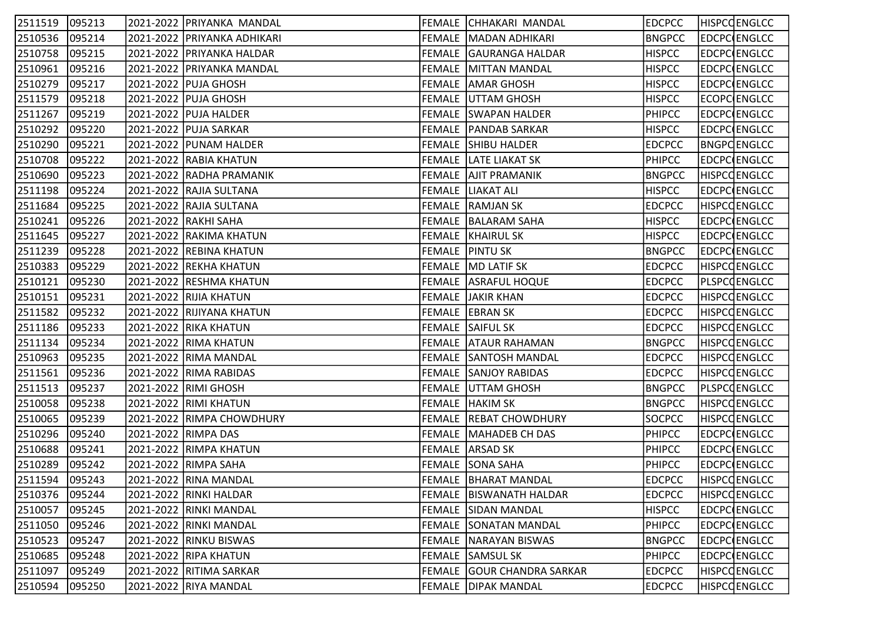| | | | | | | | | |
|---|---|---|---|---|---|---|---|---|
| 2511519 | 095213 | 2021-2022 | PRIYANKA MANDAL | FEMALE | CHHAKARI MANDAL | EDCPCC | HISPCC | ENGLCC |
| 2510536 | 095214 | 2021-2022 | PRIYANKA ADHIKARI | FEMALE | MADAN ADHIKARI | BNGPCC | EDCPC( | ENGLCC |
| 2510758 | 095215 | 2021-2022 | PRIYANKA HALDAR | FEMALE | GAURANGA HALDAR | HISPCC | EDCPC( | ENGLCC |
| 2510961 | 095216 | 2021-2022 | PRIYANKA MANDAL | FEMALE | MITTAN MANDAL | HISPCC | EDCPC( | ENGLCC |
| 2510279 | 095217 | 2021-2022 | PUJA GHOSH | FEMALE | AMAR GHOSH | HISPCC | EDCPC( | ENGLCC |
| 2511579 | 095218 | 2021-2022 | PUJA GHOSH | FEMALE | UTTAM GHOSH | HISPCC | ECOPC( | ENGLCC |
| 2511267 | 095219 | 2021-2022 | PUJA HALDER | FEMALE | SWAPAN HALDER | PHIPCC | EDCPC( | ENGLCC |
| 2510292 | 095220 | 2021-2022 | PUJA SARKAR | FEMALE | PANDAB SARKAR | HISPCC | EDCPC( | ENGLCC |
| 2510290 | 095221 | 2021-2022 | PUNAM HALDER | FEMALE | SHIBU HALDER | EDCPCC | BNGPC | ENGLCC |
| 2510708 | 095222 | 2021-2022 | RABIA KHATUN | FEMALE | LATE LIAKAT SK | PHIPCC | EDCPC( | ENGLCC |
| 2510690 | 095223 | 2021-2022 | RADHA PRAMANIK | FEMALE | AJIT PRAMANIK | BNGPCC | HISPCC | ENGLCC |
| 2511198 | 095224 | 2021-2022 | RAJIA SULTANA | FEMALE | LIAKAT ALI | HISPCC | EDCPC( | ENGLCC |
| 2511684 | 095225 | 2021-2022 | RAJIA SULTANA | FEMALE | RAMJAN SK | EDCPCC | HISPCC | ENGLCC |
| 2510241 | 095226 | 2021-2022 | RAKHI SAHA | FEMALE | BALARAM SAHA | HISPCC | EDCPC( | ENGLCC |
| 2511645 | 095227 | 2021-2022 | RAKIMA KHATUN | FEMALE | KHAIRUL SK | HISPCC | EDCPC( | ENGLCC |
| 2511239 | 095228 | 2021-2022 | REBINA KHATUN | FEMALE | PINTU SK | BNGPCC | EDCPC( | ENGLCC |
| 2510383 | 095229 | 2021-2022 | REKHA KHATUN | FEMALE | MD LATIF SK | EDCPCC | HISPCC | ENGLCC |
| 2510121 | 095230 | 2021-2022 | RESHMA KHATUN | FEMALE | ASRAFUL HOQUE | EDCPCC | PLSPCC | ENGLCC |
| 2510151 | 095231 | 2021-2022 | RIJIA KHATUN | FEMALE | JAKIR KHAN | EDCPCC | HISPCC | ENGLCC |
| 2511582 | 095232 | 2021-2022 | RIJIYANA KHATUN | FEMALE | EBRAN SK | EDCPCC | HISPCC | ENGLCC |
| 2511186 | 095233 | 2021-2022 | RIKA KHATUN | FEMALE | SAIFUL SK | EDCPCC | HISPCC | ENGLCC |
| 2511134 | 095234 | 2021-2022 | RIMA KHATUN | FEMALE | ATAUR RAHAMAN | BNGPCC | HISPCC | ENGLCC |
| 2510963 | 095235 | 2021-2022 | RIMA MANDAL | FEMALE | SANTOSH MANDAL | EDCPCC | HISPCC | ENGLCC |
| 2511561 | 095236 | 2021-2022 | RIMA RABIDAS | FEMALE | SANJOY RABIDAS | EDCPCC | HISPCC | ENGLCC |
| 2511513 | 095237 | 2021-2022 | RIMI GHOSH | FEMALE | UTTAM GHOSH | BNGPCC | PLSPCC | ENGLCC |
| 2510058 | 095238 | 2021-2022 | RIMI KHATUN | FEMALE | HAKIM SK | BNGPCC | HISPCC | ENGLCC |
| 2510065 | 095239 | 2021-2022 | RIMPA CHOWDHURY | FEMALE | REBAT CHOWDHURY | SOCPCC | HISPCC | ENGLCC |
| 2510296 | 095240 | 2021-2022 | RIMPA DAS | FEMALE | MAHADEB CH DAS | PHIPCC | EDCPC( | ENGLCC |
| 2510688 | 095241 | 2021-2022 | RIMPA KHATUN | FEMALE | ARSAD SK | PHIPCC | EDCPC( | ENGLCC |
| 2510289 | 095242 | 2021-2022 | RIMPA SAHA | FEMALE | SONA SAHA | PHIPCC | EDCPC( | ENGLCC |
| 2511594 | 095243 | 2021-2022 | RINA MANDAL | FEMALE | BHARAT MANDAL | EDCPCC | HISPCC | ENGLCC |
| 2510376 | 095244 | 2021-2022 | RINKI HALDAR | FEMALE | BISWANATH HALDAR | EDCPCC | HISPCC | ENGLCC |
| 2510057 | 095245 | 2021-2022 | RINKI MANDAL | FEMALE | SIDAN MANDAL | HISPCC | EDCPC( | ENGLCC |
| 2511050 | 095246 | 2021-2022 | RINKI MANDAL | FEMALE | SONATAN MANDAL | PHIPCC | EDCPC( | ENGLCC |
| 2510523 | 095247 | 2021-2022 | RINKU BISWAS | FEMALE | NARAYAN BISWAS | BNGPCC | EDCPC( | ENGLCC |
| 2510685 | 095248 | 2021-2022 | RIPA KHATUN | FEMALE | SAMSUL SK | PHIPCC | EDCPC( | ENGLCC |
| 2511097 | 095249 | 2021-2022 | RITIMA SARKAR | FEMALE | GOUR CHANDRA SARKAR | EDCPCC | HISPCC | ENGLCC |
| 2510594 | 095250 | 2021-2022 | RIYA MANDAL | FEMALE | DIPAK MANDAL | EDCPCC | HISPCC | ENGLCC |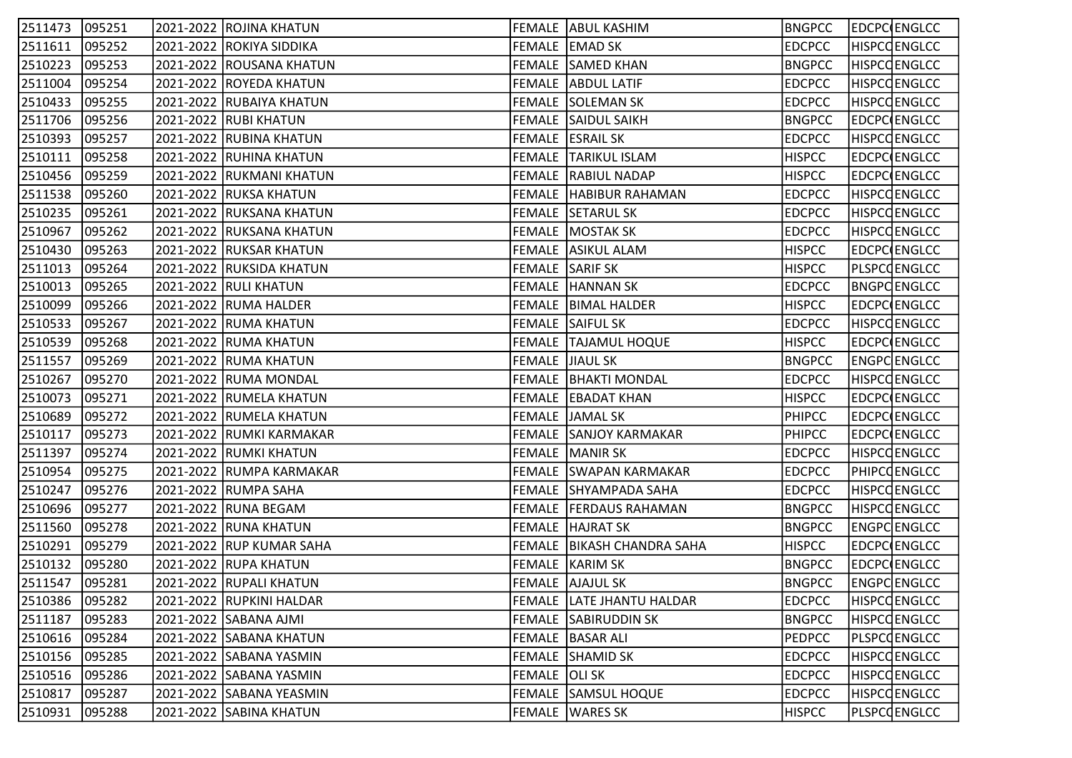| 2511473 | 095251 | 2021-2022 | ROJINA KHATUN | FEMALE | ABUL KASHIM | BNGPCC | EDCPC | ENGLCC |
|---|---|---|---|---|---|---|---|---|
| 2511611 | 095252 | 2021-2022 | ROKIYA SIDDIKA | FEMALE | EMAD SK | EDCPCC | HISPCC | ENGLCC |
| 2510223 | 095253 | 2021-2022 | ROUSANA KHATUN | FEMALE | SAMED KHAN | BNGPCC | HISPCC | ENGLCC |
| 2511004 | 095254 | 2021-2022 | ROYEDA KHATUN | FEMALE | ABDUL LATIF | EDCPCC | HISPCC | ENGLCC |
| 2510433 | 095255 | 2021-2022 | RUBAIYA KHATUN | FEMALE | SOLEMAN SK | EDCPCC | HISPCC | ENGLCC |
| 2511706 | 095256 | 2021-2022 | RUBI KHATUN | FEMALE | SAIDUL SAIKH | BNGPCC | EDCPC | ENGLCC |
| 2510393 | 095257 | 2021-2022 | RUBINA KHATUN | FEMALE | ESRAIL SK | EDCPCC | HISPCC | ENGLCC |
| 2510111 | 095258 | 2021-2022 | RUHINA KHATUN | FEMALE | TARIKUL ISLAM | HISPCC | EDCPC | ENGLCC |
| 2510456 | 095259 | 2021-2022 | RUKMANI KHATUN | FEMALE | RABIUL NADAP | HISPCC | EDCPC | ENGLCC |
| 2511538 | 095260 | 2021-2022 | RUKSA KHATUN | FEMALE | HABIBUR RAHAMAN | EDCPCC | HISPCC | ENGLCC |
| 2510235 | 095261 | 2021-2022 | RUKSANA KHATUN | FEMALE | SETARUL SK | EDCPCC | HISPCC | ENGLCC |
| 2510967 | 095262 | 2021-2022 | RUKSANA KHATUN | FEMALE | MOSTAK SK | EDCPCC | HISPCC | ENGLCC |
| 2510430 | 095263 | 2021-2022 | RUKSAR KHATUN | FEMALE | ASIKUL ALAM | HISPCC | EDCPC | ENGLCC |
| 2511013 | 095264 | 2021-2022 | RUKSIDA KHATUN | FEMALE | SARIF SK | HISPCC | PLSPCC | ENGLCC |
| 2510013 | 095265 | 2021-2022 | RULI KHATUN | FEMALE | HANNAN SK | EDCPCC | BNGPC | ENGLCC |
| 2510099 | 095266 | 2021-2022 | RUMA HALDER | FEMALE | BIMAL HALDER | HISPCC | EDCPC | ENGLCC |
| 2510533 | 095267 | 2021-2022 | RUMA KHATUN | FEMALE | SAIFUL SK | EDCPCC | HISPCC | ENGLCC |
| 2510539 | 095268 | 2021-2022 | RUMA KHATUN | FEMALE | TAJAMUL HOQUE | HISPCC | EDCPC | ENGLCC |
| 2511557 | 095269 | 2021-2022 | RUMA KHATUN | FEMALE | JIAUL SK | BNGPCC | ENGPC | ENGLCC |
| 2510267 | 095270 | 2021-2022 | RUMA MONDAL | FEMALE | BHAKTI MONDAL | EDCPCC | HISPCC | ENGLCC |
| 2510073 | 095271 | 2021-2022 | RUMELA KHATUN | FEMALE | EBADAT KHAN | HISPCC | EDCPC | ENGLCC |
| 2510689 | 095272 | 2021-2022 | RUMELA KHATUN | FEMALE | JAMAL SK | PHIPCC | EDCPC | ENGLCC |
| 2510117 | 095273 | 2021-2022 | RUMKI KARMAKAR | FEMALE | SANJOY KARMAKAR | PHIPCC | EDCPC | ENGLCC |
| 2511397 | 095274 | 2021-2022 | RUMKI KHATUN | FEMALE | MANIR SK | EDCPCC | HISPCC | ENGLCC |
| 2510954 | 095275 | 2021-2022 | RUMPA KARMAKAR | FEMALE | SWAPAN KARMAKAR | EDCPCC | PHIPCC | ENGLCC |
| 2510247 | 095276 | 2021-2022 | RUMPA SAHA | FEMALE | SHYAMPADA SAHA | EDCPCC | HISPCC | ENGLCC |
| 2510696 | 095277 | 2021-2022 | RUNA BEGAM | FEMALE | FERDAUS RAHAMAN | BNGPCC | HISPCC | ENGLCC |
| 2511560 | 095278 | 2021-2022 | RUNA KHATUN | FEMALE | HAJRAT SK | BNGPCC | ENGPC | ENGLCC |
| 2510291 | 095279 | 2021-2022 | RUP KUMAR SAHA | FEMALE | BIKASH CHANDRA SAHA | HISPCC | EDCPC | ENGLCC |
| 2510132 | 095280 | 2021-2022 | RUPA KHATUN | FEMALE | KARIM SK | BNGPCC | EDCPC | ENGLCC |
| 2511547 | 095281 | 2021-2022 | RUPALI KHATUN | FEMALE | AJAJUL SK | BNGPCC | ENGPC | ENGLCC |
| 2510386 | 095282 | 2021-2022 | RUPKINI HALDAR | FEMALE | LATE JHANTU HALDAR | EDCPCC | HISPCC | ENGLCC |
| 2511187 | 095283 | 2021-2022 | SABANA AJMI | FEMALE | SABIRUDDIN SK | BNGPCC | HISPCC | ENGLCC |
| 2510616 | 095284 | 2021-2022 | SABANA KHATUN | FEMALE | BASAR ALI | PEDPCC | PLSPCC | ENGLCC |
| 2510156 | 095285 | 2021-2022 | SABANA YASMIN | FEMALE | SHAMID SK | EDCPCC | HISPCC | ENGLCC |
| 2510516 | 095286 | 2021-2022 | SABANA YASMIN | FEMALE | OLI SK | EDCPCC | HISPCC | ENGLCC |
| 2510817 | 095287 | 2021-2022 | SABANA YEASMIN | FEMALE | SAMSUL HOQUE | EDCPCC | HISPCC | ENGLCC |
| 2510931 | 095288 | 2021-2022 | SABINA KHATUN | FEMALE | WARES SK | HISPCC | PLSPCC | ENGLCC |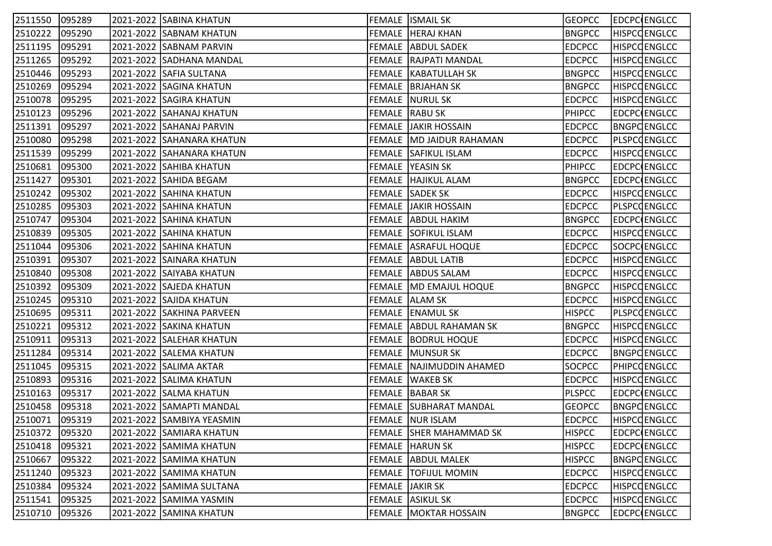| | | | | | | | | |
|---|---|---|---|---|---|---|---|---|
| 2511550 | 095289 | 2021-2022 | SABINA KHATUN | FEMALE | ISMAIL SK | GEOPCC | EDCPC( | ENGLCC |
| 2510222 | 095290 | 2021-2022 | SABNAM KHATUN | FEMALE | HERAJ KHAN | BNGPCC | HISPCC | ENGLCC |
| 2511195 | 095291 | 2021-2022 | SABNAM PARVIN | FEMALE | ABDUL SADEK | EDCPCC | HISPCC | ENGLCC |
| 2511265 | 095292 | 2021-2022 | SADHANA MANDAL | FEMALE | RAJPATI MANDAL | EDCPCC | HISPCC | ENGLCC |
| 2510446 | 095293 | 2021-2022 | SAFIA SULTANA | FEMALE | KABATULLAH SK | BNGPCC | HISPCC | ENGLCC |
| 2510269 | 095294 | 2021-2022 | SAGINA KHATUN | FEMALE | BRJAHAN SK | BNGPCC | HISPCC | ENGLCC |
| 2510078 | 095295 | 2021-2022 | SAGIRA KHATUN | FEMALE | NURUL SK | EDCPCC | HISPCC | ENGLCC |
| 2510123 | 095296 | 2021-2022 | SAHANAJ KHATUN | FEMALE | RABU SK | PHIPCC | EDCPC( | ENGLCC |
| 2511391 | 095297 | 2021-2022 | SAHANAJ PARVIN | FEMALE | JAKIR HOSSAIN | EDCPCC | BNGPC | ENGLCC |
| 2510080 | 095298 | 2021-2022 | SAHANARA KHATUN | FEMALE | MD JAIDUR RAHAMAN | EDCPCC | PLSPCC | ENGLCC |
| 2511539 | 095299 | 2021-2022 | SAHANARA KHATUN | FEMALE | SAFIKUL ISLAM | EDCPCC | HISPCC | ENGLCC |
| 2510681 | 095300 | 2021-2022 | SAHIBA KHATUN | FEMALE | YEASIN SK | PHIPCC | EDCPC( | ENGLCC |
| 2511427 | 095301 | 2021-2022 | SAHIDA BEGAM | FEMALE | HAJIKUL ALAM | BNGPCC | EDCPC( | ENGLCC |
| 2510242 | 095302 | 2021-2022 | SAHINA KHATUN | FEMALE | SADEK SK | EDCPCC | HISPCC | ENGLCC |
| 2510285 | 095303 | 2021-2022 | SAHINA KHATUN | FEMALE | JAKIR HOSSAIN | EDCPCC | PLSPCC | ENGLCC |
| 2510747 | 095304 | 2021-2022 | SAHINA KHATUN | FEMALE | ABDUL HAKIM | BNGPCC | EDCPC( | ENGLCC |
| 2510839 | 095305 | 2021-2022 | SAHINA KHATUN | FEMALE | SOFIKUL ISLAM | EDCPCC | HISPCC | ENGLCC |
| 2511044 | 095306 | 2021-2022 | SAHINA KHATUN | FEMALE | ASRAFUL HOQUE | EDCPCC | SOCPC( | ENGLCC |
| 2510391 | 095307 | 2021-2022 | SAINARA KHATUN | FEMALE | ABDUL LATIB | EDCPCC | HISPCC | ENGLCC |
| 2510840 | 095308 | 2021-2022 | SAIYABA KHATUN | FEMALE | ABDUS SALAM | EDCPCC | HISPCC | ENGLCC |
| 2510392 | 095309 | 2021-2022 | SAJEDA KHATUN | FEMALE | MD EMAJUL HOQUE | BNGPCC | HISPCC | ENGLCC |
| 2510245 | 095310 | 2021-2022 | SAJIDA KHATUN | FEMALE | ALAM SK | EDCPCC | HISPCC | ENGLCC |
| 2510695 | 095311 | 2021-2022 | SAKHINA PARVEEN | FEMALE | ENAMUL SK | HISPCC | PLSPCC | ENGLCC |
| 2510221 | 095312 | 2021-2022 | SAKINA KHATUN | FEMALE | ABDUL RAHAMAN SK | BNGPCC | HISPCC | ENGLCC |
| 2510911 | 095313 | 2021-2022 | SALEHAR KHATUN | FEMALE | BODRUL HOQUE | EDCPCC | HISPCC | ENGLCC |
| 2511284 | 095314 | 2021-2022 | SALEMA KHATUN | FEMALE | MUNSUR SK | EDCPCC | BNGPC | ENGLCC |
| 2511045 | 095315 | 2021-2022 | SALIMA AKTAR | FEMALE | NAJIMUDDIN AHAMED | SOCPCC | PHIPCC | ENGLCC |
| 2510893 | 095316 | 2021-2022 | SALIMA KHATUN | FEMALE | WAKEB SK | EDCPCC | HISPCC | ENGLCC |
| 2510163 | 095317 | 2021-2022 | SALMA KHATUN | FEMALE | BABAR SK | PLSPCC | EDCPC( | ENGLCC |
| 2510458 | 095318 | 2021-2022 | SAMAPTI MANDAL | FEMALE | SUBHARAT MANDAL | GEOPCC | BNGPC | ENGLCC |
| 2510071 | 095319 | 2021-2022 | SAMBIYA YEASMIN | FEMALE | NUR ISLAM | EDCPCC | HISPCC | ENGLCC |
| 2510372 | 095320 | 2021-2022 | SAMIARA KHATUN | FEMALE | SHER MAHAMMAD SK | HISPCC | EDCPC( | ENGLCC |
| 2510418 | 095321 | 2021-2022 | SAMIMA KHATUN | FEMALE | HARUN SK | HISPCC | EDCPC( | ENGLCC |
| 2510667 | 095322 | 2021-2022 | SAMIMA KHATUN | FEMALE | ABDUL MALEK | HISPCC | BNGPC | ENGLCC |
| 2511240 | 095323 | 2021-2022 | SAMIMA KHATUN | FEMALE | TOFIJUL MOMIN | EDCPCC | HISPCC | ENGLCC |
| 2510384 | 095324 | 2021-2022 | SAMIMA SULTANA | FEMALE | JAKIR SK | EDCPCC | HISPCC | ENGLCC |
| 2511541 | 095325 | 2021-2022 | SAMIMA YASMIN | FEMALE | ASIKUL SK | EDCPCC | HISPCC | ENGLCC |
| 2510710 | 095326 | 2021-2022 | SAMINA KHATUN | FEMALE | MOKTAR HOSSAIN | BNGPCC | EDCPC( | ENGLCC |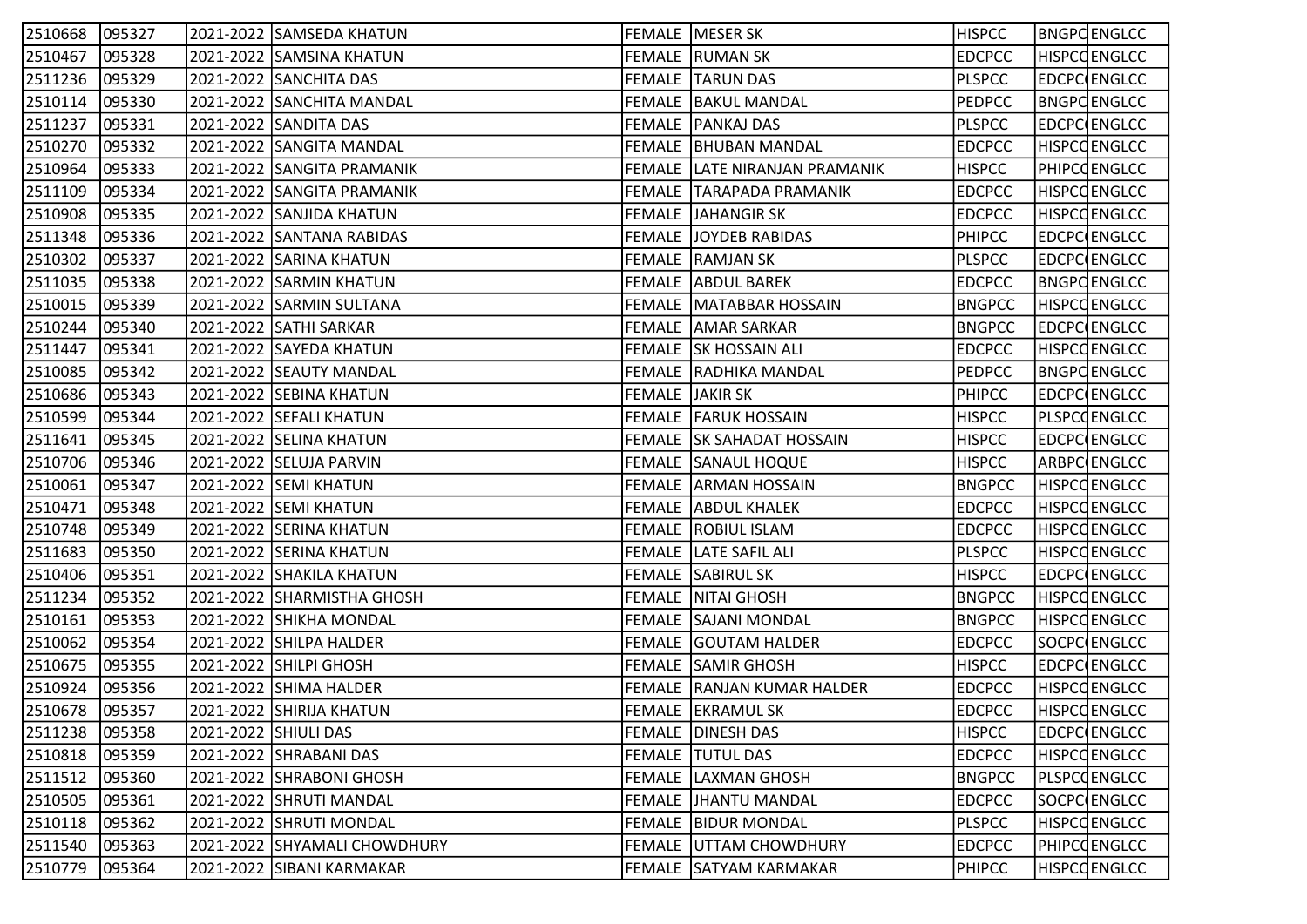| | | | | | | | | |
|---|---|---|---|---|---|---|---|---|
| 2510668 | 095327 | 2021-2022 | SAMSEDA KHATUN | FEMALE | MESER SK | HISPCC | BNGPC | ENGLCC |
| 2510467 | 095328 | 2021-2022 | SAMSINA KHATUN | FEMALE | RUMAN SK | EDCPCC | HISPCC | ENGLCC |
| 2511236 | 095329 | 2021-2022 | SANCHITA DAS | FEMALE | TARUN DAS | PLSPCC | EDCPC | ENGLCC |
| 2510114 | 095330 | 2021-2022 | SANCHITA MANDAL | FEMALE | BAKUL MANDAL | PEDPCC | BNGPC | ENGLCC |
| 2511237 | 095331 | 2021-2022 | SANDITA DAS | FEMALE | PANKAJ DAS | PLSPCC | EDCPC | ENGLCC |
| 2510270 | 095332 | 2021-2022 | SANGITA MANDAL | FEMALE | BHUBAN MANDAL | EDCPCC | HISPCC | ENGLCC |
| 2510964 | 095333 | 2021-2022 | SANGITA PRAMANIK | FEMALE | LATE NIRANJAN PRAMANIK | HISPCC | PHIPCC | ENGLCC |
| 2511109 | 095334 | 2021-2022 | SANGITA PRAMANIK | FEMALE | TARAPADA PRAMANIK | EDCPCC | HISPCC | ENGLCC |
| 2510908 | 095335 | 2021-2022 | SANJIDA KHATUN | FEMALE | JAHANGIR SK | EDCPCC | HISPCC | ENGLCC |
| 2511348 | 095336 | 2021-2022 | SANTANA RABIDAS | FEMALE | JOYDEB RABIDAS | PHIPCC | EDCPC | ENGLCC |
| 2510302 | 095337 | 2021-2022 | SARINA KHATUN | FEMALE | RAMJAN SK | PLSPCC | EDCPC | ENGLCC |
| 2511035 | 095338 | 2021-2022 | SARMIN KHATUN | FEMALE | ABDUL BAREK | EDCPCC | BNGPC | ENGLCC |
| 2510015 | 095339 | 2021-2022 | SARMIN SULTANA | FEMALE | MATABBAR HOSSAIN | BNGPCC | HISPCC | ENGLCC |
| 2510244 | 095340 | 2021-2022 | SATHI SARKAR | FEMALE | AMAR SARKAR | BNGPCC | EDCPC | ENGLCC |
| 2511447 | 095341 | 2021-2022 | SAYEDA KHATUN | FEMALE | SK HOSSAIN ALI | EDCPCC | HISPCC | ENGLCC |
| 2510085 | 095342 | 2021-2022 | SEAUTY MANDAL | FEMALE | RADHIKA MANDAL | PEDPCC | BNGPC | ENGLCC |
| 2510686 | 095343 | 2021-2022 | SEBINA KHATUN | FEMALE | JAKIR SK | PHIPCC | EDCPC | ENGLCC |
| 2510599 | 095344 | 2021-2022 | SEFALI KHATUN | FEMALE | FARUK HOSSAIN | HISPCC | PLSPCC | ENGLCC |
| 2511641 | 095345 | 2021-2022 | SELINA KHATUN | FEMALE | SK SAHADAT HOSSAIN | HISPCC | EDCPC | ENGLCC |
| 2510706 | 095346 | 2021-2022 | SELUJA PARVIN | FEMALE | SANAUL HOQUE | HISPCC | ARBPC | ENGLCC |
| 2510061 | 095347 | 2021-2022 | SEMI KHATUN | FEMALE | ARMAN HOSSAIN | BNGPCC | HISPCC | ENGLCC |
| 2510471 | 095348 | 2021-2022 | SEMI KHATUN | FEMALE | ABDUL KHALEK | EDCPCC | HISPCC | ENGLCC |
| 2510748 | 095349 | 2021-2022 | SERINA KHATUN | FEMALE | ROBIUL ISLAM | EDCPCC | HISPCC | ENGLCC |
| 2511683 | 095350 | 2021-2022 | SERINA KHATUN | FEMALE | LATE SAFIL ALI | PLSPCC | HISPCC | ENGLCC |
| 2510406 | 095351 | 2021-2022 | SHAKILA KHATUN | FEMALE | SABIRUL SK | HISPCC | EDCPC | ENGLCC |
| 2511234 | 095352 | 2021-2022 | SHARMISTHA GHOSH | FEMALE | NITAI GHOSH | BNGPCC | HISPCC | ENGLCC |
| 2510161 | 095353 | 2021-2022 | SHIKHA MONDAL | FEMALE | SAJANI MONDAL | BNGPCC | HISPCC | ENGLCC |
| 2510062 | 095354 | 2021-2022 | SHILPA HALDER | FEMALE | GOUTAM HALDER | EDCPCC | SOCPC | ENGLCC |
| 2510675 | 095355 | 2021-2022 | SHILPI GHOSH | FEMALE | SAMIR GHOSH | HISPCC | EDCPC | ENGLCC |
| 2510924 | 095356 | 2021-2022 | SHIMA HALDER | FEMALE | RANJAN KUMAR HALDER | EDCPCC | HISPCC | ENGLCC |
| 2510678 | 095357 | 2021-2022 | SHIRIJA KHATUN | FEMALE | EKRAMUL SK | EDCPCC | HISPCC | ENGLCC |
| 2511238 | 095358 | 2021-2022 | SHIULI DAS | FEMALE | DINESH DAS | HISPCC | EDCPC | ENGLCC |
| 2510818 | 095359 | 2021-2022 | SHRABANI DAS | FEMALE | TUTUL DAS | EDCPCC | HISPCC | ENGLCC |
| 2511512 | 095360 | 2021-2022 | SHRABONI GHOSH | FEMALE | LAXMAN GHOSH | BNGPCC | PLSPCC | ENGLCC |
| 2510505 | 095361 | 2021-2022 | SHRUTI MANDAL | FEMALE | JHANTU MANDAL | EDCPCC | SOCPC | ENGLCC |
| 2510118 | 095362 | 2021-2022 | SHRUTI MONDAL | FEMALE | BIDUR MONDAL | PLSPCC | HISPCC | ENGLCC |
| 2511540 | 095363 | 2021-2022 | SHYAMALI CHOWDHURY | FEMALE | UTTAM CHOWDHURY | EDCPCC | PHIPCC | ENGLCC |
| 2510779 | 095364 | 2021-2022 | SIBANI KARMAKAR | FEMALE | SATYAM KARMAKAR | PHIPCC | HISPCC | ENGLCC |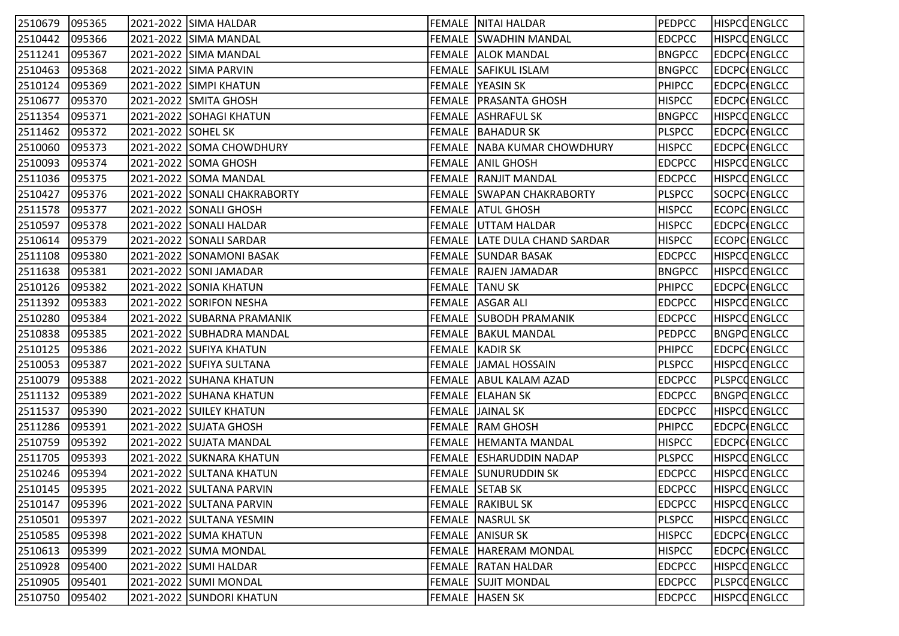| | | | | | | | | |
|---|---|---|---|---|---|---|---|---|
| 2510679 | 095365 | 2021-2022 | SIMA HALDAR | FEMALE | NITAI HALDAR | PEDPCC | HISPCC | ENGLCC |
| 2510442 | 095366 | 2021-2022 | SIMA MANDAL | FEMALE | SWADHIN MANDAL | EDCPCC | HISPCC | ENGLCC |
| 2511241 | 095367 | 2021-2022 | SIMA MANDAL | FEMALE | ALOK MANDAL | BNGPCC | EDCPCC | ENGLCC |
| 2510463 | 095368 | 2021-2022 | SIMA PARVIN | FEMALE | SAFIKUL ISLAM | BNGPCC | EDCPCC | ENGLCC |
| 2510124 | 095369 | 2021-2022 | SIMPI KHATUN | FEMALE | YEASIN SK | PHIPCC | EDCPCC | ENGLCC |
| 2510677 | 095370 | 2021-2022 | SMITA GHOSH | FEMALE | PRASANTA GHOSH | HISPCC | EDCPCC | ENGLCC |
| 2511354 | 095371 | 2021-2022 | SOHAGI KHATUN | FEMALE | ASHRAFUL SK | BNGPCC | HISPCC | ENGLCC |
| 2511462 | 095372 | 2021-2022 | SOHEL SK | FEMALE | BAHADUR SK | PLSPCC | EDCPCC | ENGLCC |
| 2510060 | 095373 | 2021-2022 | SOMA CHOWDHURY | FEMALE | NABA KUMAR CHOWDHURY | HISPCC | EDCPCC | ENGLCC |
| 2510093 | 095374 | 2021-2022 | SOMA GHOSH | FEMALE | ANIL GHOSH | EDCPCC | HISPCC | ENGLCC |
| 2511036 | 095375 | 2021-2022 | SOMA MANDAL | FEMALE | RANJIT MANDAL | EDCPCC | HISPCC | ENGLCC |
| 2510427 | 095376 | 2021-2022 | SONALI CHAKRABORTY | FEMALE | SWAPAN CHAKRABORTY | PLSPCC | SOCPCC | ENGLCC |
| 2511578 | 095377 | 2021-2022 | SONALI GHOSH | FEMALE | ATUL GHOSH | HISPCC | ECOPCC | ENGLCC |
| 2510597 | 095378 | 2021-2022 | SONALI HALDAR | FEMALE | UTTAM HALDAR | HISPCC | EDCPCC | ENGLCC |
| 2510614 | 095379 | 2021-2022 | SONALI SARDAR | FEMALE | LATE DULA CHAND SARDAR | HISPCC | ECOPCC | ENGLCC |
| 2511108 | 095380 | 2021-2022 | SONAMONI BASAK | FEMALE | SUNDAR BASAK | EDCPCC | HISPCC | ENGLCC |
| 2511638 | 095381 | 2021-2022 | SONI JAMADAR | FEMALE | RAJEN JAMADAR | BNGPCC | HISPCC | ENGLCC |
| 2510126 | 095382 | 2021-2022 | SONIA KHATUN | FEMALE | TANU SK | PHIPCC | EDCPCC | ENGLCC |
| 2511392 | 095383 | 2021-2022 | SORIFON NESHA | FEMALE | ASGAR ALI | EDCPCC | HISPCC | ENGLCC |
| 2510280 | 095384 | 2021-2022 | SUBARNA PRAMANIK | FEMALE | SUBODH PRAMANIK | EDCPCC | HISPCC | ENGLCC |
| 2510838 | 095385 | 2021-2022 | SUBHADRA MANDAL | FEMALE | BAKUL MANDAL | PEDPCC | BNGPCC | ENGLCC |
| 2510125 | 095386 | 2021-2022 | SUFIYA KHATUN | FEMALE | KADIR SK | PHIPCC | EDCPCC | ENGLCC |
| 2510053 | 095387 | 2021-2022 | SUFIYA SULTANA | FEMALE | JAMAL HOSSAIN | PLSPCC | HISPCC | ENGLCC |
| 2510079 | 095388 | 2021-2022 | SUHANA KHATUN | FEMALE | ABUL KALAM AZAD | EDCPCC | PLSPCC | ENGLCC |
| 2511132 | 095389 | 2021-2022 | SUHANA KHATUN | FEMALE | ELAHAN SK | EDCPCC | BNGPCC | ENGLCC |
| 2511537 | 095390 | 2021-2022 | SUILEY KHATUN | FEMALE | JAINAL SK | EDCPCC | HISPCC | ENGLCC |
| 2511286 | 095391 | 2021-2022 | SUJATA GHOSH | FEMALE | RAM GHOSH | PHIPCC | EDCPCC | ENGLCC |
| 2510759 | 095392 | 2021-2022 | SUJATA MANDAL | FEMALE | HEMANTA MANDAL | HISPCC | EDCPCC | ENGLCC |
| 2511705 | 095393 | 2021-2022 | SUKNARA KHATUN | FEMALE | ESHARUDDIN NADAP | PLSPCC | HISPCC | ENGLCC |
| 2510246 | 095394 | 2021-2022 | SULTANA KHATUN | FEMALE | SUNURUDDIN SK | EDCPCC | HISPCC | ENGLCC |
| 2510145 | 095395 | 2021-2022 | SULTANA PARVIN | FEMALE | SETAB SK | EDCPCC | HISPCC | ENGLCC |
| 2510147 | 095396 | 2021-2022 | SULTANA PARVIN | FEMALE | RAKIBUL SK | EDCPCC | HISPCC | ENGLCC |
| 2510501 | 095397 | 2021-2022 | SULTANA YESMIN | FEMALE | NASRUL SK | PLSPCC | HISPCC | ENGLCC |
| 2510585 | 095398 | 2021-2022 | SUMA KHATUN | FEMALE | ANISUR SK | HISPCC | EDCPCC | ENGLCC |
| 2510613 | 095399 | 2021-2022 | SUMA MONDAL | FEMALE | HARERAM MONDAL | HISPCC | EDCPCC | ENGLCC |
| 2510928 | 095400 | 2021-2022 | SUMI HALDAR | FEMALE | RATAN HALDAR | EDCPCC | HISPCC | ENGLCC |
| 2510905 | 095401 | 2021-2022 | SUMI MONDAL | FEMALE | SUJIT MONDAL | EDCPCC | PLSPCC | ENGLCC |
| 2510750 | 095402 | 2021-2022 | SUNDORI KHATUN | FEMALE | HASEN SK | EDCPCC | HISPCC | ENGLCC |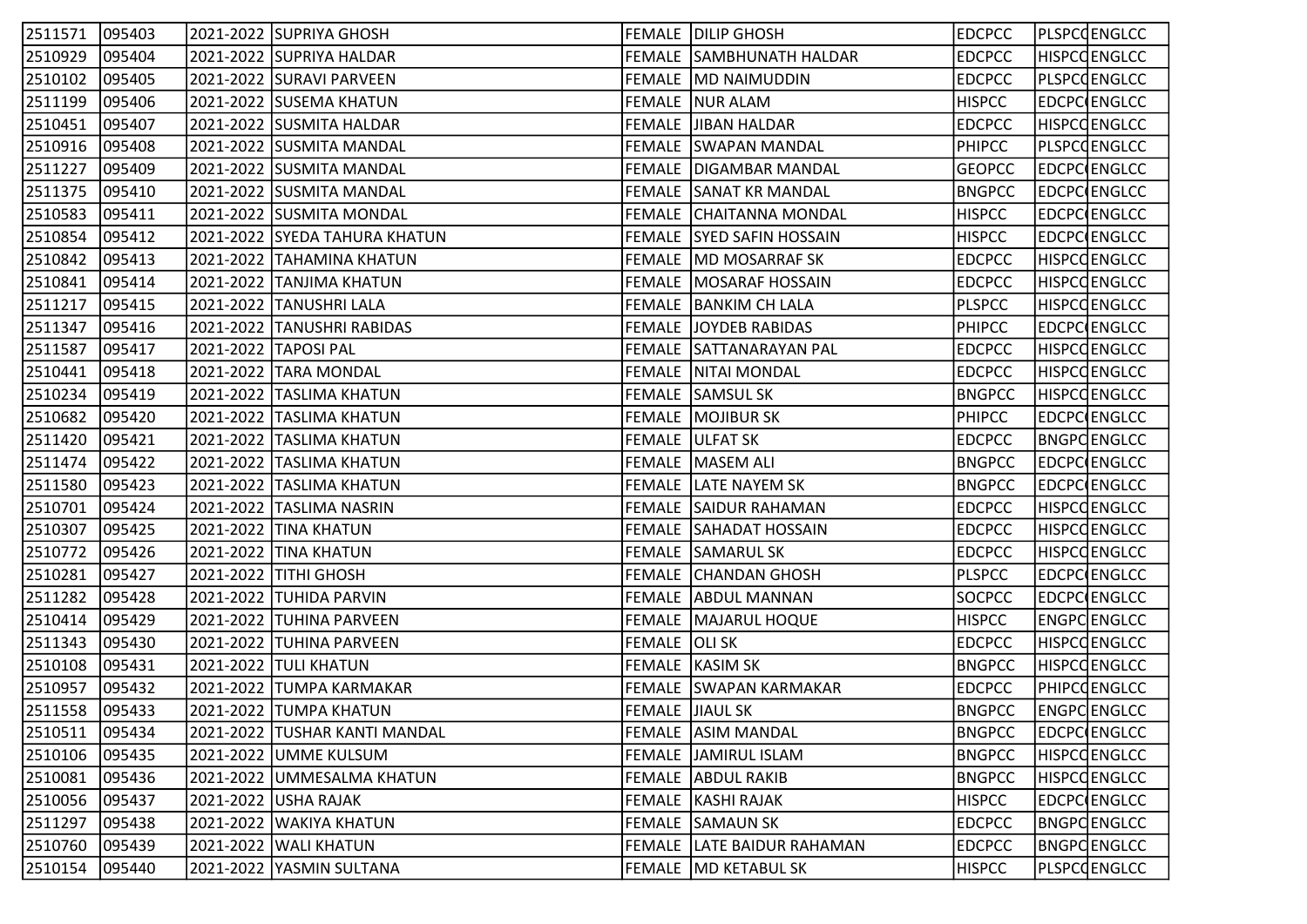| | | | | | | | | |
|---|---|---|---|---|---|---|---|---|
| 2511571 | 095403 | 2021-2022 | SUPRIYA GHOSH | FEMALE | DILIP GHOSH | EDCPCC | PLSPCC | ENGLCC |
| 2510929 | 095404 | 2021-2022 | SUPRIYA HALDAR | FEMALE | SAMBHUNATH HALDAR | EDCPCC | HISPCC | ENGLCC |
| 2510102 | 095405 | 2021-2022 | SURAVI PARVEEN | FEMALE | MD NAIMUDDIN | EDCPCC | PLSPCC | ENGLCC |
| 2511199 | 095406 | 2021-2022 | SUSEMA KHATUN | FEMALE | NUR ALAM | HISPCC | EDCPCC | ENGLCC |
| 2510451 | 095407 | 2021-2022 | SUSMITA HALDAR | FEMALE | JIBAN HALDAR | EDCPCC | HISPCC | ENGLCC |
| 2510916 | 095408 | 2021-2022 | SUSMITA MANDAL | FEMALE | SWAPAN MANDAL | PHIPCC | PLSPCC | ENGLCC |
| 2511227 | 095409 | 2021-2022 | SUSMITA MANDAL | FEMALE | DIGAMBAR MANDAL | GEOPCC | EDCPCC | ENGLCC |
| 2511375 | 095410 | 2021-2022 | SUSMITA MANDAL | FEMALE | SANAT KR MANDAL | BNGPCC | EDCPCC | ENGLCC |
| 2510583 | 095411 | 2021-2022 | SUSMITA MONDAL | FEMALE | CHAITANNA MONDAL | HISPCC | EDCPCC | ENGLCC |
| 2510854 | 095412 | 2021-2022 | SYEDA TAHURA KHATUN | FEMALE | SYED SAFIN HOSSAIN | HISPCC | EDCPCC | ENGLCC |
| 2510842 | 095413 | 2021-2022 | TAHAMINA KHATUN | FEMALE | MD MOSARRAF SK | EDCPCC | HISPCC | ENGLCC |
| 2510841 | 095414 | 2021-2022 | TANJIMA KHATUN | FEMALE | MOSARAF HOSSAIN | EDCPCC | HISPCC | ENGLCC |
| 2511217 | 095415 | 2021-2022 | TANUSHRI LALA | FEMALE | BANKIM CH LALA | PLSPCC | HISPCC | ENGLCC |
| 2511347 | 095416 | 2021-2022 | TANUSHRI RABIDAS | FEMALE | JOYDEB RABIDAS | PHIPCC | EDCPCC | ENGLCC |
| 2511587 | 095417 | 2021-2022 | TAPOSI PAL | FEMALE | SATTANARAYAN PAL | EDCPCC | HISPCC | ENGLCC |
| 2510441 | 095418 | 2021-2022 | TARA MONDAL | FEMALE | NITAI MONDAL | EDCPCC | HISPCC | ENGLCC |
| 2510234 | 095419 | 2021-2022 | TASLIMA KHATUN | FEMALE | SAMSUL SK | BNGPCC | HISPCC | ENGLCC |
| 2510682 | 095420 | 2021-2022 | TASLIMA KHATUN | FEMALE | MOJIBUR SK | PHIPCC | EDCPCC | ENGLCC |
| 2511420 | 095421 | 2021-2022 | TASLIMA KHATUN | FEMALE | ULFAT SK | EDCPCC | BNGPCC | ENGLCC |
| 2511474 | 095422 | 2021-2022 | TASLIMA KHATUN | FEMALE | MASEM ALI | BNGPCC | EDCPCC | ENGLCC |
| 2511580 | 095423 | 2021-2022 | TASLIMA KHATUN | FEMALE | LATE NAYEM SK | BNGPCC | EDCPCC | ENGLCC |
| 2510701 | 095424 | 2021-2022 | TASLIMA NASRIN | FEMALE | SAIDUR RAHAMAN | EDCPCC | HISPCC | ENGLCC |
| 2510307 | 095425 | 2021-2022 | TINA KHATUN | FEMALE | SAHADAT HOSSAIN | EDCPCC | HISPCC | ENGLCC |
| 2510772 | 095426 | 2021-2022 | TINA KHATUN | FEMALE | SAMARUL SK | EDCPCC | HISPCC | ENGLCC |
| 2510281 | 095427 | 2021-2022 | TITHI GHOSH | FEMALE | CHANDAN GHOSH | PLSPCC | EDCPCC | ENGLCC |
| 2511282 | 095428 | 2021-2022 | TUHIDA PARVIN | FEMALE | ABDUL MANNAN | SOCPCC | EDCPCC | ENGLCC |
| 2510414 | 095429 | 2021-2022 | TUHINA PARVEEN | FEMALE | MAJARUL HOQUE | HISPCC | ENGPCC | ENGLCC |
| 2511343 | 095430 | 2021-2022 | TUHINA PARVEEN | FEMALE | OLI SK | EDCPCC | HISPCC | ENGLCC |
| 2510108 | 095431 | 2021-2022 | TULI KHATUN | FEMALE | KASIM SK | BNGPCC | HISPCC | ENGLCC |
| 2510957 | 095432 | 2021-2022 | TUMPA KARMAKAR | FEMALE | SWAPAN KARMAKAR | EDCPCC | PHIPCC | ENGLCC |
| 2511558 | 095433 | 2021-2022 | TUMPA KHATUN | FEMALE | JIAUL SK | BNGPCC | ENGPCC | ENGLCC |
| 2510511 | 095434 | 2021-2022 | TUSHAR KANTI MANDAL | FEMALE | ASIM MANDAL | BNGPCC | EDCPCC | ENGLCC |
| 2510106 | 095435 | 2021-2022 | UMME KULSUM | FEMALE | JAMIRUL ISLAM | BNGPCC | HISPCC | ENGLCC |
| 2510081 | 095436 | 2021-2022 | UMMESALMA KHATUN | FEMALE | ABDUL RAKIB | BNGPCC | HISPCC | ENGLCC |
| 2510056 | 095437 | 2021-2022 | USHA RAJAK | FEMALE | KASHI RAJAK | HISPCC | EDCPCC | ENGLCC |
| 2511297 | 095438 | 2021-2022 | WAKIYA KHATUN | FEMALE | SAMAUN SK | EDCPCC | BNGPCC | ENGLCC |
| 2510760 | 095439 | 2021-2022 | WALI KHATUN | FEMALE | LATE BAIDUR RAHAMAN | EDCPCC | BNGPCC | ENGLCC |
| 2510154 | 095440 | 2021-2022 | YASMIN SULTANA | FEMALE | MD KETABUL SK | HISPCC | PLSPCC | ENGLCC |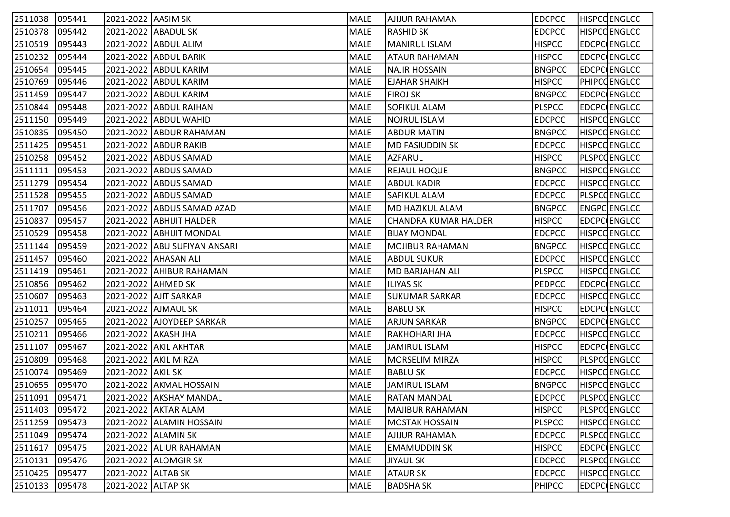| 2511038 | 095441 | 2021-2022 | AASIM SK | MALE | AJIJUR RAHAMAN | EDCPCC | HISPCC | ENGLCC |
|---|---|---|---|---|---|---|---|---|
| 2510378 | 095442 | 2021-2022 | ABADUL SK | MALE | RASHID SK | EDCPCC | HISPCC | ENGLCC |
| 2510519 | 095443 | 2021-2022 | ABDUL ALIM | MALE | MANIRUL ISLAM | HISPCC | EDCPCC | ENGLCC |
| 2510232 | 095444 | 2021-2022 | ABDUL BARIK | MALE | ATAUR RAHAMAN | HISPCC | EDCPCC | ENGLCC |
| 2510654 | 095445 | 2021-2022 | ABDUL KARIM | MALE | NAJIR HOSSAIN | BNGPCC | EDCPCC | ENGLCC |
| 2510769 | 095446 | 2021-2022 | ABDUL KARIM | MALE | EJAHAR SHAIKH | HISPCC | PHIPCC | ENGLCC |
| 2511459 | 095447 | 2021-2022 | ABDUL KARIM | MALE | FIROJ SK | BNGPCC | EDCPCC | ENGLCC |
| 2510844 | 095448 | 2021-2022 | ABDUL RAIHAN | MALE | SOFIKUL ALAM | PLSPCC | EDCPCC | ENGLCC |
| 2511150 | 095449 | 2021-2022 | ABDUL WAHID | MALE | NOJRUL ISLAM | EDCPCC | HISPCC | ENGLCC |
| 2510835 | 095450 | 2021-2022 | ABDUR RAHAMAN | MALE | ABDUR MATIN | BNGPCC | HISPCC | ENGLCC |
| 2511425 | 095451 | 2021-2022 | ABDUR RAKIB | MALE | MD FASIUDDIN SK | EDCPCC | HISPCC | ENGLCC |
| 2510258 | 095452 | 2021-2022 | ABDUS SAMAD | MALE | AZFARUL | HISPCC | PLSPCC | ENGLCC |
| 2511111 | 095453 | 2021-2022 | ABDUS SAMAD | MALE | REJAUL HOQUE | BNGPCC | HISPCC | ENGLCC |
| 2511279 | 095454 | 2021-2022 | ABDUS SAMAD | MALE | ABDUL KADIR | EDCPCC | HISPCC | ENGLCC |
| 2511528 | 095455 | 2021-2022 | ABDUS SAMAD | MALE | SAFIKUL ALAM | EDCPCC | PLSPCC | ENGLCC |
| 2511707 | 095456 | 2021-2022 | ABDUS SAMAD AZAD | MALE | MD HAZIKUL ALAM | BNGPCC | ENGPCC | ENGLCC |
| 2510837 | 095457 | 2021-2022 | ABHIJIT HALDER | MALE | CHANDRA KUMAR HALDER | HISPCC | EDCPCC | ENGLCC |
| 2510529 | 095458 | 2021-2022 | ABHIJIT MONDAL | MALE | BIJAY MONDAL | EDCPCC | HISPCC | ENGLCC |
| 2511144 | 095459 | 2021-2022 | ABU SUFIYAN ANSARI | MALE | MOJIBUR RAHAMAN | BNGPCC | HISPCC | ENGLCC |
| 2511457 | 095460 | 2021-2022 | AHASAN ALI | MALE | ABDUL SUKUR | EDCPCC | HISPCC | ENGLCC |
| 2511419 | 095461 | 2021-2022 | AHIBUR RAHAMAN | MALE | MD BARJAHAN ALI | PLSPCC | HISPCC | ENGLCC |
| 2510856 | 095462 | 2021-2022 | AHMED SK | MALE | ILIYAS SK | PEDPCC | EDCPCC | ENGLCC |
| 2510607 | 095463 | 2021-2022 | AJIT SARKAR | MALE | SUKUMAR SARKAR | EDCPCC | HISPCC | ENGLCC |
| 2511011 | 095464 | 2021-2022 | AJMAUL SK | MALE | BABLU SK | HISPCC | EDCPCC | ENGLCC |
| 2510257 | 095465 | 2021-2022 | AJOYDEEP SARKAR | MALE | ARJUN SARKAR | BNGPCC | EDCPCC | ENGLCC |
| 2510211 | 095466 | 2021-2022 | AKASH JHA | MALE | RAKHOHARI JHA | EDCPCC | HISPCC | ENGLCC |
| 2511107 | 095467 | 2021-2022 | AKIL AKHTAR | MALE | JAMIRUL ISLAM | HISPCC | EDCPCC | ENGLCC |
| 2510809 | 095468 | 2021-2022 | AKIL MIRZA | MALE | MORSELIM MIRZA | HISPCC | PLSPCC | ENGLCC |
| 2510074 | 095469 | 2021-2022 | AKIL SK | MALE | BABLU SK | EDCPCC | HISPCC | ENGLCC |
| 2510655 | 095470 | 2021-2022 | AKMAL HOSSAIN | MALE | JAMIRUL ISLAM | BNGPCC | HISPCC | ENGLCC |
| 2511091 | 095471 | 2021-2022 | AKSHAY MANDAL | MALE | RATAN MANDAL | EDCPCC | PLSPCC | ENGLCC |
| 2511403 | 095472 | 2021-2022 | AKTAR ALAM | MALE | MAJIBUR RAHAMAN | HISPCC | PLSPCC | ENGLCC |
| 2511259 | 095473 | 2021-2022 | ALAMIN HOSSAIN | MALE | MOSTAK HOSSAIN | PLSPCC | HISPCC | ENGLCC |
| 2511049 | 095474 | 2021-2022 | ALAMIN SK | MALE | AJIJUR RAHAMAN | EDCPCC | PLSPCC | ENGLCC |
| 2511617 | 095475 | 2021-2022 | ALIUR RAHAMAN | MALE | EMAMUDDIN SK | HISPCC | EDCPCC | ENGLCC |
| 2510131 | 095476 | 2021-2022 | ALOMGIR SK | MALE | JIYAUL SK | EDCPCC | PLSPCC | ENGLCC |
| 2510425 | 095477 | 2021-2022 | ALTAB SK | MALE | ATAUR SK | EDCPCC | HISPCC | ENGLCC |
| 2510133 | 095478 | 2021-2022 | ALTAP SK | MALE | BADSHA SK | PHIPCC | EDCPCC | ENGLCC |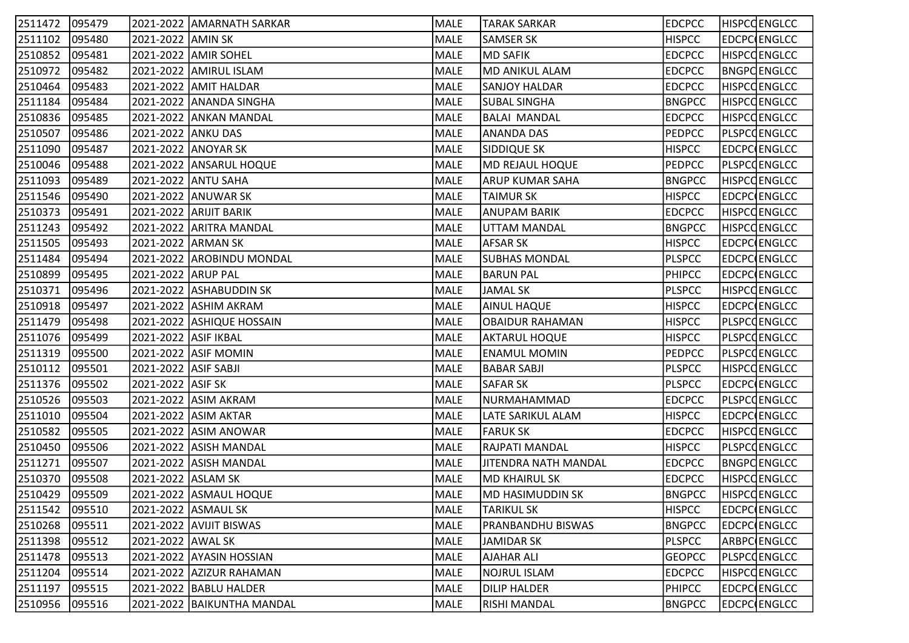| | | | | | | | | |
|---|---|---|---|---|---|---|---|---|
| 2511472 | 095479 | 2021-2022 | AMARNATH SARKAR | MALE | TARAK SARKAR | EDCPCC | HISPCC | ENGLCC |
| 2511102 | 095480 | 2021-2022 | AMIN SK | MALE | SAMSER SK | HISPCC | EDCPC | ENGLCC |
| 2510852 | 095481 | 2021-2022 | AMIR SOHEL | MALE | MD SAFIK | EDCPCC | HISPCC | ENGLCC |
| 2510972 | 095482 | 2021-2022 | AMIRUL ISLAM | MALE | MD ANIKUL ALAM | EDCPCC | BNGPC | ENGLCC |
| 2510464 | 095483 | 2021-2022 | AMIT HALDAR | MALE | SANJOY HALDAR | EDCPCC | HISPCC | ENGLCC |
| 2511184 | 095484 | 2021-2022 | ANANDA SINGHA | MALE | SUBAL SINGHA | BNGPCC | HISPCC | ENGLCC |
| 2510836 | 095485 | 2021-2022 | ANKAN MANDAL | MALE | BALAI MANDAL | EDCPCC | HISPCC | ENGLCC |
| 2510507 | 095486 | 2021-2022 | ANKU DAS | MALE | ANANDA DAS | PEDPCC | PLSPCC | ENGLCC |
| 2511090 | 095487 | 2021-2022 | ANOYAR SK | MALE | SIDDIQUE SK | HISPCC | EDCPC | ENGLCC |
| 2510046 | 095488 | 2021-2022 | ANSARUL HOQUE | MALE | MD REJAUL HOQUE | PEDPCC | PLSPCC | ENGLCC |
| 2511093 | 095489 | 2021-2022 | ANTU SAHA | MALE | ARUP KUMAR SAHA | BNGPCC | HISPCC | ENGLCC |
| 2511546 | 095490 | 2021-2022 | ANUWAR SK | MALE | TAIMUR SK | HISPCC | EDCPC | ENGLCC |
| 2510373 | 095491 | 2021-2022 | ARIJIT BARIK | MALE | ANUPAM BARIK | EDCPCC | HISPCC | ENGLCC |
| 2511243 | 095492 | 2021-2022 | ARITRA MANDAL | MALE | UTTAM MANDAL | BNGPCC | HISPCC | ENGLCC |
| 2511505 | 095493 | 2021-2022 | ARMAN SK | MALE | AFSAR SK | HISPCC | EDCPC | ENGLCC |
| 2511484 | 095494 | 2021-2022 | AROBINDU MONDAL | MALE | SUBHAS MONDAL | PLSPCC | EDCPC | ENGLCC |
| 2510899 | 095495 | 2021-2022 | ARUP PAL | MALE | BARUN PAL | PHIPCC | EDCPC | ENGLCC |
| 2510371 | 095496 | 2021-2022 | ASHABUDDIN SK | MALE | JAMAL SK | PLSPCC | HISPCC | ENGLCC |
| 2510918 | 095497 | 2021-2022 | ASHIM AKRAM | MALE | AINUL HAQUE | HISPCC | EDCPC | ENGLCC |
| 2511479 | 095498 | 2021-2022 | ASHIQUE HOSSAIN | MALE | OBAIDUR RAHAMAN | HISPCC | PLSPCC | ENGLCC |
| 2511076 | 095499 | 2021-2022 | ASIF IKBAL | MALE | AKTARUL HOQUE | HISPCC | PLSPCC | ENGLCC |
| 2511319 | 095500 | 2021-2022 | ASIF MOMIN | MALE | ENAMUL MOMIN | PEDPCC | PLSPCC | ENGLCC |
| 2510112 | 095501 | 2021-2022 | ASIF SABJI | MALE | BABAR SABJI | PLSPCC | HISPCC | ENGLCC |
| 2511376 | 095502 | 2021-2022 | ASIF SK | MALE | SAFAR SK | PLSPCC | EDCPC | ENGLCC |
| 2510526 | 095503 | 2021-2022 | ASIM AKRAM | MALE | NURMAHAMMAD | EDCPCC | PLSPCC | ENGLCC |
| 2511010 | 095504 | 2021-2022 | ASIM AKTAR | MALE | LATE SARIKUL ALAM | HISPCC | EDCPC | ENGLCC |
| 2510582 | 095505 | 2021-2022 | ASIM ANOWAR | MALE | FARUK SK | EDCPCC | HISPCC | ENGLCC |
| 2510450 | 095506 | 2021-2022 | ASISH MANDAL | MALE | RAJPATI MANDAL | HISPCC | PLSPCC | ENGLCC |
| 2511271 | 095507 | 2021-2022 | ASISH MANDAL | MALE | JITENDRA NATH MANDAL | EDCPCC | BNGPC | ENGLCC |
| 2510370 | 095508 | 2021-2022 | ASLAM SK | MALE | MD KHAIRUL SK | EDCPCC | HISPCC | ENGLCC |
| 2510429 | 095509 | 2021-2022 | ASMAUL HOQUE | MALE | MD HASIMUDDIN SK | BNGPCC | HISPCC | ENGLCC |
| 2511542 | 095510 | 2021-2022 | ASMAUL SK | MALE | TARIKUL SK | HISPCC | EDCPC | ENGLCC |
| 2510268 | 095511 | 2021-2022 | AVIJIT BISWAS | MALE | PRANBANDHU BISWAS | BNGPCC | EDCPC | ENGLCC |
| 2511398 | 095512 | 2021-2022 | AWAL SK | MALE | JAMIDAR SK | PLSPCC | ARBPC | ENGLCC |
| 2511478 | 095513 | 2021-2022 | AYASIN HOSSIAN | MALE | AJAHAR ALI | GEOPCC | PLSPCC | ENGLCC |
| 2511204 | 095514 | 2021-2022 | AZIZUR RAHAMAN | MALE | NOJRUL ISLAM | EDCPCC | HISPCC | ENGLCC |
| 2511197 | 095515 | 2021-2022 | BABLU HALDER | MALE | DILIP HALDER | PHIPCC | EDCPC | ENGLCC |
| 2510956 | 095516 | 2021-2022 | BAIKUNTHA MANDAL | MALE | RISHI MANDAL | BNGPCC | EDCPC | ENGLCC |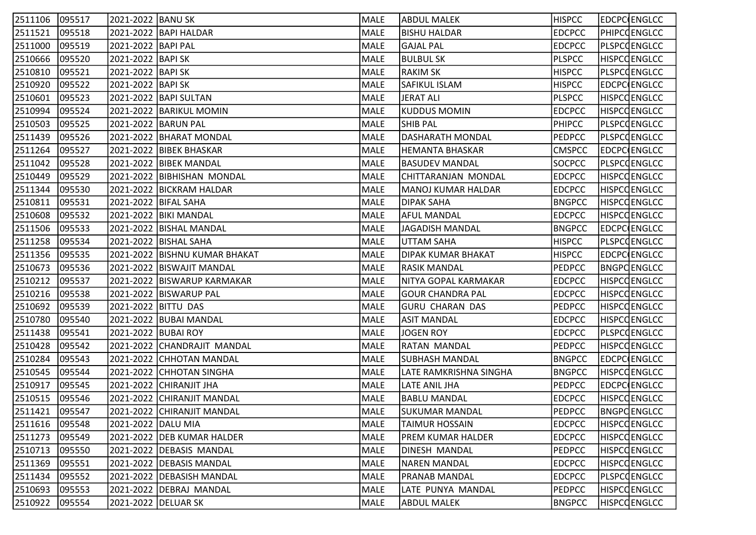| | | | | | | | | |
|---|---|---|---|---|---|---|---|---|
| 2511106 | 095517 | 2021-2022 | BANU SK | MALE | ABDUL MALEK | HISPCC | EDCPC | ENGLCC |
| 2511521 | 095518 | 2021-2022 | BAPI HALDAR | MALE | BISHU HALDAR | EDCPCC | PHIPCC | ENGLCC |
| 2511000 | 095519 | 2021-2022 | BAPI PAL | MALE | GAJAL PAL | EDCPCC | PLSPCC | ENGLCC |
| 2510666 | 095520 | 2021-2022 | BAPI SK | MALE | BULBUL SK | PLSPCC | HISPCC | ENGLCC |
| 2510810 | 095521 | 2021-2022 | BAPI SK | MALE | RAKIM SK | HISPCC | PLSPCC | ENGLCC |
| 2510920 | 095522 | 2021-2022 | BAPI SK | MALE | SAFIKUL ISLAM | HISPCC | EDCPC | ENGLCC |
| 2510601 | 095523 | 2021-2022 | BAPI SULTAN | MALE | JERAT ALI | PLSPCC | HISPCC | ENGLCC |
| 2510994 | 095524 | 2021-2022 | BARIKUL MOMIN | MALE | KUDDUS MOMIN | EDCPCC | HISPCC | ENGLCC |
| 2510503 | 095525 | 2021-2022 | BARUN PAL | MALE | SHIB PAL | PHIPCC | PLSPCC | ENGLCC |
| 2511439 | 095526 | 2021-2022 | BHARAT MONDAL | MALE | DASHARATH MONDAL | PEDPCC | PLSPCC | ENGLCC |
| 2511264 | 095527 | 2021-2022 | BIBEK BHASKAR | MALE | HEMANTA BHASKAR | CMSPCC | EDCPC | ENGLCC |
| 2511042 | 095528 | 2021-2022 | BIBEK MANDAL | MALE | BASUDEV MANDAL | SOCPCC | PLSPCC | ENGLCC |
| 2510449 | 095529 | 2021-2022 | BIBHISHAN MONDAL | MALE | CHITTARANJAN MONDAL | EDCPCC | HISPCC | ENGLCC |
| 2511344 | 095530 | 2021-2022 | BICKRAM HALDAR | MALE | MANOJ KUMAR HALDAR | EDCPCC | HISPCC | ENGLCC |
| 2510811 | 095531 | 2021-2022 | BIFAL SAHA | MALE | DIPAK SAHA | BNGPCC | HISPCC | ENGLCC |
| 2510608 | 095532 | 2021-2022 | BIKI MANDAL | MALE | AFUL MANDAL | EDCPCC | HISPCC | ENGLCC |
| 2511506 | 095533 | 2021-2022 | BISHAL MANDAL | MALE | JAGADISH MANDAL | BNGPCC | EDCPC | ENGLCC |
| 2511258 | 095534 | 2021-2022 | BISHAL SAHA | MALE | UTTAM SAHA | HISPCC | PLSPCC | ENGLCC |
| 2511356 | 095535 | 2021-2022 | BISHNU KUMAR BHAKAT | MALE | DIPAK KUMAR BHAKAT | HISPCC | EDCPC | ENGLCC |
| 2510673 | 095536 | 2021-2022 | BISWAJIT MANDAL | MALE | RASIK MANDAL | PEDPCC | BNGPC | ENGLCC |
| 2510212 | 095537 | 2021-2022 | BISWARUP KARMAKAR | MALE | NITYA GOPAL KARMAKAR | EDCPCC | HISPCC | ENGLCC |
| 2510216 | 095538 | 2021-2022 | BISWARUP PAL | MALE | GOUR CHANDRA PAL | EDCPCC | HISPCC | ENGLCC |
| 2510692 | 095539 | 2021-2022 | BITTU DAS | MALE | GURU CHARAN DAS | PEDPCC | HISPCC | ENGLCC |
| 2510780 | 095540 | 2021-2022 | BUBAI MANDAL | MALE | ASIT MANDAL | EDCPCC | HISPCC | ENGLCC |
| 2511438 | 095541 | 2021-2022 | BUBAI ROY | MALE | JOGEN ROY | EDCPCC | PLSPCC | ENGLCC |
| 2510428 | 095542 | 2021-2022 | CHANDRAJIT MANDAL | MALE | RATAN MANDAL | PEDPCC | HISPCC | ENGLCC |
| 2510284 | 095543 | 2021-2022 | CHHOTAN MANDAL | MALE | SUBHASH MANDAL | BNGPCC | EDCPC | ENGLCC |
| 2510545 | 095544 | 2021-2022 | CHHOTAN SINGHA | MALE | LATE RAMKRISHNA SINGHA | BNGPCC | HISPCC | ENGLCC |
| 2510917 | 095545 | 2021-2022 | CHIRANJIT JHA | MALE | LATE ANIL JHA | PEDPCC | EDCPC | ENGLCC |
| 2510515 | 095546 | 2021-2022 | CHIRANJIT MANDAL | MALE | BABLU MANDAL | EDCPCC | HISPCC | ENGLCC |
| 2511421 | 095547 | 2021-2022 | CHIRANJIT MANDAL | MALE | SUKUMAR MANDAL | PEDPCC | BNGPC | ENGLCC |
| 2511616 | 095548 | 2021-2022 | DALU MIA | MALE | TAIMUR HOSSAIN | EDCPCC | HISPCC | ENGLCC |
| 2511273 | 095549 | 2021-2022 | DEB KUMAR HALDER | MALE | PREM KUMAR HALDER | EDCPCC | HISPCC | ENGLCC |
| 2510713 | 095550 | 2021-2022 | DEBASIS MANDAL | MALE | DINESH MANDAL | PEDPCC | HISPCC | ENGLCC |
| 2511369 | 095551 | 2021-2022 | DEBASIS MANDAL | MALE | NAREN MANDAL | EDCPCC | HISPCC | ENGLCC |
| 2511434 | 095552 | 2021-2022 | DEBASISH MANDAL | MALE | PRANAB MANDAL | EDCPCC | PLSPCC | ENGLCC |
| 2510693 | 095553 | 2021-2022 | DEBRAJ MANDAL | MALE | LATE PUNYA MANDAL | PEDPCC | HISPCC | ENGLCC |
| 2510922 | 095554 | 2021-2022 | DELUAR SK | MALE | ABDUL MALEK | BNGPCC | HISPCC | ENGLCC |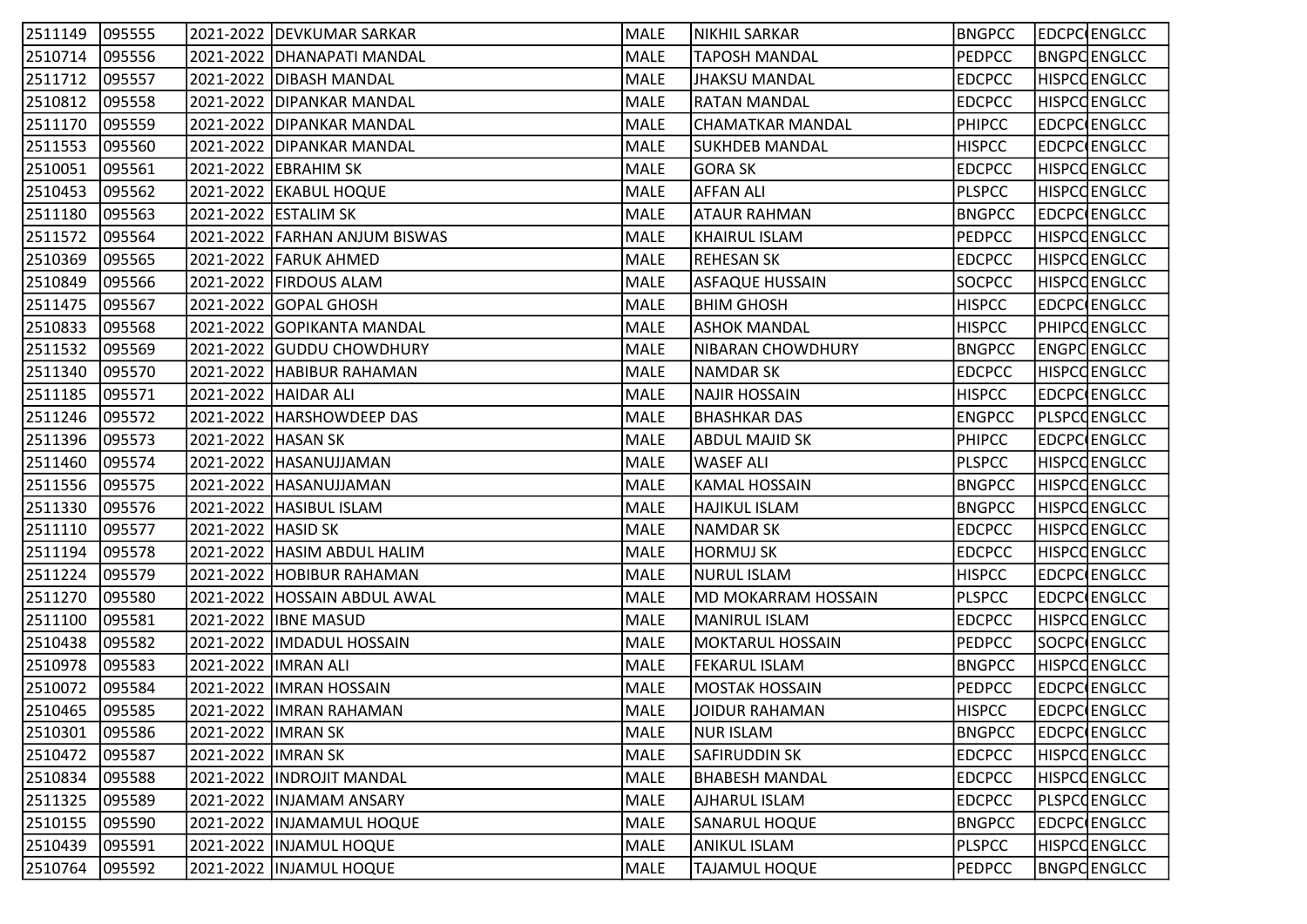| | | | | | | | | |
|---|---|---|---|---|---|---|---|---|
| 2511149 | 095555 | 2021-2022 | DEVKUMAR SARKAR | MALE | NIKHIL SARKAR | BNGPCC | EDCPC( | ENGLCC |
| 2510714 | 095556 | 2021-2022 | DHANAPATI MANDAL | MALE | TAPOSH MANDAL | PEDPCC | BNGPC | ENGLCC |
| 2511712 | 095557 | 2021-2022 | DIBASH MANDAL | MALE | JHAKSU MANDAL | EDCPCC | HISPCC | ENGLCC |
| 2510812 | 095558 | 2021-2022 | DIPANKAR MANDAL | MALE | RATAN MANDAL | EDCPCC | HISPCC | ENGLCC |
| 2511170 | 095559 | 2021-2022 | DIPANKAR MANDAL | MALE | CHAMATKAR MANDAL | PHIPCC | EDCPC( | ENGLCC |
| 2511553 | 095560 | 2021-2022 | DIPANKAR MANDAL | MALE | SUKHDEB MANDAL | HISPCC | EDCPC( | ENGLCC |
| 2510051 | 095561 | 2021-2022 | EBRAHIM SK | MALE | GORA SK | EDCPCC | HISPCC | ENGLCC |
| 2510453 | 095562 | 2021-2022 | EKABUL HOQUE | MALE | AFFAN ALI | PLSPCC | HISPCC | ENGLCC |
| 2511180 | 095563 | 2021-2022 | ESTALIM SK | MALE | ATAUR RAHMAN | BNGPCC | EDCPC( | ENGLCC |
| 2511572 | 095564 | 2021-2022 | FARHAN ANJUM BISWAS | MALE | KHAIRUL ISLAM | PEDPCC | HISPCC | ENGLCC |
| 2510369 | 095565 | 2021-2022 | FARUK AHMED | MALE | REHESAN SK | EDCPCC | HISPCC | ENGLCC |
| 2510849 | 095566 | 2021-2022 | FIRDOUS ALAM | MALE | ASFAQUE HUSSAIN | SOCPCC | HISPCC | ENGLCC |
| 2511475 | 095567 | 2021-2022 | GOPAL GHOSH | MALE | BHIM GHOSH | HISPCC | EDCPC( | ENGLCC |
| 2510833 | 095568 | 2021-2022 | GOPIKANTA MANDAL | MALE | ASHOK MANDAL | HISPCC | PHIPCC | ENGLCC |
| 2511532 | 095569 | 2021-2022 | GUDDU CHOWDHURY | MALE | NIBARAN CHOWDHURY | BNGPCC | ENGPC | ENGLCC |
| 2511340 | 095570 | 2021-2022 | HABIBUR RAHAMAN | MALE | NAMDAR SK | EDCPCC | HISPCC | ENGLCC |
| 2511185 | 095571 | 2021-2022 | HAIDAR ALI | MALE | NAJIR HOSSAIN | HISPCC | EDCPC( | ENGLCC |
| 2511246 | 095572 | 2021-2022 | HARSHOWDEEP DAS | MALE | BHASHKAR DAS | ENGPCC | PLSPCC | ENGLCC |
| 2511396 | 095573 | 2021-2022 | HASAN SK | MALE | ABDUL MAJID SK | PHIPCC | EDCPC( | ENGLCC |
| 2511460 | 095574 | 2021-2022 | HASANUJJAMAN | MALE | WASEF ALI | PLSPCC | HISPCC | ENGLCC |
| 2511556 | 095575 | 2021-2022 | HASANUJJAMAN | MALE | KAMAL HOSSAIN | BNGPCC | HISPCC | ENGLCC |
| 2511330 | 095576 | 2021-2022 | HASIBUL ISLAM | MALE | HAJIKUL ISLAM | BNGPCC | HISPCC | ENGLCC |
| 2511110 | 095577 | 2021-2022 | HASID SK | MALE | NAMDAR SK | EDCPCC | HISPCC | ENGLCC |
| 2511194 | 095578 | 2021-2022 | HASIM ABDUL HALIM | MALE | HORMUJ SK | EDCPCC | HISPCC | ENGLCC |
| 2511224 | 095579 | 2021-2022 | HOBIBUR RAHAMAN | MALE | NURUL ISLAM | HISPCC | EDCPC( | ENGLCC |
| 2511270 | 095580 | 2021-2022 | HOSSAIN ABDUL AWAL | MALE | MD MOKARRAM HOSSAIN | PLSPCC | EDCPC( | ENGLCC |
| 2511100 | 095581 | 2021-2022 | IBNE MASUD | MALE | MANIRUL ISLAM | EDCPCC | HISPCC | ENGLCC |
| 2510438 | 095582 | 2021-2022 | IMDADUL HOSSAIN | MALE | MOKTARUL HOSSAIN | PEDPCC | SOCPC( | ENGLCC |
| 2510978 | 095583 | 2021-2022 | IMRAN ALI | MALE | FEKARUL ISLAM | BNGPCC | HISPCC | ENGLCC |
| 2510072 | 095584 | 2021-2022 | IMRAN HOSSAIN | MALE | MOSTAK HOSSAIN | PEDPCC | EDCPC( | ENGLCC |
| 2510465 | 095585 | 2021-2022 | IMRAN RAHAMAN | MALE | JOIDUR RAHAMAN | HISPCC | EDCPC( | ENGLCC |
| 2510301 | 095586 | 2021-2022 | IMRAN SK | MALE | NUR ISLAM | BNGPCC | EDCPC( | ENGLCC |
| 2510472 | 095587 | 2021-2022 | IMRAN SK | MALE | SAFIRUDDIN SK | EDCPCC | HISPCC | ENGLCC |
| 2510834 | 095588 | 2021-2022 | INDROJIT MANDAL | MALE | BHABESH MANDAL | EDCPCC | HISPCC | ENGLCC |
| 2511325 | 095589 | 2021-2022 | INJAMAM ANSARY | MALE | AJHARUL ISLAM | EDCPCC | PLSPCC | ENGLCC |
| 2510155 | 095590 | 2021-2022 | INJAMAMUL HOQUE | MALE | SANARUL HOQUE | BNGPCC | EDCPC( | ENGLCC |
| 2510439 | 095591 | 2021-2022 | INJAMUL HOQUE | MALE | ANIKUL ISLAM | PLSPCC | HISPCC | ENGLCC |
| 2510764 | 095592 | 2021-2022 | INJAMUL HOQUE | MALE | TAJAMUL HOQUE | PEDPCC | BNGPC | ENGLCC |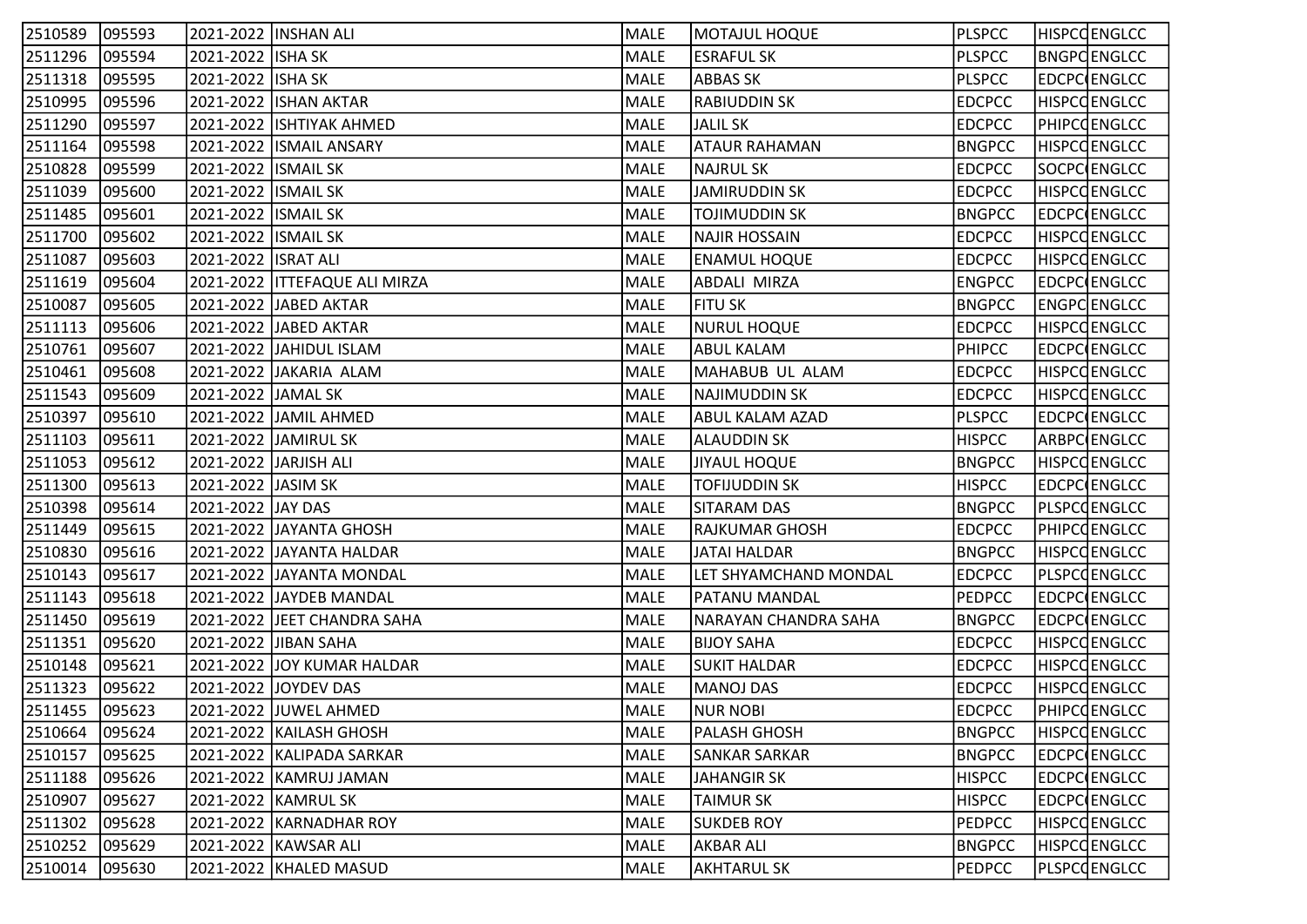| | | | | | | | | |
|---|---|---|---|---|---|---|---|---|
| 2510589 | 095593 | 2021-2022 | INSHAN ALI | MALE | MOTAJUL HOQUE | PLSPCC | HISPCC | ENGLCC |
| 2511296 | 095594 | 2021-2022 | ISHA SK | MALE | ESRAFUL SK | PLSPCC | BNGPC | ENGLCC |
| 2511318 | 095595 | 2021-2022 | ISHA SK | MALE | ABBAS SK | PLSPCC | EDCPC | ENGLCC |
| 2510995 | 095596 | 2021-2022 | ISHAN AKTAR | MALE | RABIUDDIN SK | EDCPCC | HISPCC | ENGLCC |
| 2511290 | 095597 | 2021-2022 | ISHTIYAK AHMED | MALE | JALIL SK | EDCPCC | PHIPCC | ENGLCC |
| 2511164 | 095598 | 2021-2022 | ISMAIL ANSARY | MALE | ATAUR RAHAMAN | BNGPCC | HISPCC | ENGLCC |
| 2510828 | 095599 | 2021-2022 | ISMAIL SK | MALE | NAJRUL SK | EDCPCC | SOCPC | ENGLCC |
| 2511039 | 095600 | 2021-2022 | ISMAIL SK | MALE | JAMIRUDDIN SK | EDCPCC | HISPCC | ENGLCC |
| 2511485 | 095601 | 2021-2022 | ISMAIL SK | MALE | TOJIMUDDIN SK | BNGPCC | EDCPC | ENGLCC |
| 2511700 | 095602 | 2021-2022 | ISMAIL SK | MALE | NAJIR HOSSAIN | EDCPCC | HISPCC | ENGLCC |
| 2511087 | 095603 | 2021-2022 | ISRAT ALI | MALE | ENAMUL HOQUE | EDCPCC | HISPCC | ENGLCC |
| 2511619 | 095604 | 2021-2022 | ITTEFAQUE ALI MIRZA | MALE | ABDALI MIRZA | ENGPCC | EDCPC | ENGLCC |
| 2510087 | 095605 | 2021-2022 | JABED AKTAR | MALE | FITU SK | BNGPCC | ENGPC | ENGLCC |
| 2511113 | 095606 | 2021-2022 | JABED AKTAR | MALE | NURUL HOQUE | EDCPCC | HISPCC | ENGLCC |
| 2510761 | 095607 | 2021-2022 | JAHIDUL ISLAM | MALE | ABUL KALAM | PHIPCC | EDCPC | ENGLCC |
| 2510461 | 095608 | 2021-2022 | JAKARIA ALAM | MALE | MAHABUB UL ALAM | EDCPCC | HISPCC | ENGLCC |
| 2511543 | 095609 | 2021-2022 | JAMAL SK | MALE | NAJIMUDDIN SK | EDCPCC | HISPCC | ENGLCC |
| 2510397 | 095610 | 2021-2022 | JAMIL AHMED | MALE | ABUL KALAM AZAD | PLSPCC | EDCPC | ENGLCC |
| 2511103 | 095611 | 2021-2022 | JAMIRUL SK | MALE | ALAUDDIN SK | HISPCC | ARBPC | ENGLCC |
| 2511053 | 095612 | 2021-2022 | JARJISH ALI | MALE | JIYAUL HOQUE | BNGPCC | HISPCC | ENGLCC |
| 2511300 | 095613 | 2021-2022 | JASIM SK | MALE | TOFIJUDDIN SK | HISPCC | EDCPC | ENGLCC |
| 2510398 | 095614 | 2021-2022 | JAY DAS | MALE | SITARAM DAS | BNGPCC | PLSPCC | ENGLCC |
| 2511449 | 095615 | 2021-2022 | JAYANTA GHOSH | MALE | RAJKUMAR GHOSH | EDCPCC | PHIPCC | ENGLCC |
| 2510830 | 095616 | 2021-2022 | JAYANTA HALDAR | MALE | JATAI HALDAR | BNGPCC | HISPCC | ENGLCC |
| 2510143 | 095617 | 2021-2022 | JAYANTA MONDAL | MALE | LET SHYAMCHAND MONDAL | EDCPCC | PLSPCC | ENGLCC |
| 2511143 | 095618 | 2021-2022 | JAYDEB MANDAL | MALE | PATANU MANDAL | PEDPCC | EDCPC | ENGLCC |
| 2511450 | 095619 | 2021-2022 | JEET CHANDRA SAHA | MALE | NARAYAN CHANDRA SAHA | BNGPCC | EDCPC | ENGLCC |
| 2511351 | 095620 | 2021-2022 | JIBAN SAHA | MALE | BIJOY SAHA | EDCPCC | HISPCC | ENGLCC |
| 2510148 | 095621 | 2021-2022 | JOY KUMAR HALDAR | MALE | SUKIT HALDAR | EDCPCC | HISPCC | ENGLCC |
| 2511323 | 095622 | 2021-2022 | JOYDEV DAS | MALE | MANOJ DAS | EDCPCC | HISPCC | ENGLCC |
| 2511455 | 095623 | 2021-2022 | JUWEL AHMED | MALE | NUR NOBI | EDCPCC | PHIPCC | ENGLCC |
| 2510664 | 095624 | 2021-2022 | KAILASH GHOSH | MALE | PALASH GHOSH | BNGPCC | HISPCC | ENGLCC |
| 2510157 | 095625 | 2021-2022 | KALIPADA SARKAR | MALE | SANKAR SARKAR | BNGPCC | EDCPC | ENGLCC |
| 2511188 | 095626 | 2021-2022 | KAMRUJ JAMAN | MALE | JAHANGIR SK | HISPCC | EDCPC | ENGLCC |
| 2510907 | 095627 | 2021-2022 | KAMRUL SK | MALE | TAIMUR SK | HISPCC | EDCPC | ENGLCC |
| 2511302 | 095628 | 2021-2022 | KARNADHAR ROY | MALE | SUKDEB ROY | PEDPCC | HISPCC | ENGLCC |
| 2510252 | 095629 | 2021-2022 | KAWSAR ALI | MALE | AKBAR ALI | BNGPCC | HISPCC | ENGLCC |
| 2510014 | 095630 | 2021-2022 | KHALED MASUD | MALE | AKHTARUL SK | PEDPCC | PLSPCC | ENGLCC |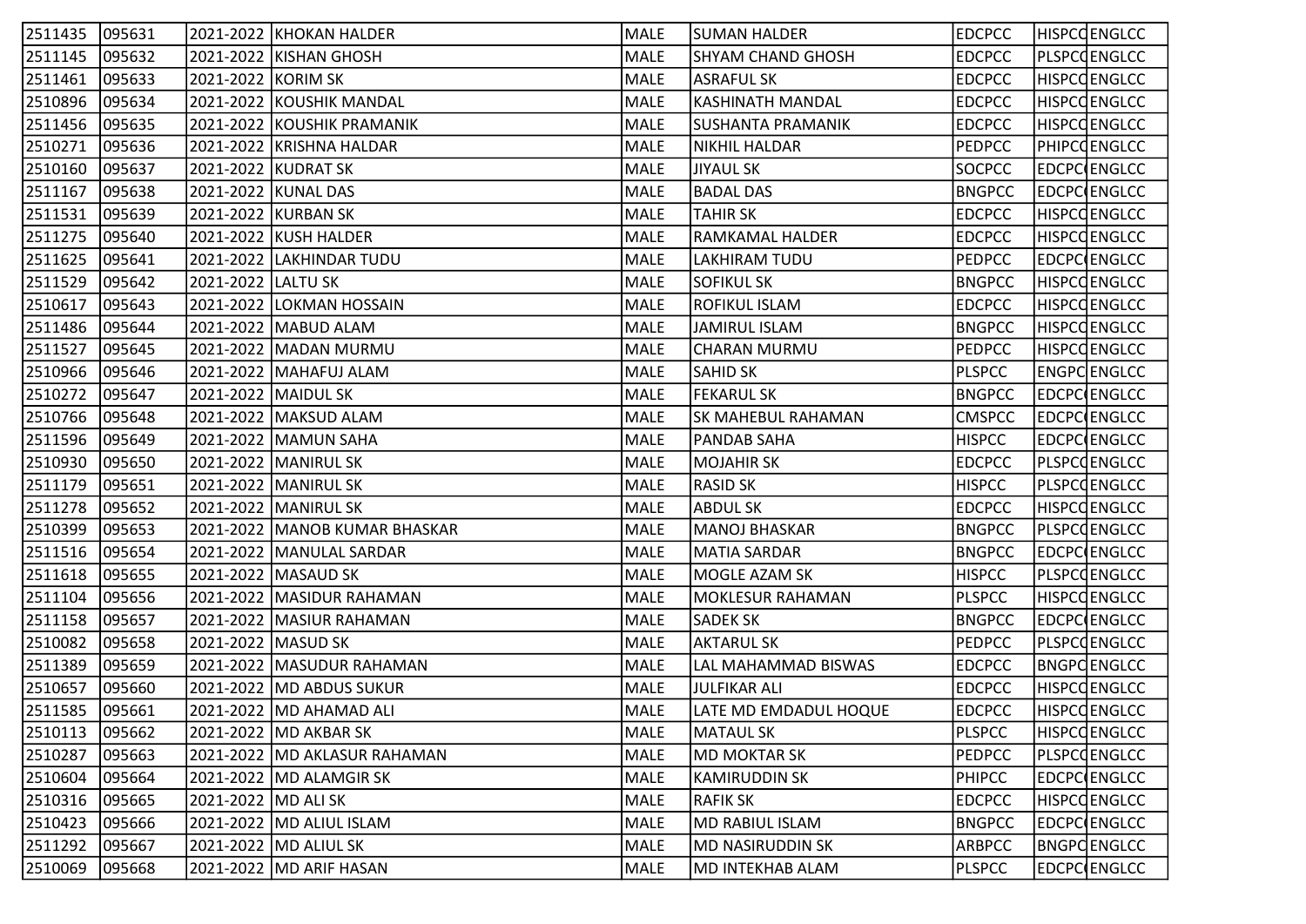| | | | | | | | | |
|---|---|---|---|---|---|---|---|---|
| 2511435 | 095631 | 2021-2022 | KHOKAN HALDER | MALE | SUMAN HALDER | EDCPCC | HISPCC | ENGLCC |
| 2511145 | 095632 | 2021-2022 | KISHAN GHOSH | MALE | SHYAM CHAND GHOSH | EDCPCC | PLSPCC | ENGLCC |
| 2511461 | 095633 | 2021-2022 | KORIM SK | MALE | ASRAFUL SK | EDCPCC | HISPCC | ENGLCC |
| 2510896 | 095634 | 2021-2022 | KOUSHIK MANDAL | MALE | KASHINATH MANDAL | EDCPCC | HISPCC | ENGLCC |
| 2511456 | 095635 | 2021-2022 | KOUSHIK PRAMANIK | MALE | SUSHANTA PRAMANIK | EDCPCC | HISPCC | ENGLCC |
| 2510271 | 095636 | 2021-2022 | KRISHNA HALDAR | MALE | NIKHIL HALDAR | PEDPCC | PHIPCC | ENGLCC |
| 2510160 | 095637 | 2021-2022 | KUDRAT SK | MALE | JIYAUL SK | SOCPCC | EDCPCC | ENGLCC |
| 2511167 | 095638 | 2021-2022 | KUNAL DAS | MALE | BADAL DAS | BNGPCC | EDCPCC | ENGLCC |
| 2511531 | 095639 | 2021-2022 | KURBAN SK | MALE | TAHIR SK | EDCPCC | HISPCC | ENGLCC |
| 2511275 | 095640 | 2021-2022 | KUSH HALDER | MALE | RAMKAMAL HALDER | EDCPCC | HISPCC | ENGLCC |
| 2511625 | 095641 | 2021-2022 | LAKHINDAR TUDU | MALE | LAKHIRAM TUDU | PEDPCC | EDCPCC | ENGLCC |
| 2511529 | 095642 | 2021-2022 | LALTU SK | MALE | SOFIKUL SK | BNGPCC | HISPCC | ENGLCC |
| 2510617 | 095643 | 2021-2022 | LOKMAN HOSSAIN | MALE | ROFIKUL ISLAM | EDCPCC | HISPCC | ENGLCC |
| 2511486 | 095644 | 2021-2022 | MABUD ALAM | MALE | JAMIRUL ISLAM | BNGPCC | HISPCC | ENGLCC |
| 2511527 | 095645 | 2021-2022 | MADAN MURMU | MALE | CHARAN MURMU | PEDPCC | HISPCC | ENGLCC |
| 2510966 | 095646 | 2021-2022 | MAHAFUJ ALAM | MALE | SAHID SK | PLSPCC | ENGPCC | ENGLCC |
| 2510272 | 095647 | 2021-2022 | MAIDUL SK | MALE | FEKARUL SK | BNGPCC | EDCPCC | ENGLCC |
| 2510766 | 095648 | 2021-2022 | MAKSUD ALAM | MALE | SK MAHEBUL RAHAMAN | CMSPCC | EDCPCC | ENGLCC |
| 2511596 | 095649 | 2021-2022 | MAMUN SAHA | MALE | PANDAB SAHA | HISPCC | EDCPCC | ENGLCC |
| 2510930 | 095650 | 2021-2022 | MANIRUL SK | MALE | MOJAHIR SK | EDCPCC | PLSPCC | ENGLCC |
| 2511179 | 095651 | 2021-2022 | MANIRUL SK | MALE | RASID SK | HISPCC | PLSPCC | ENGLCC |
| 2511278 | 095652 | 2021-2022 | MANIRUL SK | MALE | ABDUL SK | EDCPCC | HISPCC | ENGLCC |
| 2510399 | 095653 | 2021-2022 | MANOB KUMAR BHASKAR | MALE | MANOJ BHASKAR | BNGPCC | PLSPCC | ENGLCC |
| 2511516 | 095654 | 2021-2022 | MANULAL SARDAR | MALE | MATIA SARDAR | BNGPCC | EDCPCC | ENGLCC |
| 2511618 | 095655 | 2021-2022 | MASAUD SK | MALE | MOGLE AZAM SK | HISPCC | PLSPCC | ENGLCC |
| 2511104 | 095656 | 2021-2022 | MASIDUR RAHAMAN | MALE | MOKLESUR RAHAMAN | PLSPCC | HISPCC | ENGLCC |
| 2511158 | 095657 | 2021-2022 | MASIUR RAHAMAN | MALE | SADEK SK | BNGPCC | EDCPCC | ENGLCC |
| 2510082 | 095658 | 2021-2022 | MASUD SK | MALE | AKTARUL SK | PEDPCC | PLSPCC | ENGLCC |
| 2511389 | 095659 | 2021-2022 | MASUDUR RAHAMAN | MALE | LAL MAHAMMAD BISWAS | EDCPCC | BNGPCC | ENGLCC |
| 2510657 | 095660 | 2021-2022 | MD ABDUS SUKUR | MALE | JULFIKAR ALI | EDCPCC | HISPCC | ENGLCC |
| 2511585 | 095661 | 2021-2022 | MD AHAMAD ALI | MALE | LATE MD EMDADUL HOQUE | EDCPCC | HISPCC | ENGLCC |
| 2510113 | 095662 | 2021-2022 | MD AKBAR SK | MALE | MATAUL SK | PLSPCC | HISPCC | ENGLCC |
| 2510287 | 095663 | 2021-2022 | MD AKLASUR RAHAMAN | MALE | MD MOKTAR SK | PEDPCC | PLSPCC | ENGLCC |
| 2510604 | 095664 | 2021-2022 | MD ALAMGIR SK | MALE | KAMIRUDDIN SK | PHIPCC | EDCPCC | ENGLCC |
| 2510316 | 095665 | 2021-2022 | MD ALI SK | MALE | RAFIK SK | EDCPCC | HISPCC | ENGLCC |
| 2510423 | 095666 | 2021-2022 | MD ALIUL ISLAM | MALE | MD RABIUL ISLAM | BNGPCC | EDCPCC | ENGLCC |
| 2511292 | 095667 | 2021-2022 | MD ALIUL SK | MALE | MD NASIRUDDIN SK | ARBPCC | BNGPCC | ENGLCC |
| 2510069 | 095668 | 2021-2022 | MD ARIF HASAN | MALE | MD INTEKHAB ALAM | PLSPCC | EDCPCC | ENGLCC |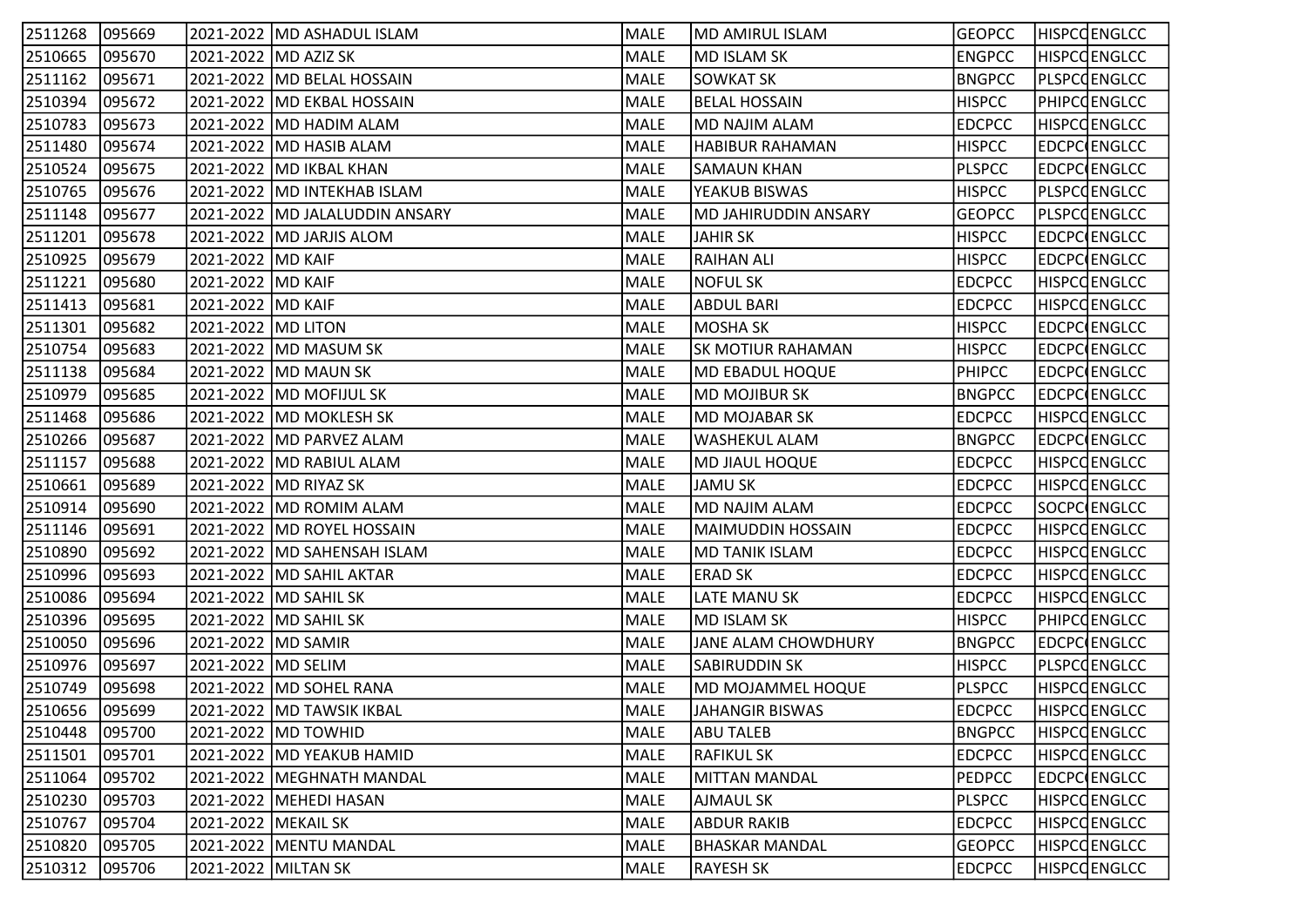| | | | | | | | | |
|---|---|---|---|---|---|---|---|---|
| 2511268 | 095669 | 2021-2022 | MD ASHADUL ISLAM | MALE | MD AMIRUL ISLAM | GEOPCC | HISPCC | ENGLCC |
| 2510665 | 095670 | 2021-2022 | MD AZIZ SK | MALE | MD ISLAM SK | ENGPCC | HISPCC | ENGLCC |
| 2511162 | 095671 | 2021-2022 | MD BELAL HOSSAIN | MALE | SOWKAT SK | BNGPCC | PLSPCC | ENGLCC |
| 2510394 | 095672 | 2021-2022 | MD EKBAL HOSSAIN | MALE | BELAL HOSSAIN | HISPCC | PHIPCC | ENGLCC |
| 2510783 | 095673 | 2021-2022 | MD HADIM ALAM | MALE | MD NAJIM ALAM | EDCPCC | HISPCC | ENGLCC |
| 2511480 | 095674 | 2021-2022 | MD HASIB ALAM | MALE | HABIBUR RAHAMAN | HISPCC | EDCPCC | ENGLCC |
| 2510524 | 095675 | 2021-2022 | MD IKBAL KHAN | MALE | SAMAUN KHAN | PLSPCC | EDCPCC | ENGLCC |
| 2510765 | 095676 | 2021-2022 | MD INTEKHAB ISLAM | MALE | YEAKUB BISWAS | HISPCC | PLSPCC | ENGLCC |
| 2511148 | 095677 | 2021-2022 | MD JALALUDDIN ANSARY | MALE | MD JAHIRUDDIN ANSARY | GEOPCC | PLSPCC | ENGLCC |
| 2511201 | 095678 | 2021-2022 | MD JARJIS ALOM | MALE | JAHIR SK | HISPCC | EDCPCC | ENGLCC |
| 2510925 | 095679 | 2021-2022 | MD KAIF | MALE | RAIHAN ALI | HISPCC | EDCPCC | ENGLCC |
| 2511221 | 095680 | 2021-2022 | MD KAIF | MALE | NOFUL SK | EDCPCC | HISPCC | ENGLCC |
| 2511413 | 095681 | 2021-2022 | MD KAIF | MALE | ABDUL BARI | EDCPCC | HISPCC | ENGLCC |
| 2511301 | 095682 | 2021-2022 | MD LITON | MALE | MOSHA SK | HISPCC | EDCPCC | ENGLCC |
| 2510754 | 095683 | 2021-2022 | MD MASUM SK | MALE | SK MOTIUR RAHAMAN | HISPCC | EDCPCC | ENGLCC |
| 2511138 | 095684 | 2021-2022 | MD MAUN SK | MALE | MD EBADUL HOQUE | PHIPCC | EDCPCC | ENGLCC |
| 2510979 | 095685 | 2021-2022 | MD MOFIJUL SK | MALE | MD MOJIBUR SK | BNGPCC | EDCPCC | ENGLCC |
| 2511468 | 095686 | 2021-2022 | MD MOKLESH SK | MALE | MD MOJABAR SK | EDCPCC | HISPCC | ENGLCC |
| 2510266 | 095687 | 2021-2022 | MD PARVEZ ALAM | MALE | WASHEKUL ALAM | BNGPCC | EDCPCC | ENGLCC |
| 2511157 | 095688 | 2021-2022 | MD RABIUL ALAM | MALE | MD JIAUL HOQUE | EDCPCC | HISPCC | ENGLCC |
| 2510661 | 095689 | 2021-2022 | MD RIYAZ SK | MALE | JAMU SK | EDCPCC | HISPCC | ENGLCC |
| 2510914 | 095690 | 2021-2022 | MD ROMIM ALAM | MALE | MD NAJIM ALAM | EDCPCC | SOCPCC | ENGLCC |
| 2511146 | 095691 | 2021-2022 | MD ROYEL HOSSAIN | MALE | MAIMUDDIN HOSSAIN | EDCPCC | HISPCC | ENGLCC |
| 2510890 | 095692 | 2021-2022 | MD SAHENSAH ISLAM | MALE | MD TANIK ISLAM | EDCPCC | HISPCC | ENGLCC |
| 2510996 | 095693 | 2021-2022 | MD SAHIL AKTAR | MALE | ERAD SK | EDCPCC | HISPCC | ENGLCC |
| 2510086 | 095694 | 2021-2022 | MD SAHIL SK | MALE | LATE MANU SK | EDCPCC | HISPCC | ENGLCC |
| 2510396 | 095695 | 2021-2022 | MD SAHIL SK | MALE | MD ISLAM SK | HISPCC | PHIPCC | ENGLCC |
| 2510050 | 095696 | 2021-2022 | MD SAMIR | MALE | JANE ALAM CHOWDHURY | BNGPCC | EDCPCC | ENGLCC |
| 2510976 | 095697 | 2021-2022 | MD SELIM | MALE | SABIRUDDIN SK | HISPCC | PLSPCC | ENGLCC |
| 2510749 | 095698 | 2021-2022 | MD SOHEL RANA | MALE | MD MOJAMMEL HOQUE | PLSPCC | HISPCC | ENGLCC |
| 2510656 | 095699 | 2021-2022 | MD TAWSIK IKBAL | MALE | JAHANGIR BISWAS | EDCPCC | HISPCC | ENGLCC |
| 2510448 | 095700 | 2021-2022 | MD TOWHID | MALE | ABU TALEB | BNGPCC | HISPCC | ENGLCC |
| 2511501 | 095701 | 2021-2022 | MD YEAKUB HAMID | MALE | RAFIKUL SK | EDCPCC | HISPCC | ENGLCC |
| 2511064 | 095702 | 2021-2022 | MEGHNATH MANDAL | MALE | MITTAN MANDAL | PEDPCC | EDCPCC | ENGLCC |
| 2510230 | 095703 | 2021-2022 | MEHEDI HASAN | MALE | AJMAUL SK | PLSPCC | HISPCC | ENGLCC |
| 2510767 | 095704 | 2021-2022 | MEKAIL SK | MALE | ABDUR RAKIB | EDCPCC | HISPCC | ENGLCC |
| 2510820 | 095705 | 2021-2022 | MENTU MANDAL | MALE | BHASKAR MANDAL | GEOPCC | HISPCC | ENGLCC |
| 2510312 | 095706 | 2021-2022 | MILTAN SK | MALE | RAYESH SK | EDCPCC | HISPCC | ENGLCC |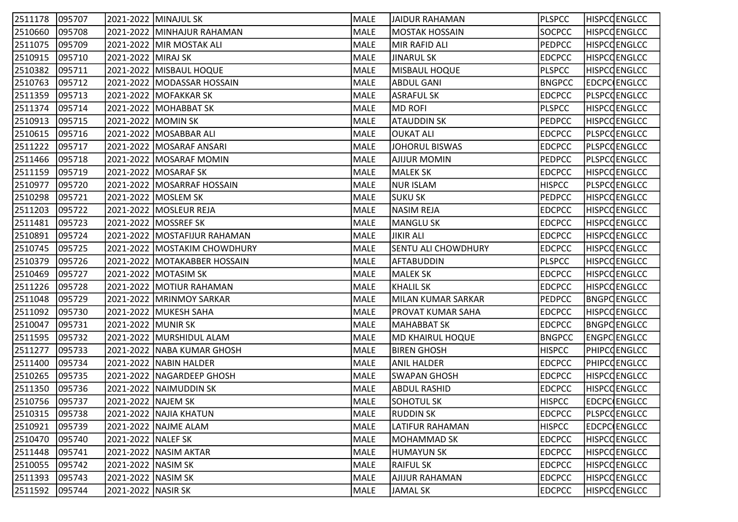| | | | | | | | | |
|---|---|---|---|---|---|---|---|---|
| 2511178 | 095707 | 2021-2022 | MINAJUL SK | MALE | JAIDUR RAHAMAN | PLSPCC | HISPCC | ENGLCC |
| 2510660 | 095708 | 2021-2022 | MINHAJUR RAHAMAN | MALE | MOSTAK HOSSAIN | SOCPCC | HISPCC | ENGLCC |
| 2511075 | 095709 | 2021-2022 | MIR MOSTAK ALI | MALE | MIR RAFID ALI | PEDPCC | HISPCC | ENGLCC |
| 2510915 | 095710 | 2021-2022 | MIRAJ SK | MALE | JINARUL SK | EDCPCC | HISPCC | ENGLCC |
| 2510382 | 095711 | 2021-2022 | MISBAUL HOQUE | MALE | MISBAUL HOQUE | PLSPCC | HISPCC | ENGLCC |
| 2510763 | 095712 | 2021-2022 | MODASSAR HOSSAIN | MALE | ABDUL GANI | BNGPCC | EDCPCC | ENGLCC |
| 2511359 | 095713 | 2021-2022 | MOFAKKAR SK | MALE | ASRAFUL SK | EDCPCC | PLSPCC | ENGLCC |
| 2511374 | 095714 | 2021-2022 | MOHABBAT SK | MALE | MD ROFI | PLSPCC | HISPCC | ENGLCC |
| 2510913 | 095715 | 2021-2022 | MOMIN SK | MALE | ATAUDDIN SK | PEDPCC | HISPCC | ENGLCC |
| 2510615 | 095716 | 2021-2022 | MOSABBAR ALI | MALE | OUKAT ALI | EDCPCC | PLSPCC | ENGLCC |
| 2511222 | 095717 | 2021-2022 | MOSARAF ANSARI | MALE | JOHORUL BISWAS | EDCPCC | PLSPCC | ENGLCC |
| 2511466 | 095718 | 2021-2022 | MOSARAF MOMIN | MALE | AJIJUR MOMIN | PEDPCC | PLSPCC | ENGLCC |
| 2511159 | 095719 | 2021-2022 | MOSARAF SK | MALE | MALEK SK | EDCPCC | HISPCC | ENGLCC |
| 2510977 | 095720 | 2021-2022 | MOSARRAF HOSSAIN | MALE | NUR ISLAM | HISPCC | PLSPCC | ENGLCC |
| 2510298 | 095721 | 2021-2022 | MOSLEM SK | MALE | SUKU SK | PEDPCC | HISPCC | ENGLCC |
| 2511203 | 095722 | 2021-2022 | MOSLEUR REJA | MALE | NASIM REJA | EDCPCC | HISPCC | ENGLCC |
| 2511481 | 095723 | 2021-2022 | MOSSREF SK | MALE | MANGLU SK | EDCPCC | HISPCC | ENGLCC |
| 2510891 | 095724 | 2021-2022 | MOSTAFIJUR RAHAMAN | MALE | JIKIR ALI | EDCPCC | HISPCC | ENGLCC |
| 2510745 | 095725 | 2021-2022 | MOSTAKIM CHOWDHURY | MALE | SENTU ALI CHOWDHURY | EDCPCC | HISPCC | ENGLCC |
| 2510379 | 095726 | 2021-2022 | MOTAKABBER HOSSAIN | MALE | AFTABUDDIN | PLSPCC | HISPCC | ENGLCC |
| 2510469 | 095727 | 2021-2022 | MOTASIM SK | MALE | MALEK SK | EDCPCC | HISPCC | ENGLCC |
| 2511226 | 095728 | 2021-2022 | MOTIUR RAHAMAN | MALE | KHALIL SK | EDCPCC | HISPCC | ENGLCC |
| 2511048 | 095729 | 2021-2022 | MRINMOY SARKAR | MALE | MILAN KUMAR SARKAR | PEDPCC | BNGPCC | ENGLCC |
| 2511092 | 095730 | 2021-2022 | MUKESH SAHA | MALE | PROVAT KUMAR SAHA | EDCPCC | HISPCC | ENGLCC |
| 2510047 | 095731 | 2021-2022 | MUNIR SK | MALE | MAHABBAT SK | EDCPCC | BNGPCC | ENGLCC |
| 2511595 | 095732 | 2021-2022 | MURSHIDUL ALAM | MALE | MD KHAIRUL HOQUE | BNGPCC | ENGPCC | ENGLCC |
| 2511277 | 095733 | 2021-2022 | NABA KUMAR GHOSH | MALE | BIREN GHOSH | HISPCC | PHIPCC | ENGLCC |
| 2511400 | 095734 | 2021-2022 | NABIN HALDER | MALE | ANIL HALDER | EDCPCC | PHIPCC | ENGLCC |
| 2510265 | 095735 | 2021-2022 | NAGARDEEP GHOSH | MALE | SWAPAN GHOSH | EDCPCC | HISPCC | ENGLCC |
| 2511350 | 095736 | 2021-2022 | NAIMUDDIN SK | MALE | ABDUL RASHID | EDCPCC | HISPCC | ENGLCC |
| 2510756 | 095737 | 2021-2022 | NAJEM SK | MALE | SOHOTUL SK | HISPCC | EDCPCC | ENGLCC |
| 2510315 | 095738 | 2021-2022 | NAJIA KHATUN | MALE | RUDDIN SK | EDCPCC | PLSPCC | ENGLCC |
| 2510921 | 095739 | 2021-2022 | NAJME ALAM | MALE | LATIFUR RAHAMAN | HISPCC | EDCPCC | ENGLCC |
| 2510470 | 095740 | 2021-2022 | NALEF SK | MALE | MOHAMMAD SK | EDCPCC | HISPCC | ENGLCC |
| 2511448 | 095741 | 2021-2022 | NASIM AKTAR | MALE | HUMAYUN SK | EDCPCC | HISPCC | ENGLCC |
| 2510055 | 095742 | 2021-2022 | NASIM SK | MALE | RAIFUL SK | EDCPCC | HISPCC | ENGLCC |
| 2511393 | 095743 | 2021-2022 | NASIM SK | MALE | AJIJUR RAHAMAN | EDCPCC | HISPCC | ENGLCC |
| 2511592 | 095744 | 2021-2022 | NASIR SK | MALE | JAMAL SK | EDCPCC | HISPCC | ENGLCC |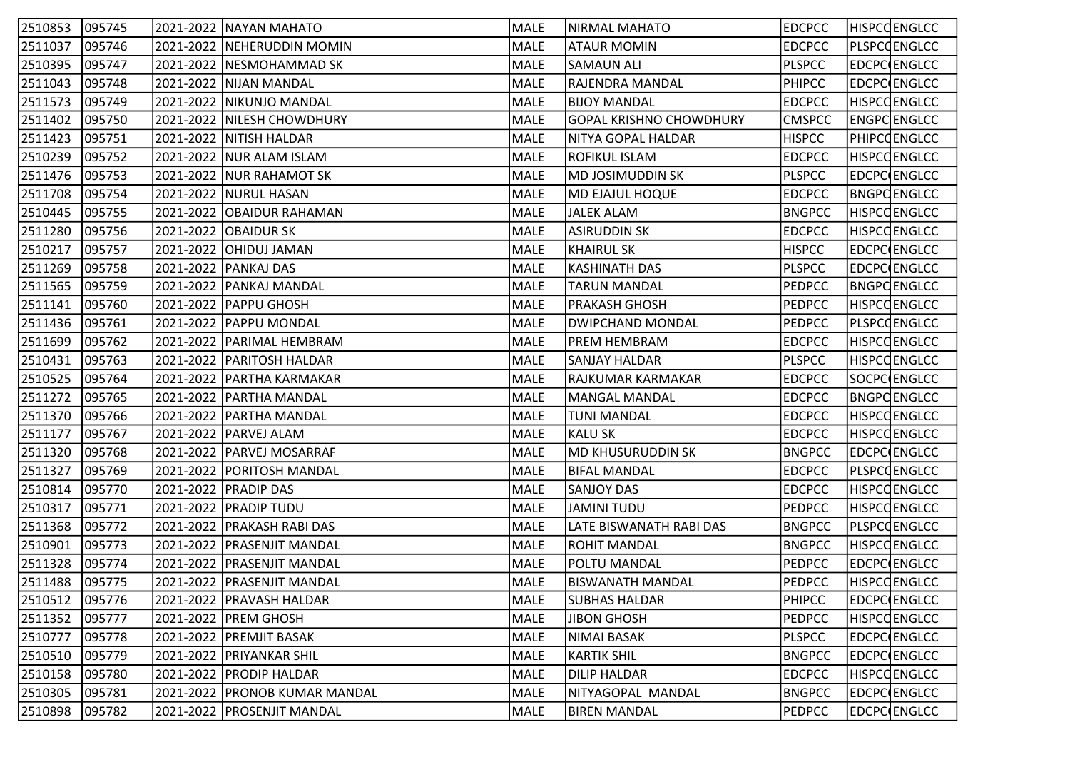| | | | | | | | | |
|---|---|---|---|---|---|---|---|---|
| 2510853 | 095745 | 2021-2022 | NAYAN MAHATO | MALE | NIRMAL MAHATO | EDCPCC | HISPCC | ENGLCC |
| 2511037 | 095746 | 2021-2022 | NEHERUDDIN MOMIN | MALE | ATAUR MOMIN | EDCPCC | PLSPCC | ENGLCC |
| 2510395 | 095747 | 2021-2022 | NESMOHAMMAD SK | MALE | SAMAUN ALI | PLSPCC | EDCPCC | ENGLCC |
| 2511043 | 095748 | 2021-2022 | NIJAN MANDAL | MALE | RAJENDRA MANDAL | PHIPCC | EDCPCC | ENGLCC |
| 2511573 | 095749 | 2021-2022 | NIKUNJO MANDAL | MALE | BIJOY MANDAL | EDCPCC | HISPCC | ENGLCC |
| 2511402 | 095750 | 2021-2022 | NILESH CHOWDHURY | MALE | GOPAL KRISHNO CHOWDHURY | CMSPCC | ENGPCC | ENGLCC |
| 2511423 | 095751 | 2021-2022 | NITISH HALDAR | MALE | NITYA GOPAL HALDAR | HISPCC | PHIPCC | ENGLCC |
| 2510239 | 095752 | 2021-2022 | NUR ALAM ISLAM | MALE | ROFIKUL ISLAM | EDCPCC | HISPCC | ENGLCC |
| 2511476 | 095753 | 2021-2022 | NUR RAHAMOT SK | MALE | MD JOSIMUDDIN SK | PLSPCC | EDCPCC | ENGLCC |
| 2511708 | 095754 | 2021-2022 | NURUL HASAN | MALE | MD EJAJUL HOQUE | EDCPCC | BNGPCC | ENGLCC |
| 2510445 | 095755 | 2021-2022 | OBAIDUR RAHAMAN | MALE | JALEK ALAM | BNGPCC | HISPCC | ENGLCC |
| 2511280 | 095756 | 2021-2022 | OBAIDUR SK | MALE | ASIRUDDIN SK | EDCPCC | HISPCC | ENGLCC |
| 2510217 | 095757 | 2021-2022 | OHIDUJ JAMAN | MALE | KHAIRUL SK | HISPCC | EDCPCC | ENGLCC |
| 2511269 | 095758 | 2021-2022 | PANKAJ DAS | MALE | KASHINATH DAS | PLSPCC | EDCPCC | ENGLCC |
| 2511565 | 095759 | 2021-2022 | PANKAJ MANDAL | MALE | TARUN MANDAL | PEDPCC | BNGPCC | ENGLCC |
| 2511141 | 095760 | 2021-2022 | PAPPU GHOSH | MALE | PRAKASH GHOSH | PEDPCC | HISPCC | ENGLCC |
| 2511436 | 095761 | 2021-2022 | PAPPU MONDAL | MALE | DWIPCHAND MONDAL | PEDPCC | PLSPCC | ENGLCC |
| 2511699 | 095762 | 2021-2022 | PARIMAL HEMBRAM | MALE | PREM HEMBRAM | EDCPCC | HISPCC | ENGLCC |
| 2510431 | 095763 | 2021-2022 | PARITOSH HALDAR | MALE | SANJAY HALDAR | PLSPCC | HISPCC | ENGLCC |
| 2510525 | 095764 | 2021-2022 | PARTHA KARMAKAR | MALE | RAJKUMAR KARMAKAR | EDCPCC | SOCPCC | ENGLCC |
| 2511272 | 095765 | 2021-2022 | PARTHA MANDAL | MALE | MANGAL MANDAL | EDCPCC | BNGPCC | ENGLCC |
| 2511370 | 095766 | 2021-2022 | PARTHA MANDAL | MALE | TUNI MANDAL | EDCPCC | HISPCC | ENGLCC |
| 2511177 | 095767 | 2021-2022 | PARVEJ ALAM | MALE | KALU SK | EDCPCC | HISPCC | ENGLCC |
| 2511320 | 095768 | 2021-2022 | PARVEJ MOSARRAF | MALE | MD KHUSURUDDIN SK | BNGPCC | EDCPCC | ENGLCC |
| 2511327 | 095769 | 2021-2022 | PORITOSH MANDAL | MALE | BIFAL MANDAL | EDCPCC | PLSPCC | ENGLCC |
| 2510814 | 095770 | 2021-2022 | PRADIP DAS | MALE | SANJOY DAS | EDCPCC | HISPCC | ENGLCC |
| 2510317 | 095771 | 2021-2022 | PRADIP TUDU | MALE | JAMINI TUDU | PEDPCC | HISPCC | ENGLCC |
| 2511368 | 095772 | 2021-2022 | PRAKASH RABI DAS | MALE | LATE BISWANATH RABI DAS | BNGPCC | PLSPCC | ENGLCC |
| 2510901 | 095773 | 2021-2022 | PRASENJIT MANDAL | MALE | ROHIT MANDAL | BNGPCC | HISPCC | ENGLCC |
| 2511328 | 095774 | 2021-2022 | PRASENJIT MANDAL | MALE | POLTU MANDAL | PEDPCC | EDCPCC | ENGLCC |
| 2511488 | 095775 | 2021-2022 | PRASENJIT MANDAL | MALE | BISWANATH MANDAL | PEDPCC | HISPCC | ENGLCC |
| 2510512 | 095776 | 2021-2022 | PRAVASH HALDAR | MALE | SUBHAS HALDAR | PHIPCC | EDCPCC | ENGLCC |
| 2511352 | 095777 | 2021-2022 | PREM GHOSH | MALE | JIBON GHOSH | PEDPCC | HISPCC | ENGLCC |
| 2510777 | 095778 | 2021-2022 | PREMJIT BASAK | MALE | NIMAI BASAK | PLSPCC | EDCPCC | ENGLCC |
| 2510510 | 095779 | 2021-2022 | PRIYANKAR SHIL | MALE | KARTIK SHIL | BNGPCC | EDCPCC | ENGLCC |
| 2510158 | 095780 | 2021-2022 | PRODIP HALDAR | MALE | DILIP HALDAR | EDCPCC | HISPCC | ENGLCC |
| 2510305 | 095781 | 2021-2022 | PRONOB KUMAR MANDAL | MALE | NITYAGOPAL MANDAL | BNGPCC | EDCPCC | ENGLCC |
| 2510898 | 095782 | 2021-2022 | PROSENJIT MANDAL | MALE | BIREN MANDAL | PEDPCC | EDCPCC | ENGLCC |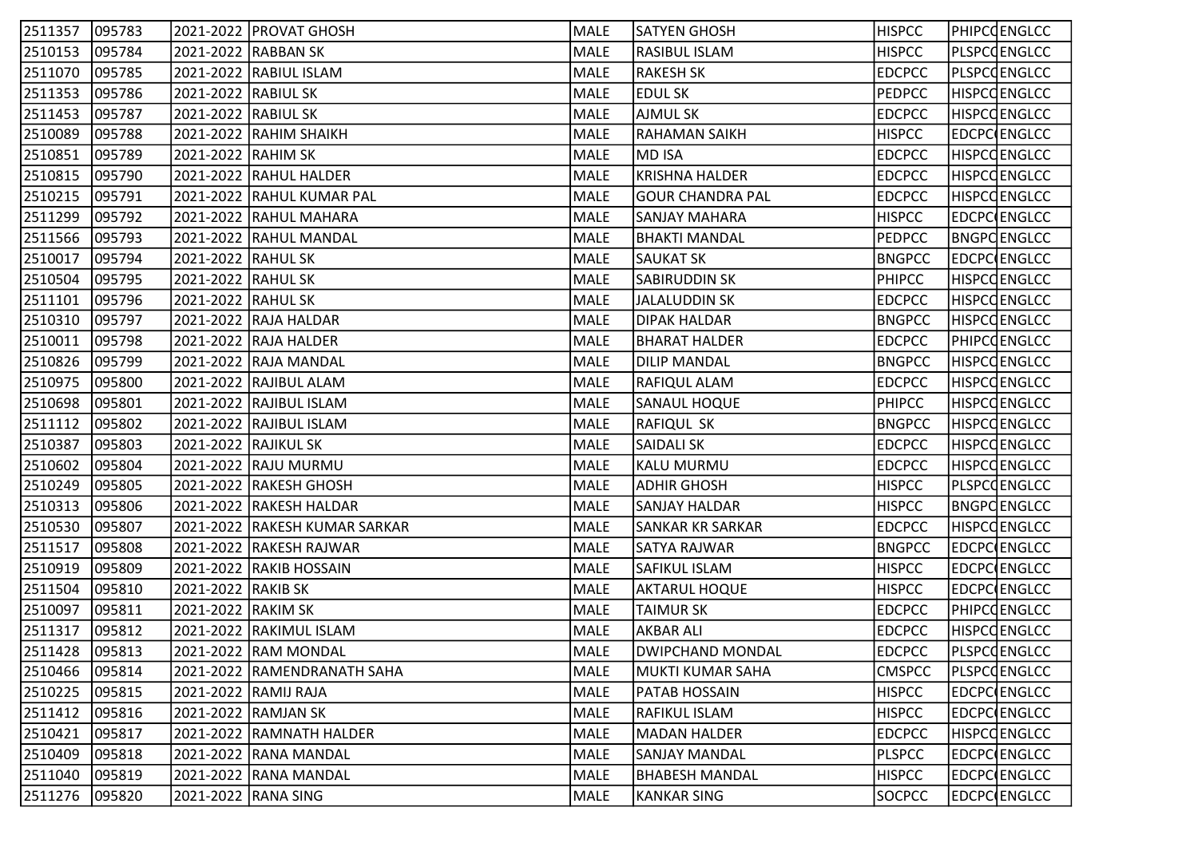| | | | | | | | | |
|---|---|---|---|---|---|---|---|---|
| 2511357 | 095783 | 2021-2022 | PROVAT GHOSH | MALE | SATYEN GHOSH | HISPCC | PHIPCC | ENGLCC |
| 2510153 | 095784 | 2021-2022 | RABBAN SK | MALE | RASIBUL ISLAM | HISPCC | PLSPCC | ENGLCC |
| 2511070 | 095785 | 2021-2022 | RABIUL ISLAM | MALE | RAKESH SK | EDCPCC | PLSPCC | ENGLCC |
| 2511353 | 095786 | 2021-2022 | RABIUL SK | MALE | EDUL SK | PEDPCC | HISPCC | ENGLCC |
| 2511453 | 095787 | 2021-2022 | RABIUL SK | MALE | AJMUL SK | EDCPCC | HISPCC | ENGLCC |
| 2510089 | 095788 | 2021-2022 | RAHIM SHAIKH | MALE | RAHAMAN SAIKH | HISPCC | EDCPCC | ENGLCC |
| 2510851 | 095789 | 2021-2022 | RAHIM SK | MALE | MD ISA | EDCPCC | HISPCC | ENGLCC |
| 2510815 | 095790 | 2021-2022 | RAHUL HALDER | MALE | KRISHNA HALDER | EDCPCC | HISPCC | ENGLCC |
| 2510215 | 095791 | 2021-2022 | RAHUL KUMAR PAL | MALE | GOUR CHANDRA PAL | EDCPCC | HISPCC | ENGLCC |
| 2511299 | 095792 | 2021-2022 | RAHUL MAHARA | MALE | SANJAY MAHARA | HISPCC | EDCPCC | ENGLCC |
| 2511566 | 095793 | 2021-2022 | RAHUL MANDAL | MALE | BHAKTI MANDAL | PEDPCC | BNGPCC | ENGLCC |
| 2510017 | 095794 | 2021-2022 | RAHUL SK | MALE | SAUKAT SK | BNGPCC | EDCPCC | ENGLCC |
| 2510504 | 095795 | 2021-2022 | RAHUL SK | MALE | SABIRUDDIN SK | PHIPCC | HISPCC | ENGLCC |
| 2511101 | 095796 | 2021-2022 | RAHUL SK | MALE | JALALUDDIN SK | EDCPCC | HISPCC | ENGLCC |
| 2510310 | 095797 | 2021-2022 | RAJA HALDAR | MALE | DIPAK HALDAR | BNGPCC | HISPCC | ENGLCC |
| 2510011 | 095798 | 2021-2022 | RAJA HALDER | MALE | BHARAT HALDER | EDCPCC | PHIPCC | ENGLCC |
| 2510826 | 095799 | 2021-2022 | RAJA MANDAL | MALE | DILIP MANDAL | BNGPCC | HISPCC | ENGLCC |
| 2510975 | 095800 | 2021-2022 | RAJIBUL ALAM | MALE | RAFIQUL ALAM | EDCPCC | HISPCC | ENGLCC |
| 2510698 | 095801 | 2021-2022 | RAJIBUL ISLAM | MALE | SANAUL HOQUE | PHIPCC | HISPCC | ENGLCC |
| 2511112 | 095802 | 2021-2022 | RAJIBUL ISLAM | MALE | RAFIQUL SK | BNGPCC | HISPCC | ENGLCC |
| 2510387 | 095803 | 2021-2022 | RAJIKUL SK | MALE | SAIDALI SK | EDCPCC | HISPCC | ENGLCC |
| 2510602 | 095804 | 2021-2022 | RAJU MURMU | MALE | KALU MURMU | EDCPCC | HISPCC | ENGLCC |
| 2510249 | 095805 | 2021-2022 | RAKESH GHOSH | MALE | ADHIR GHOSH | HISPCC | PLSPCC | ENGLCC |
| 2510313 | 095806 | 2021-2022 | RAKESH HALDAR | MALE | SANJAY HALDAR | HISPCC | BNGPCC | ENGLCC |
| 2510530 | 095807 | 2021-2022 | RAKESH KUMAR SARKAR | MALE | SANKAR KR SARKAR | EDCPCC | HISPCC | ENGLCC |
| 2511517 | 095808 | 2021-2022 | RAKESH RAJWAR | MALE | SATYA RAJWAR | BNGPCC | EDCPCC | ENGLCC |
| 2510919 | 095809 | 2021-2022 | RAKIB HOSSAIN | MALE | SAFIKUL ISLAM | HISPCC | EDCPCC | ENGLCC |
| 2511504 | 095810 | 2021-2022 | RAKIB SK | MALE | AKTARUL HOQUE | HISPCC | EDCPCC | ENGLCC |
| 2510097 | 095811 | 2021-2022 | RAKIM SK | MALE | TAIMUR SK | EDCPCC | PHIPCC | ENGLCC |
| 2511317 | 095812 | 2021-2022 | RAKIMUL ISLAM | MALE | AKBAR ALI | EDCPCC | HISPCC | ENGLCC |
| 2511428 | 095813 | 2021-2022 | RAM MONDAL | MALE | DWIPCHAND MONDAL | EDCPCC | PLSPCC | ENGLCC |
| 2510466 | 095814 | 2021-2022 | RAMENDRANATH SAHA | MALE | MUKTI KUMAR SAHA | CMSPCC | PLSPCC | ENGLCC |
| 2510225 | 095815 | 2021-2022 | RAMIJ RAJA | MALE | PATAB HOSSAIN | HISPCC | EDCPCC | ENGLCC |
| 2511412 | 095816 | 2021-2022 | RAMJAN SK | MALE | RAFIKUL ISLAM | HISPCC | EDCPCC | ENGLCC |
| 2510421 | 095817 | 2021-2022 | RAMNATH HALDER | MALE | MADAN HALDER | EDCPCC | HISPCC | ENGLCC |
| 2510409 | 095818 | 2021-2022 | RANA MANDAL | MALE | SANJAY MANDAL | PLSPCC | EDCPCC | ENGLCC |
| 2511040 | 095819 | 2021-2022 | RANA MANDAL | MALE | BHABESH MANDAL | HISPCC | EDCPCC | ENGLCC |
| 2511276 | 095820 | 2021-2022 | RANA SING | MALE | KANKAR SING | SOCPCC | EDCPCC | ENGLCC |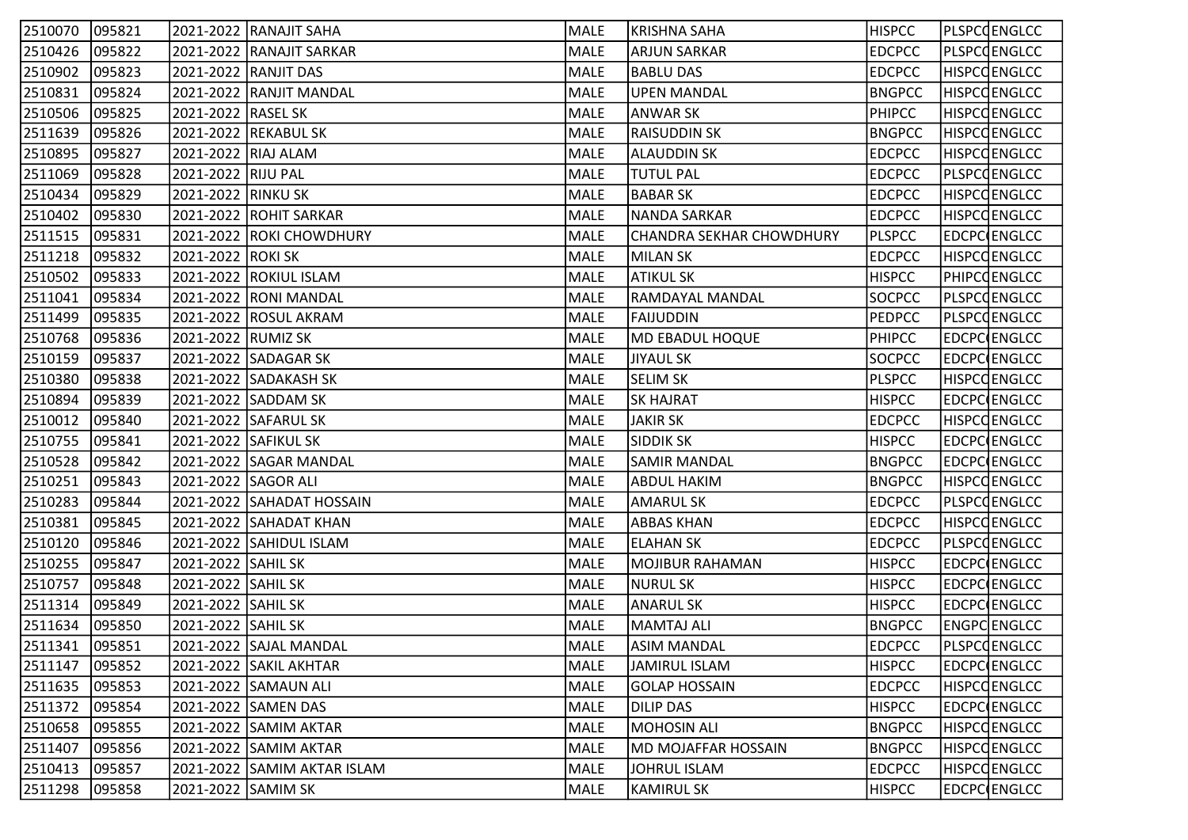| | | | | | | | | |
|---|---|---|---|---|---|---|---|---|
| 2510070 | 095821 | 2021-2022 | RANAJIT SAHA | MALE | KRISHNA SAHA | HISPCC | PLSPCC | ENGLCC |
| 2510426 | 095822 | 2021-2022 | RANAJIT SARKAR | MALE | ARJUN SARKAR | EDCPCC | PLSPCC | ENGLCC |
| 2510902 | 095823 | 2021-2022 | RANJIT DAS | MALE | BABLU DAS | EDCPCC | HISPCC | ENGLCC |
| 2510831 | 095824 | 2021-2022 | RANJIT MANDAL | MALE | UPEN MANDAL | BNGPCC | HISPCC | ENGLCC |
| 2510506 | 095825 | 2021-2022 | RASEL SK | MALE | ANWAR SK | PHIPCC | HISPCC | ENGLCC |
| 2511639 | 095826 | 2021-2022 | REKABUL SK | MALE | RAISUDDIN SK | BNGPCC | HISPCC | ENGLCC |
| 2510895 | 095827 | 2021-2022 | RIAJ ALAM | MALE | ALAUDDIN SK | EDCPCC | HISPCC | ENGLCC |
| 2511069 | 095828 | 2021-2022 | RIJU PAL | MALE | TUTUL PAL | EDCPCC | PLSPCC | ENGLCC |
| 2510434 | 095829 | 2021-2022 | RINKU SK | MALE | BABAR SK | EDCPCC | HISPCC | ENGLCC |
| 2510402 | 095830 | 2021-2022 | ROHIT SARKAR | MALE | NANDA SARKAR | EDCPCC | HISPCC | ENGLCC |
| 2511515 | 095831 | 2021-2022 | ROKI CHOWDHURY | MALE | CHANDRA SEKHAR CHOWDHURY | PLSPCC | EDCPCC | ENGLCC |
| 2511218 | 095832 | 2021-2022 | ROKI SK | MALE | MILAN SK | EDCPCC | HISPCC | ENGLCC |
| 2510502 | 095833 | 2021-2022 | ROKIUL ISLAM | MALE | ATIKUL SK | HISPCC | PHIPCC | ENGLCC |
| 2511041 | 095834 | 2021-2022 | RONI MANDAL | MALE | RAMDAYAL MANDAL | SOCPCC | PLSPCC | ENGLCC |
| 2511499 | 095835 | 2021-2022 | ROSUL AKRAM | MALE | FAIJUDDIN | PEDPCC | PLSPCC | ENGLCC |
| 2510768 | 095836 | 2021-2022 | RUMIZ SK | MALE | MD EBADUL HOQUE | PHIPCC | EDCPCC | ENGLCC |
| 2510159 | 095837 | 2021-2022 | SADAGAR SK | MALE | JIYAUL SK | SOCPCC | EDCPCC | ENGLCC |
| 2510380 | 095838 | 2021-2022 | SADAKASH SK | MALE | SELIM SK | PLSPCC | HISPCC | ENGLCC |
| 2510894 | 095839 | 2021-2022 | SADDAM SK | MALE | SK HAJRAT | HISPCC | EDCPCC | ENGLCC |
| 2510012 | 095840 | 2021-2022 | SAFARUL SK | MALE | JAKIR SK | EDCPCC | HISPCC | ENGLCC |
| 2510755 | 095841 | 2021-2022 | SAFIKUL SK | MALE | SIDDIK SK | HISPCC | EDCPCC | ENGLCC |
| 2510528 | 095842 | 2021-2022 | SAGAR MANDAL | MALE | SAMIR MANDAL | BNGPCC | EDCPCC | ENGLCC |
| 2510251 | 095843 | 2021-2022 | SAGOR ALI | MALE | ABDUL HAKIM | BNGPCC | HISPCC | ENGLCC |
| 2510283 | 095844 | 2021-2022 | SAHADAT HOSSAIN | MALE | AMARUL SK | EDCPCC | PLSPCC | ENGLCC |
| 2510381 | 095845 | 2021-2022 | SAHADAT KHAN | MALE | ABBAS KHAN | EDCPCC | HISPCC | ENGLCC |
| 2510120 | 095846 | 2021-2022 | SAHIDUL ISLAM | MALE | ELAHAN SK | EDCPCC | PLSPCC | ENGLCC |
| 2510255 | 095847 | 2021-2022 | SAHIL SK | MALE | MOJIBUR RAHAMAN | HISPCC | EDCPCC | ENGLCC |
| 2510757 | 095848 | 2021-2022 | SAHIL SK | MALE | NURUL SK | HISPCC | EDCPCC | ENGLCC |
| 2511314 | 095849 | 2021-2022 | SAHIL SK | MALE | ANARUL SK | HISPCC | EDCPCC | ENGLCC |
| 2511634 | 095850 | 2021-2022 | SAHIL SK | MALE | MAMTAJ ALI | BNGPCC | ENGPCC | ENGLCC |
| 2511341 | 095851 | 2021-2022 | SAJAL MANDAL | MALE | ASIM MANDAL | EDCPCC | PLSPCC | ENGLCC |
| 2511147 | 095852 | 2021-2022 | SAKIL AKHTAR | MALE | JAMIRUL ISLAM | HISPCC | EDCPCC | ENGLCC |
| 2511635 | 095853 | 2021-2022 | SAMAUN ALI | MALE | GOLAP HOSSAIN | EDCPCC | HISPCC | ENGLCC |
| 2511372 | 095854 | 2021-2022 | SAMEN DAS | MALE | DILIP DAS | HISPCC | EDCPCC | ENGLCC |
| 2510658 | 095855 | 2021-2022 | SAMIM AKTAR | MALE | MOHOSIN ALI | BNGPCC | HISPCC | ENGLCC |
| 2511407 | 095856 | 2021-2022 | SAMIM AKTAR | MALE | MD MOJAFFAR HOSSAIN | BNGPCC | HISPCC | ENGLCC |
| 2510413 | 095857 | 2021-2022 | SAMIM AKTAR ISLAM | MALE | JOHRUL ISLAM | EDCPCC | HISPCC | ENGLCC |
| 2511298 | 095858 | 2021-2022 | SAMIM SK | MALE | KAMIRUL SK | HISPCC | EDCPCC | ENGLCC |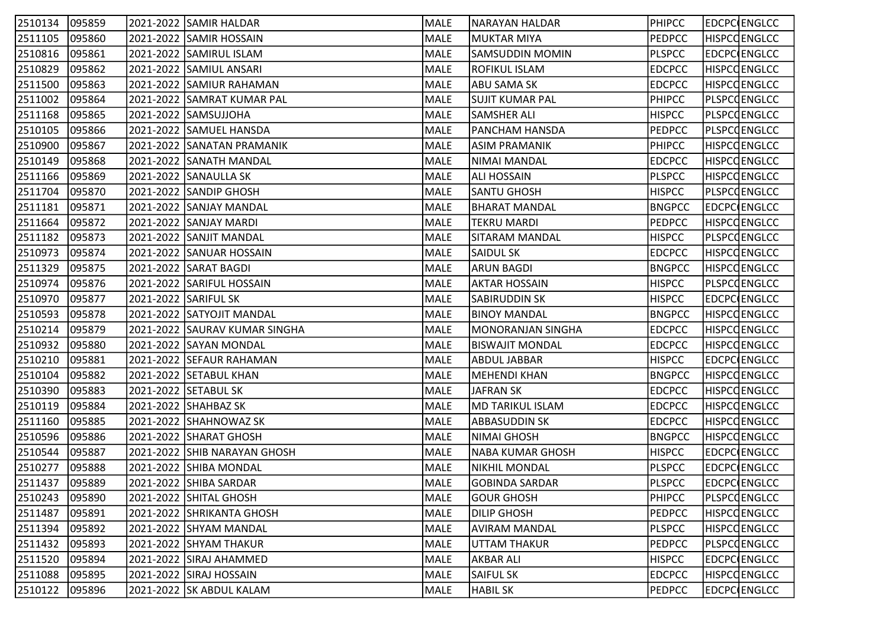| | | | | | | | | |
|---|---|---|---|---|---|---|---|---|
| 2510134 | 095859 | 2021-2022 | SAMIR HALDAR | MALE | NARAYAN HALDAR | PHIPCC | EDCPC( | ENGLCC |
| 2511105 | 095860 | 2021-2022 | SAMIR HOSSAIN | MALE | MUKTAR MIYA | PEDPCC | HISPCC | ENGLCC |
| 2510816 | 095861 | 2021-2022 | SAMIRUL ISLAM | MALE | SAMSUDDIN MOMIN | PLSPCC | EDCPC( | ENGLCC |
| 2510829 | 095862 | 2021-2022 | SAMIUL ANSARI | MALE | ROFIKUL ISLAM | EDCPCC | HISPCC | ENGLCC |
| 2511500 | 095863 | 2021-2022 | SAMIUR RAHAMAN | MALE | ABU SAMA SK | EDCPCC | HISPCC | ENGLCC |
| 2511002 | 095864 | 2021-2022 | SAMRAT KUMAR PAL | MALE | SUJIT KUMAR PAL | PHIPCC | PLSPCC | ENGLCC |
| 2511168 | 095865 | 2021-2022 | SAMSUJJOHA | MALE | SAMSHER ALI | HISPCC | PLSPCC | ENGLCC |
| 2510105 | 095866 | 2021-2022 | SAMUEL HANSDA | MALE | PANCHAM HANSDA | PEDPCC | PLSPCC | ENGLCC |
| 2510900 | 095867 | 2021-2022 | SANATAN PRAMANIK | MALE | ASIM PRAMANIK | PHIPCC | HISPCC | ENGLCC |
| 2510149 | 095868 | 2021-2022 | SANATH MANDAL | MALE | NIMAI MANDAL | EDCPCC | HISPCC | ENGLCC |
| 2511166 | 095869 | 2021-2022 | SANAULLA SK | MALE | ALI HOSSAIN | PLSPCC | HISPCC | ENGLCC |
| 2511704 | 095870 | 2021-2022 | SANDIP GHOSH | MALE | SANTU GHOSH | HISPCC | PLSPCC | ENGLCC |
| 2511181 | 095871 | 2021-2022 | SANJAY MANDAL | MALE | BHARAT MANDAL | BNGPCC | EDCPC( | ENGLCC |
| 2511664 | 095872 | 2021-2022 | SANJAY MARDI | MALE | TEKRU MARDI | PEDPCC | HISPCC | ENGLCC |
| 2511182 | 095873 | 2021-2022 | SANJIT MANDAL | MALE | SITARAM MANDAL | HISPCC | PLSPCC | ENGLCC |
| 2510973 | 095874 | 2021-2022 | SANUAR HOSSAIN | MALE | SAIDUL SK | EDCPCC | HISPCC | ENGLCC |
| 2511329 | 095875 | 2021-2022 | SARAT BAGDI | MALE | ARUN BAGDI | BNGPCC | HISPCC | ENGLCC |
| 2510974 | 095876 | 2021-2022 | SARIFUL HOSSAIN | MALE | AKTAR HOSSAIN | HISPCC | PLSPCC | ENGLCC |
| 2510970 | 095877 | 2021-2022 | SARIFUL SK | MALE | SABIRUDDIN SK | HISPCC | EDCPC( | ENGLCC |
| 2510593 | 095878 | 2021-2022 | SATYOJIT MANDAL | MALE | BINOY MANDAL | BNGPCC | HISPCC | ENGLCC |
| 2510214 | 095879 | 2021-2022 | SAURAV KUMAR SINGHA | MALE | MONORANJAN SINGHA | EDCPCC | HISPCC | ENGLCC |
| 2510932 | 095880 | 2021-2022 | SAYAN MONDAL | MALE | BISWAJIT MONDAL | EDCPCC | HISPCC | ENGLCC |
| 2510210 | 095881 | 2021-2022 | SEFAUR RAHAMAN | MALE | ABDUL JABBAR | HISPCC | EDCPC( | ENGLCC |
| 2510104 | 095882 | 2021-2022 | SETABUL KHAN | MALE | MEHENDI KHAN | BNGPCC | HISPCC | ENGLCC |
| 2510390 | 095883 | 2021-2022 | SETABUL SK | MALE | JAFRAN SK | EDCPCC | HISPCC | ENGLCC |
| 2510119 | 095884 | 2021-2022 | SHAHBAZ SK | MALE | MD TARIKUL ISLAM | EDCPCC | HISPCC | ENGLCC |
| 2511160 | 095885 | 2021-2022 | SHAHNOWAZ SK | MALE | ABBASUDDIN SK | EDCPCC | HISPCC | ENGLCC |
| 2510596 | 095886 | 2021-2022 | SHARAT GHOSH | MALE | NIMAI GHOSH | BNGPCC | HISPCC | ENGLCC |
| 2510544 | 095887 | 2021-2022 | SHIB NARAYAN GHOSH | MALE | NABA KUMAR GHOSH | HISPCC | EDCPC( | ENGLCC |
| 2510277 | 095888 | 2021-2022 | SHIBA MONDAL | MALE | NIKHIL MONDAL | PLSPCC | EDCPC( | ENGLCC |
| 2511437 | 095889 | 2021-2022 | SHIBA SARDAR | MALE | GOBINDA SARDAR | PLSPCC | EDCPC( | ENGLCC |
| 2510243 | 095890 | 2021-2022 | SHITAL GHOSH | MALE | GOUR GHOSH | PHIPCC | PLSPCC | ENGLCC |
| 2511487 | 095891 | 2021-2022 | SHRIKANTA GHOSH | MALE | DILIP GHOSH | PEDPCC | HISPCC | ENGLCC |
| 2511394 | 095892 | 2021-2022 | SHYAM MANDAL | MALE | AVIRAM MANDAL | PLSPCC | HISPCC | ENGLCC |
| 2511432 | 095893 | 2021-2022 | SHYAM THAKUR | MALE | UTTAM THAKUR | PEDPCC | PLSPCC | ENGLCC |
| 2511520 | 095894 | 2021-2022 | SIRAJ AHAMMED | MALE | AKBAR ALI | HISPCC | EDCPC( | ENGLCC |
| 2511088 | 095895 | 2021-2022 | SIRAJ HOSSAIN | MALE | SAIFUL SK | EDCPCC | HISPCC | ENGLCC |
| 2510122 | 095896 | 2021-2022 | SK ABDUL KALAM | MALE | HABIL SK | PEDPCC | EDCPC( | ENGLCC |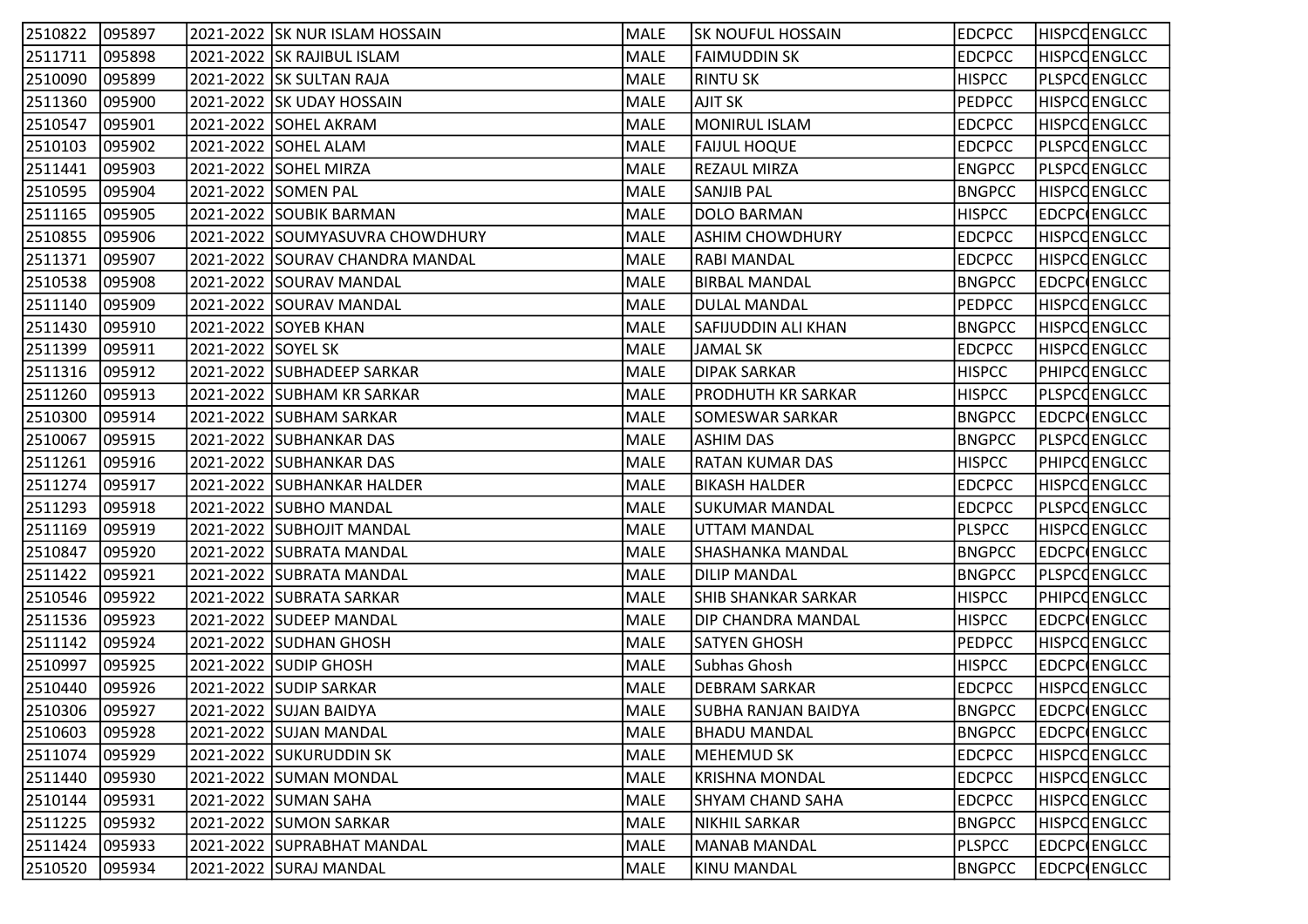| | | | | | | | | |
|---|---|---|---|---|---|---|---|---|
| 2510822 | 095897 | 2021-2022 | SK NUR ISLAM HOSSAIN | MALE | SK NOUFUL HOSSAIN | EDCPCC | HISPCC | ENGLCC |
| 2511711 | 095898 | 2021-2022 | SK RAJIBUL ISLAM | MALE | FAIMUDDIN SK | EDCPCC | HISPCC | ENGLCC |
| 2510090 | 095899 | 2021-2022 | SK SULTAN RAJA | MALE | RINTU SK | HISPCC | PLSPCC | ENGLCC |
| 2511360 | 095900 | 2021-2022 | SK UDAY HOSSAIN | MALE | AJIT SK | PEDPCC | HISPCC | ENGLCC |
| 2510547 | 095901 | 2021-2022 | SOHEL AKRAM | MALE | MONIRUL ISLAM | EDCPCC | HISPCC | ENGLCC |
| 2510103 | 095902 | 2021-2022 | SOHEL ALAM | MALE | FAIJUL HOQUE | EDCPCC | PLSPCC | ENGLCC |
| 2511441 | 095903 | 2021-2022 | SOHEL MIRZA | MALE | REZAUL MIRZA | ENGPCC | PLSPCC | ENGLCC |
| 2510595 | 095904 | 2021-2022 | SOMEN PAL | MALE | SANJIB PAL | BNGPCC | HISPCC | ENGLCC |
| 2511165 | 095905 | 2021-2022 | SOUBIK BARMAN | MALE | DOLO BARMAN | HISPCC | EDCPCC | ENGLCC |
| 2510855 | 095906 | 2021-2022 | SOUMYASUVRA CHOWDHURY | MALE | ASHIM CHOWDHURY | EDCPCC | HISPCC | ENGLCC |
| 2511371 | 095907 | 2021-2022 | SOURAV CHANDRA MANDAL | MALE | RABI MANDAL | EDCPCC | HISPCC | ENGLCC |
| 2510538 | 095908 | 2021-2022 | SOURAV MANDAL | MALE | BIRBAL MANDAL | BNGPCC | EDCPCC | ENGLCC |
| 2511140 | 095909 | 2021-2022 | SOURAV MANDAL | MALE | DULAL MANDAL | PEDPCC | HISPCC | ENGLCC |
| 2511430 | 095910 | 2021-2022 | SOYEB KHAN | MALE | SAFIJUDDIN ALI KHAN | BNGPCC | HISPCC | ENGLCC |
| 2511399 | 095911 | 2021-2022 | SOYEL SK | MALE | JAMAL SK | EDCPCC | HISPCC | ENGLCC |
| 2511316 | 095912 | 2021-2022 | SUBHADEEP SARKAR | MALE | DIPAK SARKAR | HISPCC | PHIPCC | ENGLCC |
| 2511260 | 095913 | 2021-2022 | SUBHAM KR SARKAR | MALE | PRODHUTH KR SARKAR | HISPCC | PLSPCC | ENGLCC |
| 2510300 | 095914 | 2021-2022 | SUBHAM SARKAR | MALE | SOMESWAR SARKAR | BNGPCC | EDCPCC | ENGLCC |
| 2510067 | 095915 | 2021-2022 | SUBHANKAR DAS | MALE | ASHIM DAS | BNGPCC | PLSPCC | ENGLCC |
| 2511261 | 095916 | 2021-2022 | SUBHANKAR DAS | MALE | RATAN KUMAR DAS | HISPCC | PHIPCC | ENGLCC |
| 2511274 | 095917 | 2021-2022 | SUBHANKAR HALDER | MALE | BIKASH HALDER | EDCPCC | HISPCC | ENGLCC |
| 2511293 | 095918 | 2021-2022 | SUBHO MANDAL | MALE | SUKUMAR MANDAL | EDCPCC | PLSPCC | ENGLCC |
| 2511169 | 095919 | 2021-2022 | SUBHOJIT MANDAL | MALE | UTTAM MANDAL | PLSPCC | HISPCC | ENGLCC |
| 2510847 | 095920 | 2021-2022 | SUBRATA MANDAL | MALE | SHASHANKA MANDAL | BNGPCC | EDCPCC | ENGLCC |
| 2511422 | 095921 | 2021-2022 | SUBRATA MANDAL | MALE | DILIP MANDAL | BNGPCC | PLSPCC | ENGLCC |
| 2510546 | 095922 | 2021-2022 | SUBRATA SARKAR | MALE | SHIB SHANKAR SARKAR | HISPCC | PHIPCC | ENGLCC |
| 2511536 | 095923 | 2021-2022 | SUDEEP MANDAL | MALE | DIP CHANDRA MANDAL | HISPCC | EDCPCC | ENGLCC |
| 2511142 | 095924 | 2021-2022 | SUDHAN GHOSH | MALE | SATYEN GHOSH | PEDPCC | HISPCC | ENGLCC |
| 2510997 | 095925 | 2021-2022 | SUDIP GHOSH | MALE | Subhas Ghosh | HISPCC | EDCPCC | ENGLCC |
| 2510440 | 095926 | 2021-2022 | SUDIP SARKAR | MALE | DEBRAM SARKAR | EDCPCC | HISPCC | ENGLCC |
| 2510306 | 095927 | 2021-2022 | SUJAN BAIDYA | MALE | SUBHA RANJAN BAIDYA | BNGPCC | EDCPCC | ENGLCC |
| 2510603 | 095928 | 2021-2022 | SUJAN MANDAL | MALE | BHADU MANDAL | BNGPCC | EDCPCC | ENGLCC |
| 2511074 | 095929 | 2021-2022 | SUKURUDDIN SK | MALE | MEHEMUD SK | EDCPCC | HISPCC | ENGLCC |
| 2511440 | 095930 | 2021-2022 | SUMAN MONDAL | MALE | KRISHNA MONDAL | EDCPCC | HISPCC | ENGLCC |
| 2510144 | 095931 | 2021-2022 | SUMAN SAHA | MALE | SHYAM CHAND SAHA | EDCPCC | HISPCC | ENGLCC |
| 2511225 | 095932 | 2021-2022 | SUMON SARKAR | MALE | NIKHIL SARKAR | BNGPCC | HISPCC | ENGLCC |
| 2511424 | 095933 | 2021-2022 | SUPRABHAT MANDAL | MALE | MANAB MANDAL | PLSPCC | EDCPCC | ENGLCC |
| 2510520 | 095934 | 2021-2022 | SURAJ MANDAL | MALE | KINU MANDAL | BNGPCC | EDCPCC | ENGLCC |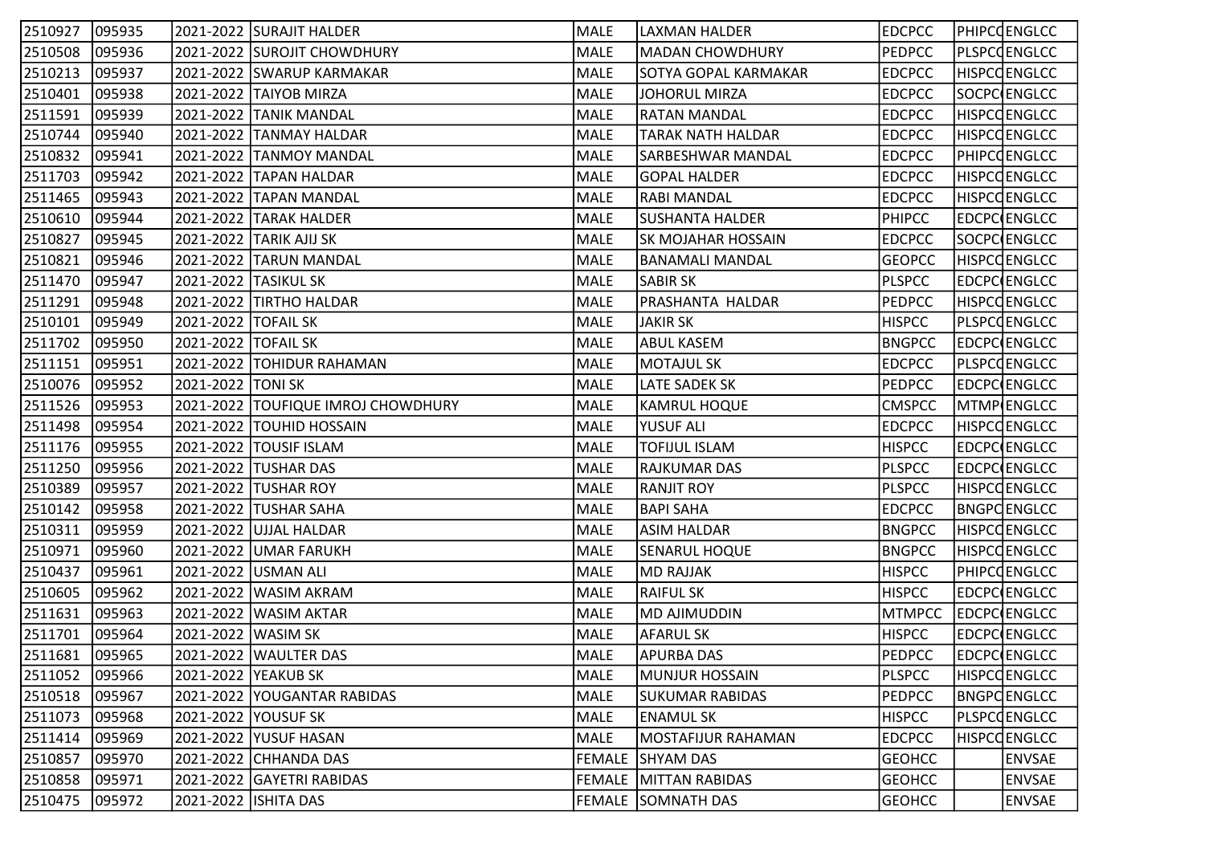| | | | | | | | | |
|---|---|---|---|---|---|---|---|---|
| 2510927 | 095935 | 2021-2022 | SURAJIT HALDER | MALE | LAXMAN HALDER | EDCPCC | PHIPCC | ENGLCC |
| 2510508 | 095936 | 2021-2022 | SUROJIT CHOWDHURY | MALE | MADAN CHOWDHURY | PEDPCC | PLSPCC | ENGLCC |
| 2510213 | 095937 | 2021-2022 | SWARUP KARMAKAR | MALE | SOTYA GOPAL KARMAKAR | EDCPCC | HISPCC | ENGLCC |
| 2510401 | 095938 | 2021-2022 | TAIYOB MIRZA | MALE | JOHORUL MIRZA | EDCPCC | SOCPC | ENGLCC |
| 2511591 | 095939 | 2021-2022 | TANIK MANDAL | MALE | RATAN MANDAL | EDCPCC | HISPCC | ENGLCC |
| 2510744 | 095940 | 2021-2022 | TANMAY HALDAR | MALE | TARAK NATH HALDAR | EDCPCC | HISPCC | ENGLCC |
| 2510832 | 095941 | 2021-2022 | TANMOY MANDAL | MALE | SARBESHWAR MANDAL | EDCPCC | PHIPCC | ENGLCC |
| 2511703 | 095942 | 2021-2022 | TAPAN HALDAR | MALE | GOPAL HALDER | EDCPCC | HISPCC | ENGLCC |
| 2511465 | 095943 | 2021-2022 | TAPAN MANDAL | MALE | RABI MANDAL | EDCPCC | HISPCC | ENGLCC |
| 2510610 | 095944 | 2021-2022 | TARAK HALDER | MALE | SUSHANTA HALDER | PHIPCC | EDCPC | ENGLCC |
| 2510827 | 095945 | 2021-2022 | TARIK AJIJ SK | MALE | SK MOJAHAR HOSSAIN | EDCPCC | SOCPC | ENGLCC |
| 2510821 | 095946 | 2021-2022 | TARUN MANDAL | MALE | BANAMALI MANDAL | GEOPCC | HISPCC | ENGLCC |
| 2511470 | 095947 | 2021-2022 | TASIKUL SK | MALE | SABIR SK | PLSPCC | EDCPC | ENGLCC |
| 2511291 | 095948 | 2021-2022 | TIRTHO HALDAR | MALE | PRASHANTA HALDAR | PEDPCC | HISPCC | ENGLCC |
| 2510101 | 095949 | 2021-2022 | TOFAIL SK | MALE | JAKIR SK | HISPCC | PLSPCC | ENGLCC |
| 2511702 | 095950 | 2021-2022 | TOFAIL SK | MALE | ABUL KASEM | BNGPCC | EDCPC | ENGLCC |
| 2511151 | 095951 | 2021-2022 | TOHIDUR RAHAMAN | MALE | MOTAJUL SK | EDCPCC | PLSPCC | ENGLCC |
| 2510076 | 095952 | 2021-2022 | TONI SK | MALE | LATE SADEK SK | PEDPCC | EDCPC | ENGLCC |
| 2511526 | 095953 | 2021-2022 | TOUFIQUE IMROJ CHOWDHURY | MALE | KAMRUL HOQUE | CMSPCC | MTMP | ENGLCC |
| 2511498 | 095954 | 2021-2022 | TOUHID HOSSAIN | MALE | YUSUF ALI | EDCPCC | HISPCC | ENGLCC |
| 2511176 | 095955 | 2021-2022 | TOUSIF ISLAM | MALE | TOFIJUL ISLAM | HISPCC | EDCPC | ENGLCC |
| 2511250 | 095956 | 2021-2022 | TUSHAR DAS | MALE | RAJKUMAR DAS | PLSPCC | EDCPC | ENGLCC |
| 2510389 | 095957 | 2021-2022 | TUSHAR ROY | MALE | RANJIT ROY | PLSPCC | HISPCC | ENGLCC |
| 2510142 | 095958 | 2021-2022 | TUSHAR SAHA | MALE | BAPI SAHA | EDCPCC | BNGPC | ENGLCC |
| 2510311 | 095959 | 2021-2022 | UJJAL HALDAR | MALE | ASIM HALDAR | BNGPCC | HISPCC | ENGLCC |
| 2510971 | 095960 | 2021-2022 | UMAR FARUKH | MALE | SENARUL HOQUE | BNGPCC | HISPCC | ENGLCC |
| 2510437 | 095961 | 2021-2022 | USMAN ALI | MALE | MD RAJJAK | HISPCC | PHIPCC | ENGLCC |
| 2510605 | 095962 | 2021-2022 | WASIM AKRAM | MALE | RAIFUL SK | HISPCC | EDCPC | ENGLCC |
| 2511631 | 095963 | 2021-2022 | WASIM AKTAR | MALE | MD AJIMUDDIN | MTMPCC | EDCPC | ENGLCC |
| 2511701 | 095964 | 2021-2022 | WASIM SK | MALE | AFARUL SK | HISPCC | EDCPC | ENGLCC |
| 2511681 | 095965 | 2021-2022 | WAULTER DAS | MALE | APURBA DAS | PEDPCC | EDCPC | ENGLCC |
| 2511052 | 095966 | 2021-2022 | YEAKUB SK | MALE | MUNJUR HOSSAIN | PLSPCC | HISPCC | ENGLCC |
| 2510518 | 095967 | 2021-2022 | YOUGANTAR RABIDAS | MALE | SUKUMAR RABIDAS | PEDPCC | BNGPC | ENGLCC |
| 2511073 | 095968 | 2021-2022 | YOUSUF SK | MALE | ENAMUL SK | HISPCC | PLSPCC | ENGLCC |
| 2511414 | 095969 | 2021-2022 | YUSUF HASAN | MALE | MOSTAFIJUR RAHAMAN | EDCPCC | HISPCC | ENGLCC |
| 2510857 | 095970 | 2021-2022 | CHHANDA DAS | FEMALE | SHYAM DAS | GEOHCC | | ENVSAE |
| 2510858 | 095971 | 2021-2022 | GAYETRI RABIDAS | FEMALE | MITTAN RABIDAS | GEOHCC | | ENVSAE |
| 2510475 | 095972 | 2021-2022 | ISHITA DAS | FEMALE | SOMNATH DAS | GEOHCC | | ENVSAE |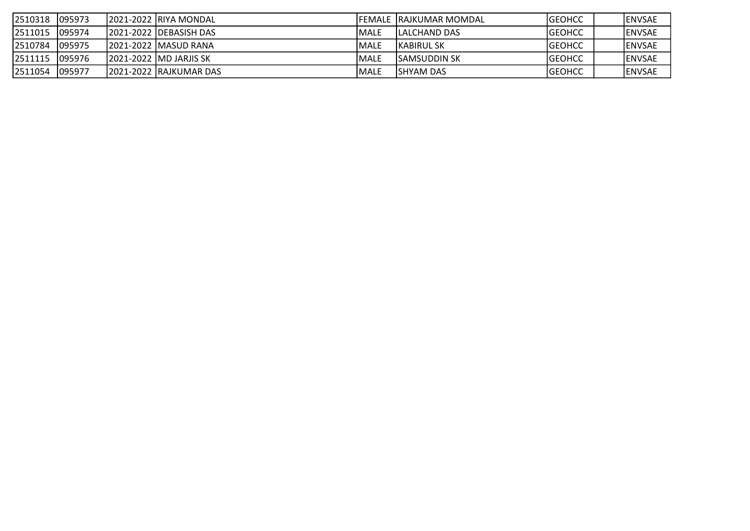| | | | | | | | | |
|---|---|---|---|---|---|---|---|---|
| 2510318 | 095973 | 2021-2022 | RIYA MONDAL | FEMALE | RAJKUMAR MOMDAL | GEOHCC | | ENVSAE |
| 2511015 | 095974 | 2021-2022 | DEBASISH DAS | MALE | LALCHAND DAS | GEOHCC | | ENVSAE |
| 2510784 | 095975 | 2021-2022 | MASUD RANA | MALE | KABIRUL SK | GEOHCC | | ENVSAE |
| 2511115 | 095976 | 2021-2022 | MD JARJIS SK | MALE | SAMSUDDIN SK | GEOHCC | | ENVSAE |
| 2511054 | 095977 | 2021-2022 | RAJKUMAR DAS | MALE | SHYAM DAS | GEOHCC | | ENVSAE |